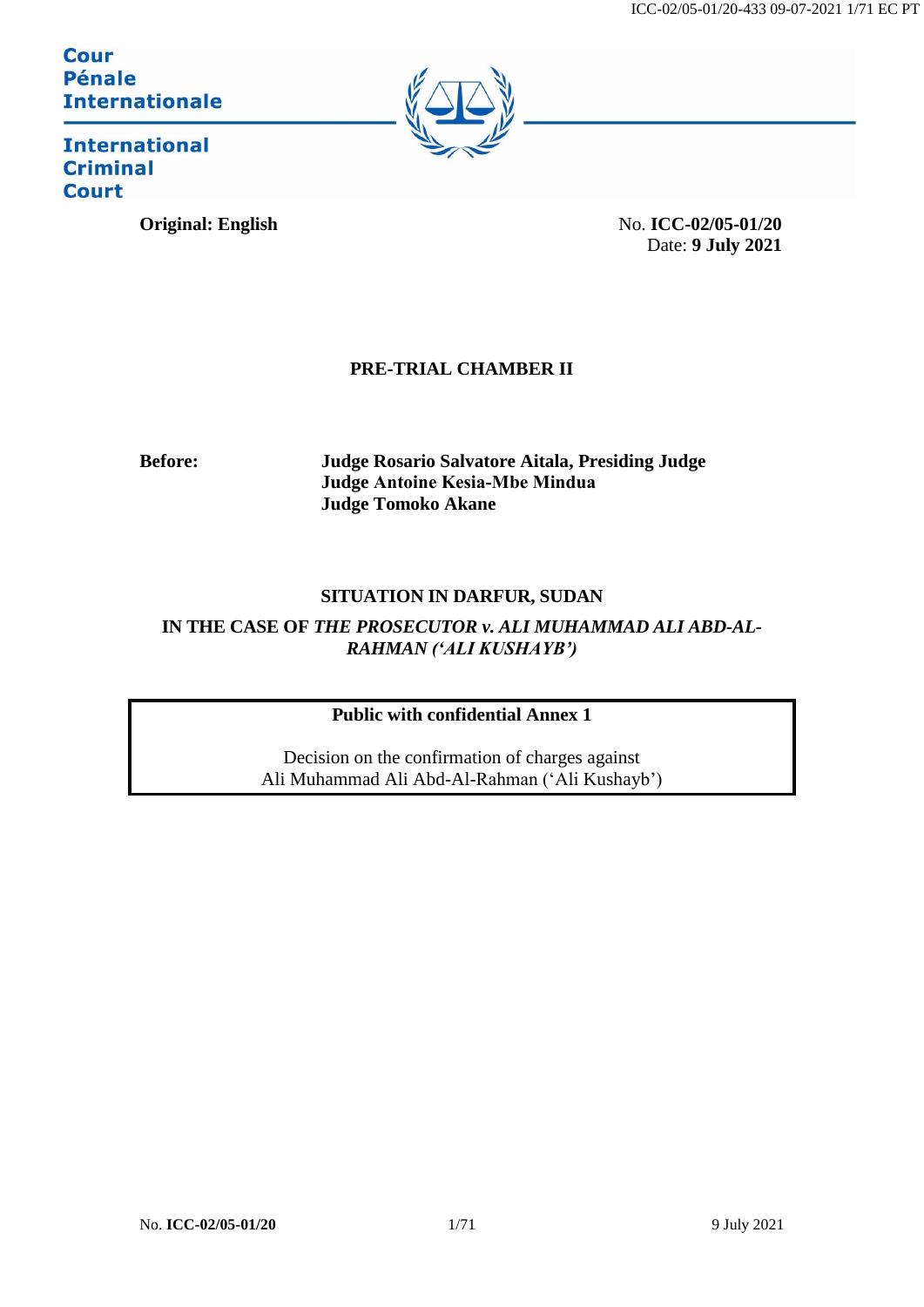**Cour Pénale Internationale**

**International Criminal Court**

**Original: English**

No. **ICC-02/05-01/20**
Date: **9 July 2021**

**PRE-TRIAL CHAMBER II**

**Before:** **Judge Rosario Salvatore Aitala, Presiding Judge**
**Judge Antoine Kesia-Mbe Mindua**
**Judge Tomoko Akane**

**SITUATION IN DARFUR, SUDAN**

**IN THE CASE OF *THE PROSECUTOR v. ALI MUHAMMAD ALI ABD-AL-RAHMAN ('ALI KUSHAYB')***

**Public with confidential Annex 1**

Decision on the confirmation of charges against
Ali Muhammad Ali Abd-Al-Rahman ('Ali Kushayb')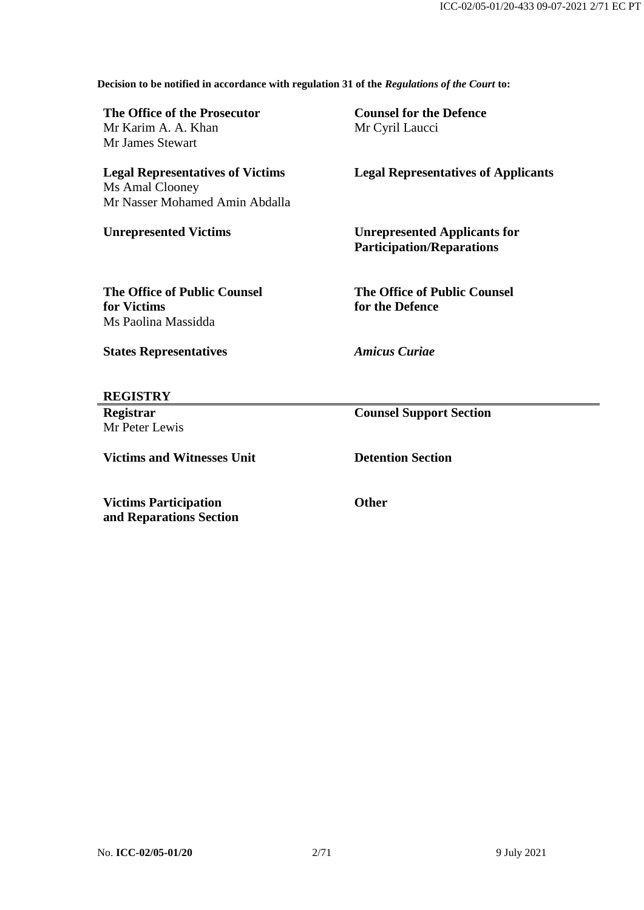**Decision to be notified in accordance with regulation 31 of the *Regulations of the Court* to:**

| | |
|---|---|
| **The Office of the Prosecutor**<br>Mr Karim A. A. Khan<br>Mr James Stewart | **Counsel for the Defence**<br>Mr Cyril Laucci |
| **Legal Representatives of Victims**<br>Ms Amal Clooney<br>Mr Nasser Mohamed Amin Abdalla | **Legal Representatives of Applicants** |
| **Unrepresented Victims** | **Unrepresented Applicants for Participation/Reparations** |
| **The Office of Public Counsel for Victims**<br>Ms Paolina Massidda | **The Office of Public Counsel for the Defence** |
| **States Representatives** | ***Amicus Curiae*** |

**REGISTRY**

| | |
|---|---|
| **Registrar**<br>Mr Peter Lewis | **Counsel Support Section** |
| **Victims and Witnesses Unit** | **Detention Section** |
| **Victims Participation and Reparations Section** | **Other** |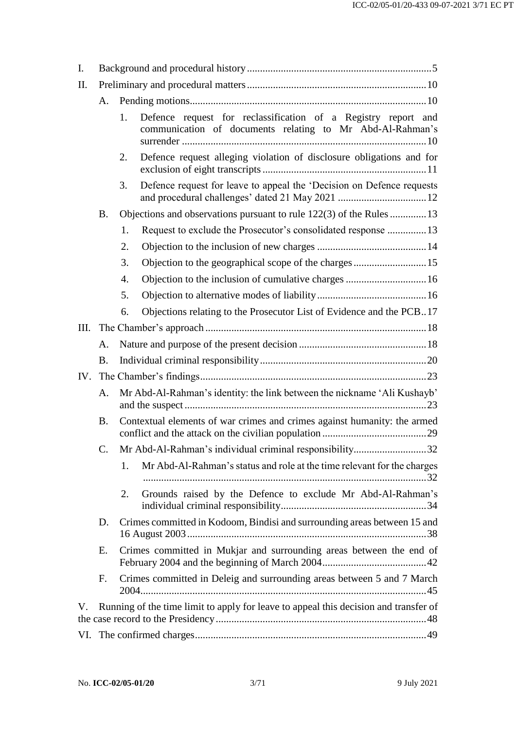I. Background and procedural history ..... 5

II. Preliminary and procedural matters ..... 10

- A. Pending motions ..... 10
  1. Defence request for reclassification of a Registry report and communication of documents relating to Mr Abd-Al-Rahman's surrender ..... 10
  2. Defence request alleging violation of disclosure obligations and for exclusion of eight transcripts ..... 11
  3. Defence request for leave to appeal the 'Decision on Defence requests and procedural challenges' dated 21 May 2021 ..... 12
- B. Objections and observations pursuant to rule 122(3) of the Rules ..... 13
  1. Request to exclude the Prosecutor's consolidated response ..... 13
  2. Objection to the inclusion of new charges ..... 14
  3. Objection to the geographical scope of the charges ..... 15
  4. Objection to the inclusion of cumulative charges ..... 16
  5. Objection to alternative modes of liability ..... 16
  6. Objections relating to the Prosecutor List of Evidence and the PCB ..... 17

III. The Chamber's approach ..... 18

- A. Nature and purpose of the present decision ..... 18
- B. Individual criminal responsibility ..... 20

IV. The Chamber's findings ..... 23

- A. Mr Abd-Al-Rahman's identity: the link between the nickname 'Ali Kushayb' and the suspect ..... 23
- B. Contextual elements of war crimes and crimes against humanity: the armed conflict and the attack on the civilian population ..... 29
- C. Mr Abd-Al-Rahman's individual criminal responsibility ..... 32
  1. Mr Abd-Al-Rahman's status and role at the time relevant for the charges ..... 32
  2. Grounds raised by the Defence to exclude Mr Abd-Al-Rahman's individual criminal responsibility ..... 34
- D. Crimes committed in Kodoom, Bindisi and surrounding areas between 15 and 16 August 2003 ..... 38
- E. Crimes committed in Mukjar and surrounding areas between the end of February 2004 and the beginning of March 2004 ..... 42
- F. Crimes committed in Deleig and surrounding areas between 5 and 7 March 2004 ..... 45

V. Running of the time limit to apply for leave to appeal this decision and transfer of the case record to the Presidency ..... 48

VI. The confirmed charges ..... 49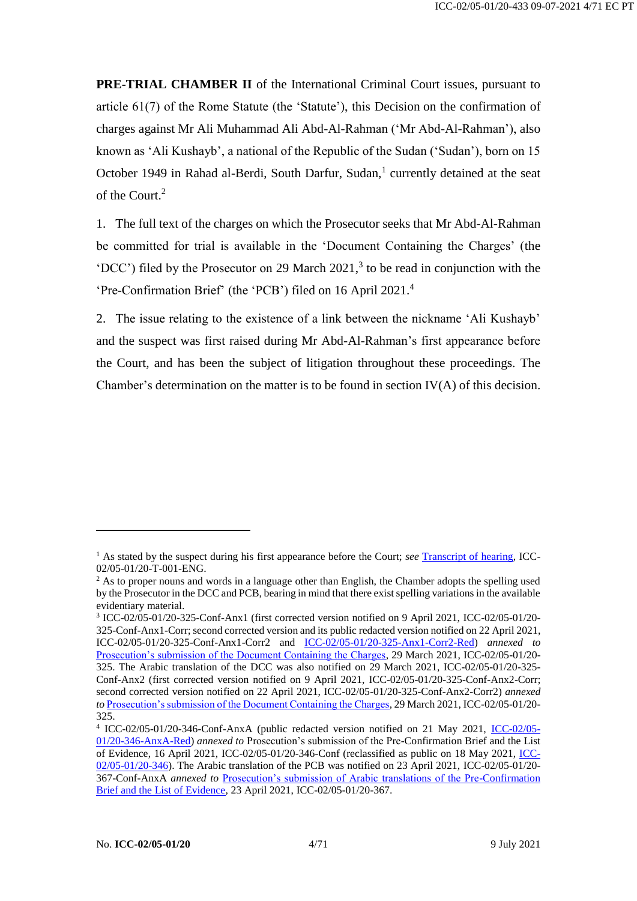**PRE-TRIAL CHAMBER II** of the International Criminal Court issues, pursuant to article 61(7) of the Rome Statute (the 'Statute'), this Decision on the confirmation of charges against Mr Ali Muhammad Ali Abd-Al-Rahman ('Mr Abd-Al-Rahman'), also known as 'Ali Kushayb', a national of the Republic of the Sudan ('Sudan'), born on 15 October 1949 in Rahad al-Berdi, South Darfur, Sudan,[1] currently detained at the seat of the Court.[2]

1. The full text of the charges on which the Prosecutor seeks that Mr Abd-Al-Rahman be committed for trial is available in the 'Document Containing the Charges' (the 'DCC') filed by the Prosecutor on 29 March 2021,[3] to be read in conjunction with the 'Pre-Confirmation Brief' (the 'PCB') filed on 16 April 2021.[4]

2. The issue relating to the existence of a link between the nickname 'Ali Kushayb' and the suspect was first raised during Mr Abd-Al-Rahman's first appearance before the Court, and has been the subject of litigation throughout these proceedings. The Chamber's determination on the matter is to be found in section IV(A) of this decision.

---

[1] As stated by the suspect during his first appearance before the Court; *see* Transcript of hearing, ICC-02/05-01/20-T-001-ENG.

[2] As to proper nouns and words in a language other than English, the Chamber adopts the spelling used by the Prosecutor in the DCC and PCB, bearing in mind that there exist spelling variations in the available evidentiary material.

[3] ICC-02/05-01/20-325-Conf-Anx1 (first corrected version notified on 9 April 2021, ICC-02/05-01/20-325-Conf-Anx1-Corr; second corrected version and its public redacted version notified on 22 April 2021, ICC-02/05-01/20-325-Conf-Anx1-Corr2 and ICC-02/05-01/20-325-Anx1-Corr2-Red) *annexed to* Prosecution's submission of the Document Containing the Charges, 29 March 2021, ICC-02/05-01/20-325. The Arabic translation of the DCC was also notified on 29 March 2021, ICC-02/05-01/20-325-Conf-Anx2 (first corrected version notified on 9 April 2021, ICC-02/05-01/20-325-Conf-Anx2-Corr; second corrected version notified on 22 April 2021, ICC-02/05-01/20-325-Conf-Anx2-Corr2) *annexed to* Prosecution's submission of the Document Containing the Charges, 29 March 2021, ICC-02/05-01/20-325.

[4] ICC-02/05-01/20-346-Conf-AnxA (public redacted version notified on 21 May 2021, ICC-02/05-01/20-346-AnxA-Red) *annexed to* Prosecution's submission of the Pre-Confirmation Brief and the List of Evidence, 16 April 2021, ICC-02/05-01/20-346-Conf (reclassified as public on 18 May 2021, ICC-02/05-01/20-346). The Arabic translation of the PCB was notified on 23 April 2021, ICC-02/05-01/20-367-Conf-AnxA *annexed to* Prosecution's submission of Arabic translations of the Pre-Confirmation Brief and the List of Evidence, 23 April 2021, ICC-02/05-01/20-367.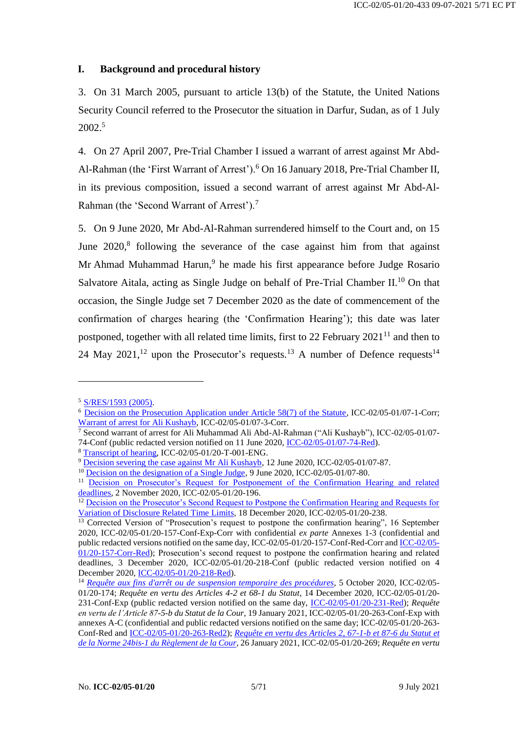## I. Background and procedural history

3. On 31 March 2005, pursuant to article 13(b) of the Statute, the United Nations Security Council referred to the Prosecutor the situation in Darfur, Sudan, as of 1 July 2002.[5]

4. On 27 April 2007, Pre-Trial Chamber I issued a warrant of arrest against Mr Abd-Al-Rahman (the 'First Warrant of Arrest').[6] On 16 January 2018, Pre-Trial Chamber II, in its previous composition, issued a second warrant of arrest against Mr Abd-Al-Rahman (the 'Second Warrant of Arrest').[7]

5. On 9 June 2020, Mr Abd-Al-Rahman surrendered himself to the Court and, on 15 June 2020,[8] following the severance of the case against him from that against Mr Ahmad Muhammad Harun,[9] he made his first appearance before Judge Rosario Salvatore Aitala, acting as Single Judge on behalf of Pre-Trial Chamber II.[10] On that occasion, the Single Judge set 7 December 2020 as the date of commencement of the confirmation of charges hearing (the 'Confirmation Hearing'); this date was later postponed, together with all related time limits, first to 22 February 2021[11] and then to 24 May 2021,[12] upon the Prosecutor's requests.[13] A number of Defence requests[14]

---

[5] S/RES/1593 (2005).

[6] Decision on the Prosecution Application under Article 58(7) of the Statute, ICC-02/05-01/07-1-Corr; Warrant of arrest for Ali Kushayb, ICC-02/05-01/07-3-Corr.

[7] Second warrant of arrest for Ali Muhammad Ali Abd-Al-Rahman ("Ali Kushayb"), ICC-02/05-01/07-74-Conf (public redacted version notified on 11 June 2020, ICC-02/05-01/07-74-Red).

[8] Transcript of hearing, ICC-02/05-01/20-T-001-ENG.

[9] Decision severing the case against Mr Ali Kushayb, 12 June 2020, ICC-02/05-01/07-87.

[10] Decision on the designation of a Single Judge, 9 June 2020, ICC-02/05-01/07-80.

[11] Decision on Prosecutor's Request for Postponement of the Confirmation Hearing and related deadlines, 2 November 2020, ICC-02/05-01/20-196.

[12] Decision on the Prosecutor's Second Request to Postpone the Confirmation Hearing and Requests for Variation of Disclosure Related Time Limits, 18 December 2020, ICC-02/05-01/20-238.

[13] Corrected Version of "Prosecution's request to postpone the confirmation hearing", 16 September 2020, ICC-02/05-01/20-157-Conf-Exp-Corr with confidential *ex parte* Annexes 1-3 (confidential and public redacted versions notified on the same day, ICC-02/05-01/20-157-Conf-Red-Corr and ICC-02/05-01/20-157-Corr-Red); Prosecution's second request to postpone the confirmation hearing and related deadlines, 3 December 2020, ICC-02/05-01/20-218-Conf (public redacted version notified on 4 December 2020, ICC-02/05-01/20-218-Red).

[14] *Requête aux fins d'arrêt ou de suspension temporaire des procédures*, 5 October 2020, ICC-02/05-01/20-174; *Requête en vertu des Articles 4-2 et 68-1 du Statut*, 14 December 2020, ICC-02/05-01/20-231-Conf-Exp (public redacted version notified on the same day, ICC-02/05-01/20-231-Red); *Requête en vertu de l'Article 87-5-b du Statut de la Cour*, 19 January 2021, ICC-02/05-01/20-263-Conf-Exp with annexes A-C (confidential and public redacted versions notified on the same day; ICC-02/05-01/20-263-Conf-Red and ICC-02/05-01/20-263-Red2); *Requête en vertu des Articles 2, 67-1-b et 87-6 du Statut et de la Norme 24bis-1 du Règlement de la Cour*, 26 January 2021, ICC-02/05-01/20-269; *Requête en vertu*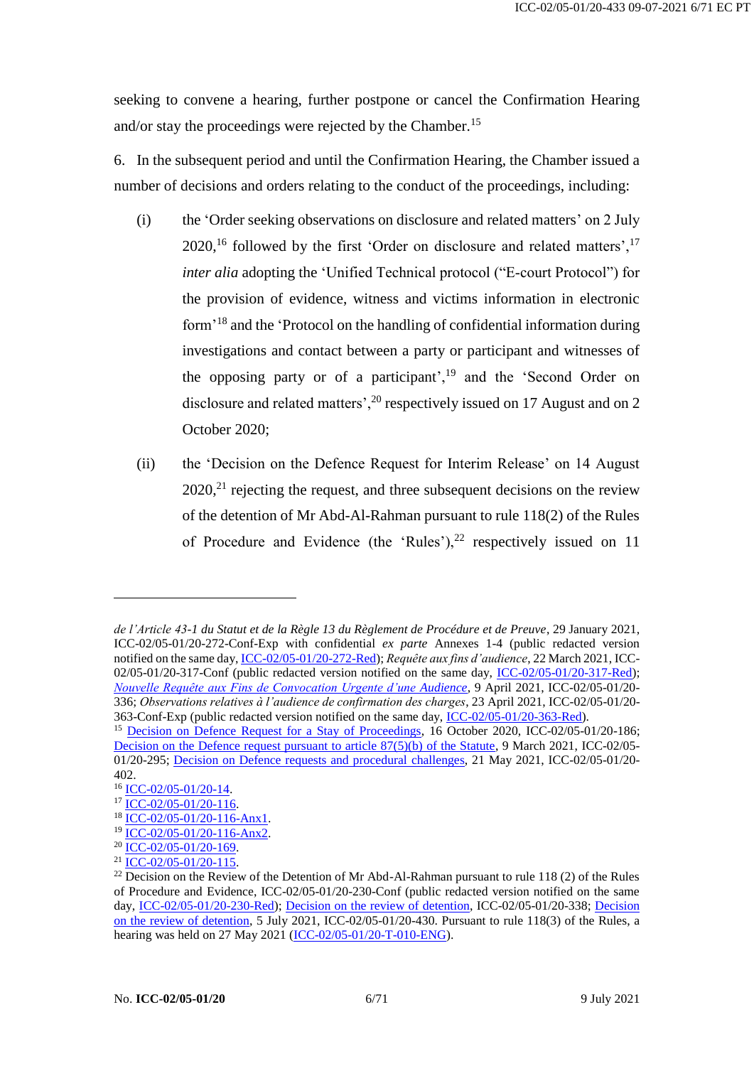seeking to convene a hearing, further postpone or cancel the Confirmation Hearing and/or stay the proceedings were rejected by the Chamber.[15]

6. In the subsequent period and until the Confirmation Hearing, the Chamber issued a number of decisions and orders relating to the conduct of the proceedings, including:

(i) the 'Order seeking observations on disclosure and related matters' on 2 July 2020,[16] followed by the first 'Order on disclosure and related matters',[17] *inter alia* adopting the 'Unified Technical protocol ("E-court Protocol") for the provision of evidence, witness and victims information in electronic form'[18] and the 'Protocol on the handling of confidential information during investigations and contact between a party or participant and witnesses of the opposing party or of a participant',[19] and the 'Second Order on disclosure and related matters',[20] respectively issued on 17 August and on 2 October 2020;

(ii) the 'Decision on the Defence Request for Interim Release' on 14 August 2020,[21] rejecting the request, and three subsequent decisions on the review of the detention of Mr Abd-Al-Rahman pursuant to rule 118(2) of the Rules of Procedure and Evidence (the 'Rules'),[22] respectively issued on 11

---

*de l'Article 43-1 du Statut et de la Règle 13 du Règlement de Procédure et de Preuve*, 29 January 2021, ICC-02/05-01/20-272-Conf-Exp with confidential *ex parte* Annexes 1-4 (public redacted version notified on the same day, ICC-02/05-01/20-272-Red); *Requête aux fins d'audience*, 22 March 2021, ICC-02/05-01/20-317-Conf (public redacted version notified on the same day, ICC-02/05-01/20-317-Red); *Nouvelle Requête aux Fins de Convocation Urgente d'une Audience*, 9 April 2021, ICC-02/05-01/20-336; *Observations relatives à l'audience de confirmation des charges*, 23 April 2021, ICC-02/05-01/20-363-Conf-Exp (public redacted version notified on the same day, ICC-02/05-01/20-363-Red).

[15] Decision on Defence Request for a Stay of Proceedings, 16 October 2020, ICC-02/05-01/20-186; Decision on the Defence request pursuant to article 87(5)(b) of the Statute, 9 March 2021, ICC-02/05-01/20-295; Decision on Defence requests and procedural challenges, 21 May 2021, ICC-02/05-01/20-402.

[16] ICC-02/05-01/20-14.

[17] ICC-02/05-01/20-116.

[18] ICC-02/05-01/20-116-Anx1.

[19] ICC-02/05-01/20-116-Anx2.

[20] ICC-02/05-01/20-169.

[21] ICC-02/05-01/20-115.

[22] Decision on the Review of the Detention of Mr Abd-Al-Rahman pursuant to rule 118 (2) of the Rules of Procedure and Evidence, ICC-02/05-01/20-230-Conf (public redacted version notified on the same day, ICC-02/05-01/20-230-Red); Decision on the review of detention, ICC-02/05-01/20-338; Decision on the review of detention, 5 July 2021, ICC-02/05-01/20-430. Pursuant to rule 118(3) of the Rules, a hearing was held on 27 May 2021 (ICC-02/05-01/20-T-010-ENG).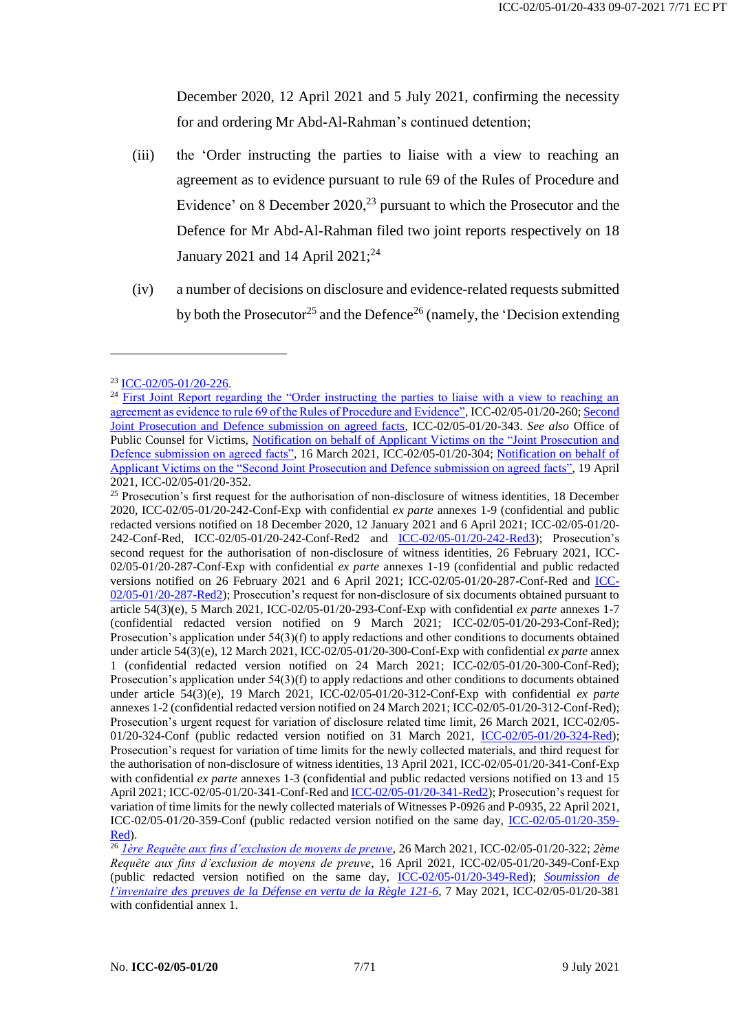December 2020, 12 April 2021 and 5 July 2021, confirming the necessity for and ordering Mr Abd-Al-Rahman's continued detention;

(iii) the 'Order instructing the parties to liaise with a view to reaching an agreement as to evidence pursuant to rule 69 of the Rules of Procedure and Evidence' on 8 December 2020,[23] pursuant to which the Prosecutor and the Defence for Mr Abd-Al-Rahman filed two joint reports respectively on 18 January 2021 and 14 April 2021;[24]

(iv) a number of decisions on disclosure and evidence-related requests submitted by both the Prosecutor[25] and the Defence[26] (namely, the 'Decision extending

---

[23] ICC-02/05-01/20-226.

[24] First Joint Report regarding the "Order instructing the parties to liaise with a view to reaching an agreement as evidence to rule 69 of the Rules of Procedure and Evidence", ICC-02/05-01/20-260; Second Joint Prosecution and Defence submission on agreed facts, ICC-02/05-01/20-343. *See also* Office of Public Counsel for Victims, Notification on behalf of Applicant Victims on the "Joint Prosecution and Defence submission on agreed facts", 16 March 2021, ICC-02/05-01/20-304; Notification on behalf of Applicant Victims on the "Second Joint Prosecution and Defence submission on agreed facts", 19 April 2021, ICC-02/05-01/20-352.

[25] Prosecution's first request for the authorisation of non-disclosure of witness identities, 18 December 2020, ICC-02/05-01/20-242-Conf-Exp with confidential *ex parte* annexes 1-9 (confidential and public redacted versions notified on 18 December 2020, 12 January 2021 and 6 April 2021; ICC-02/05-01/20-242-Conf-Red, ICC-02/05-01/20-242-Conf-Red2 and ICC-02/05-01/20-242-Red3); Prosecution's second request for the authorisation of non-disclosure of witness identities, 26 February 2021, ICC-02/05-01/20-287-Conf-Exp with confidential *ex parte* annexes 1-19 (confidential and public redacted versions notified on 26 February 2021 and 6 April 2021; ICC-02/05-01/20-287-Conf-Red and ICC-02/05-01/20-287-Red2); Prosecution's request for non-disclosure of six documents obtained pursuant to article 54(3)(e), 5 March 2021, ICC-02/05-01/20-293-Conf-Exp with confidential *ex parte* annexes 1-7 (confidential redacted version notified on 9 March 2021; ICC-02/05-01/20-293-Conf-Red); Prosecution's application under 54(3)(f) to apply redactions and other conditions to documents obtained under article 54(3)(e), 12 March 2021, ICC-02/05-01/20-300-Conf-Exp with confidential *ex parte* annex 1 (confidential redacted version notified on 24 March 2021; ICC-02/05-01/20-300-Conf-Red); Prosecution's application under 54(3)(f) to apply redactions and other conditions to documents obtained under article 54(3)(e), 19 March 2021, ICC-02/05-01/20-312-Conf-Exp with confidential *ex parte* annexes 1-2 (confidential redacted version notified on 24 March 2021; ICC-02/05-01/20-312-Conf-Red); Prosecution's urgent request for variation of disclosure related time limit, 26 March 2021, ICC-02/05-01/20-324-Conf (public redacted version notified on 31 March 2021, ICC-02/05-01/20-324-Red); Prosecution's request for variation of time limits for the newly collected materials, and third request for the authorisation of non-disclosure of witness identities, 13 April 2021, ICC-02/05-01/20-341-Conf-Exp with confidential *ex parte* annexes 1-3 (confidential and public redacted versions notified on 13 and 15 April 2021; ICC-02/05-01/20-341-Conf-Red and ICC-02/05-01/20-341-Red2); Prosecution's request for variation of time limits for the newly collected materials of Witnesses P-0926 and P-0935, 22 April 2021, ICC-02/05-01/20-359-Conf (public redacted version notified on the same day, ICC-02/05-01/20-359-Red).

[26] *1ère Requête aux fins d'exclusion de moyens de preuve*, 26 March 2021, ICC-02/05-01/20-322; *2ème Requête aux fins d'exclusion de moyens de preuve*, 16 April 2021, ICC-02/05-01/20-349-Conf-Exp (public redacted version notified on the same day, ICC-02/05-01/20-349-Red); *Soumission de l'inventaire des preuves de la Défense en vertu de la Règle 121-6*, 7 May 2021, ICC-02/05-01/20-381 with confidential annex 1.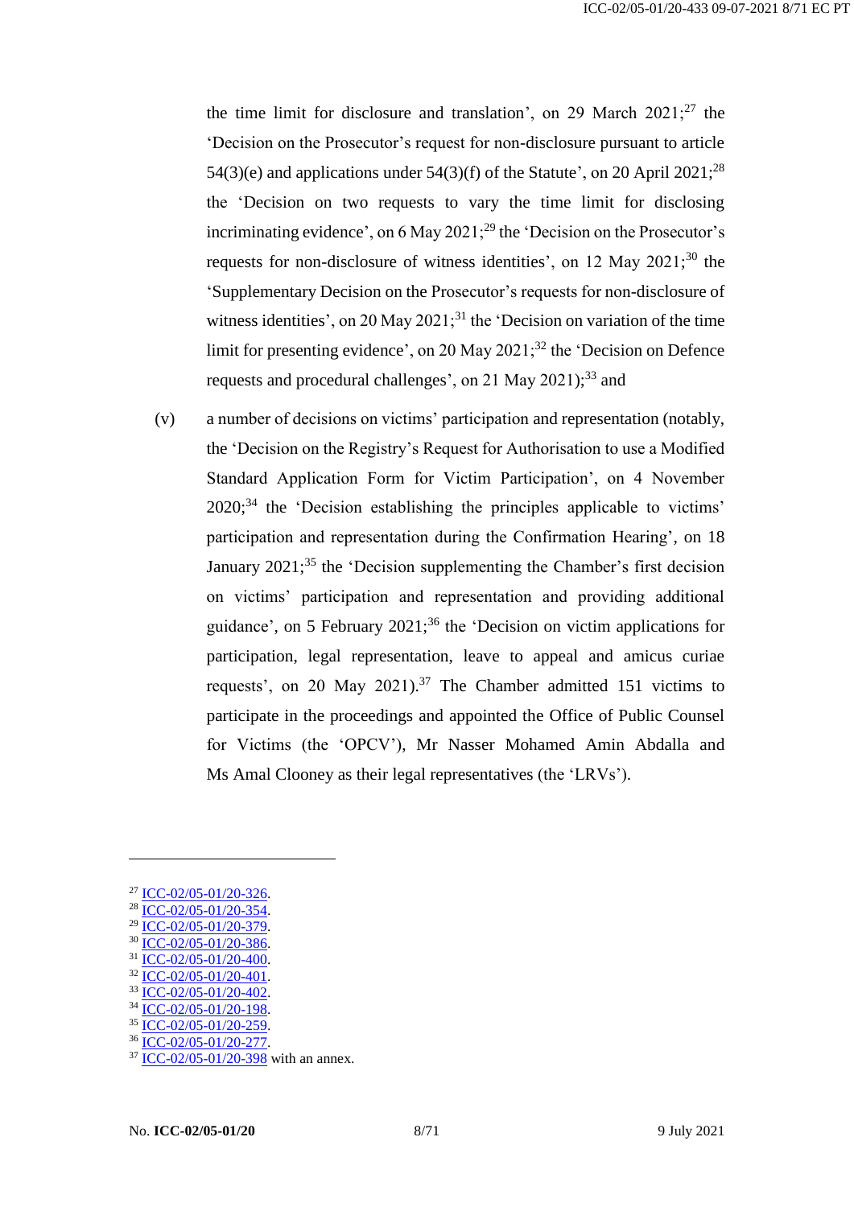the time limit for disclosure and translation', on 29 March 2021;[27] the 'Decision on the Prosecutor's request for non-disclosure pursuant to article 54(3)(e) and applications under 54(3)(f) of the Statute', on 20 April 2021;[28] the 'Decision on two requests to vary the time limit for disclosing incriminating evidence', on 6 May 2021;[29] the 'Decision on the Prosecutor's requests for non-disclosure of witness identities', on 12 May 2021;[30] the 'Supplementary Decision on the Prosecutor's requests for non-disclosure of witness identities', on 20 May 2021;[31] the 'Decision on variation of the time limit for presenting evidence', on 20 May 2021;[32] the 'Decision on Defence requests and procedural challenges', on 21 May 2021);[33] and

(v) a number of decisions on victims' participation and representation (notably, the 'Decision on the Registry's Request for Authorisation to use a Modified Standard Application Form for Victim Participation', on 4 November 2020;[34] the 'Decision establishing the principles applicable to victims' participation and representation during the Confirmation Hearing', on 18 January 2021;[35] the 'Decision supplementing the Chamber's first decision on victims' participation and representation and providing additional guidance', on 5 February 2021;[36] the 'Decision on victim applications for participation, legal representation, leave to appeal and amicus curiae requests', on 20 May 2021).[37] The Chamber admitted 151 victims to participate in the proceedings and appointed the Office of Public Counsel for Victims (the 'OPCV'), Mr Nasser Mohamed Amin Abdalla and Ms Amal Clooney as their legal representatives (the 'LRVs').

---

[27] ICC-02/05-01/20-326.
[28] ICC-02/05-01/20-354.
[29] ICC-02/05-01/20-379.
[30] ICC-02/05-01/20-386.
[31] ICC-02/05-01/20-400.
[32] ICC-02/05-01/20-401.
[33] ICC-02/05-01/20-402.
[34] ICC-02/05-01/20-198.
[35] ICC-02/05-01/20-259.
[36] ICC-02/05-01/20-277.
[37] ICC-02/05-01/20-398 with an annex.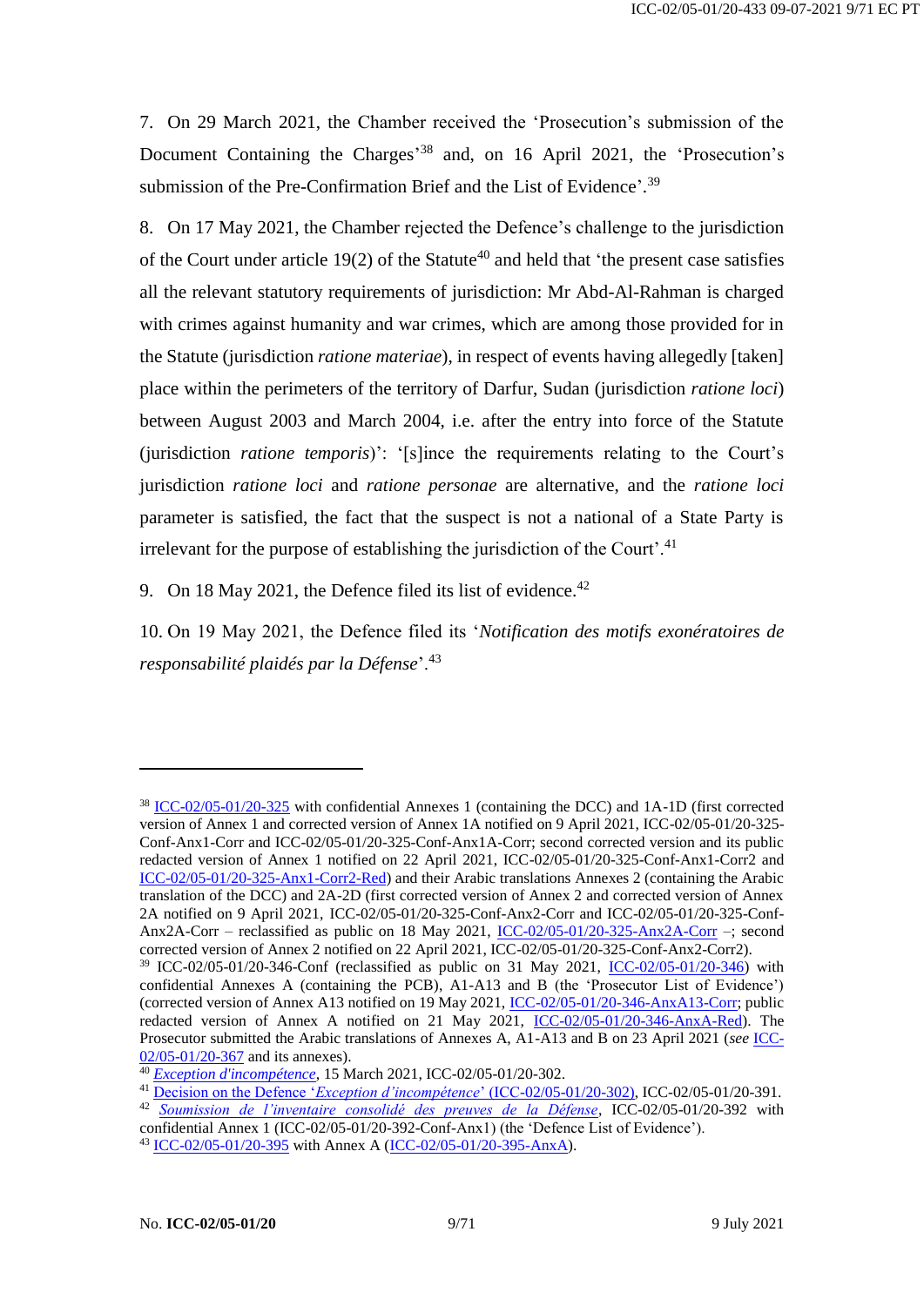7. On 29 March 2021, the Chamber received the 'Prosecution's submission of the Document Containing the Charges'[38] and, on 16 April 2021, the 'Prosecution's submission of the Pre-Confirmation Brief and the List of Evidence'.[39]

8. On 17 May 2021, the Chamber rejected the Defence's challenge to the jurisdiction of the Court under article 19(2) of the Statute[40] and held that 'the present case satisfies all the relevant statutory requirements of jurisdiction: Mr Abd-Al-Rahman is charged with crimes against humanity and war crimes, which are among those provided for in the Statute (jurisdiction *ratione materiae*), in respect of events having allegedly [taken] place within the perimeters of the territory of Darfur, Sudan (jurisdiction *ratione loci*) between August 2003 and March 2004, i.e. after the entry into force of the Statute (jurisdiction *ratione temporis*)': '[s]ince the requirements relating to the Court's jurisdiction *ratione loci* and *ratione personae* are alternative, and the *ratione loci* parameter is satisfied, the fact that the suspect is not a national of a State Party is irrelevant for the purpose of establishing the jurisdiction of the Court'.[41]

9. On 18 May 2021, the Defence filed its list of evidence.[42]

10. On 19 May 2021, the Defence filed its '*Notification des motifs exonératoires de responsabilité plaidés par la Défense*'.[43]

---

[38] ICC-02/05-01/20-325 with confidential Annexes 1 (containing the DCC) and 1A-1D (first corrected version of Annex 1 and corrected version of Annex 1A notified on 9 April 2021, ICC-02/05-01/20-325-Conf-Anx1-Corr and ICC-02/05-01/20-325-Conf-Anx1A-Corr; second corrected version and its public redacted version of Annex 1 notified on 22 April 2021, ICC-02/05-01/20-325-Conf-Anx1-Corr2 and ICC-02/05-01/20-325-Anx1-Corr2-Red) and their Arabic translations Annexes 2 (containing the Arabic translation of the DCC) and 2A-2D (first corrected version of Annex 2 and corrected version of Annex 2A notified on 9 April 2021, ICC-02/05-01/20-325-Conf-Anx2-Corr and ICC-02/05-01/20-325-Conf-Anx2A-Corr – reclassified as public on 18 May 2021, ICC-02/05-01/20-325-Anx2A-Corr –; second corrected version of Annex 2 notified on 22 April 2021, ICC-02/05-01/20-325-Conf-Anx2-Corr2).

[39] ICC-02/05-01/20-346-Conf (reclassified as public on 31 May 2021, ICC-02/05-01/20-346) with confidential Annexes A (containing the PCB), A1-A13 and B (the 'Prosecutor List of Evidence') (corrected version of Annex A13 notified on 19 May 2021, ICC-02/05-01/20-346-AnxA13-Corr; public redacted version of Annex A notified on 21 May 2021, ICC-02/05-01/20-346-AnxA-Red). The Prosecutor submitted the Arabic translations of Annexes A, A1-A13 and B on 23 April 2021 (*see* ICC-02/05-01/20-367 and its annexes).

[40] *Exception d'incompétence*, 15 March 2021, ICC-02/05-01/20-302.

[41] Decision on the Defence '*Exception d'incompétence*' (ICC-02/05-01/20-302), ICC-02/05-01/20-391.

[42] *Soumission de l'inventaire consolidé des preuves de la Défense*, ICC-02/05-01/20-392 with confidential Annex 1 (ICC-02/05-01/20-392-Conf-Anx1) (the 'Defence List of Evidence').

[43] ICC-02/05-01/20-395 with Annex A (ICC-02/05-01/20-395-AnxA).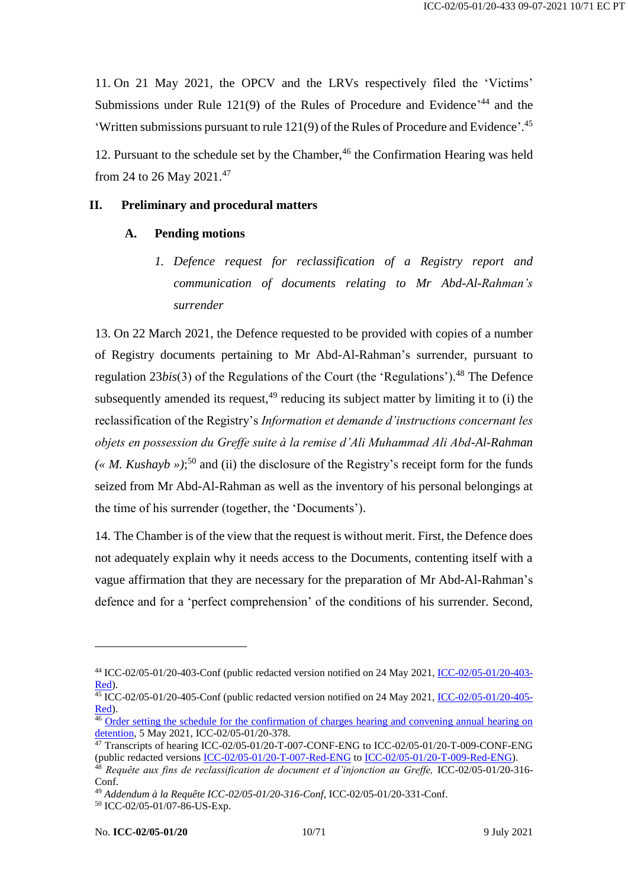11. On 21 May 2021, the OPCV and the LRVs respectively filed the 'Victims' Submissions under Rule 121(9) of the Rules of Procedure and Evidence'[44] and the 'Written submissions pursuant to rule 121(9) of the Rules of Procedure and Evidence'.[45]

12. Pursuant to the schedule set by the Chamber,[46] the Confirmation Hearing was held from 24 to 26 May 2021.[47]

## II. Preliminary and procedural matters

### A. Pending motions

#### 1. *Defence request for reclassification of a Registry report and communication of documents relating to Mr Abd-Al-Rahman's surrender*

13. On 22 March 2021, the Defence requested to be provided with copies of a number of Registry documents pertaining to Mr Abd-Al-Rahman's surrender, pursuant to regulation 23*bis*(3) of the Regulations of the Court (the 'Regulations').[48] The Defence subsequently amended its request,[49] reducing its subject matter by limiting it to (i) the reclassification of the Registry's *Information et demande d'instructions concernant les objets en possession du Greffe suite à la remise d'Ali Muhammad Ali Abd-Al-Rahman (« M. Kushayb »)*;[50] and (ii) the disclosure of the Registry's receipt form for the funds seized from Mr Abd-Al-Rahman as well as the inventory of his personal belongings at the time of his surrender (together, the 'Documents').

14. The Chamber is of the view that the request is without merit. First, the Defence does not adequately explain why it needs access to the Documents, contenting itself with a vague affirmation that they are necessary for the preparation of Mr Abd-Al-Rahman's defence and for a 'perfect comprehension' of the conditions of his surrender. Second,

---

[44] ICC-02/05-01/20-403-Conf (public redacted version notified on 24 May 2021, ICC-02/05-01/20-403-Red).

[45] ICC-02/05-01/20-405-Conf (public redacted version notified on 24 May 2021, ICC-02/05-01/20-405-Red).

[46] Order setting the schedule for the confirmation of charges hearing and convening annual hearing on detention, 5 May 2021, ICC-02/05-01/20-378.

[47] Transcripts of hearing ICC-02/05-01/20-T-007-CONF-ENG to ICC-02/05-01/20-T-009-CONF-ENG (public redacted versions ICC-02/05-01/20-T-007-Red-ENG to ICC-02/05-01/20-T-009-Red-ENG).

[48] *Requête aux fins de reclassification de document et d'injonction au Greffe,* ICC-02/05-01/20-316-Conf.

[49] *Addendum à la Requête ICC-02/05-01/20-316-Conf*, ICC-02/05-01/20-331-Conf.

[50] ICC-02/05-01/07-86-US-Exp.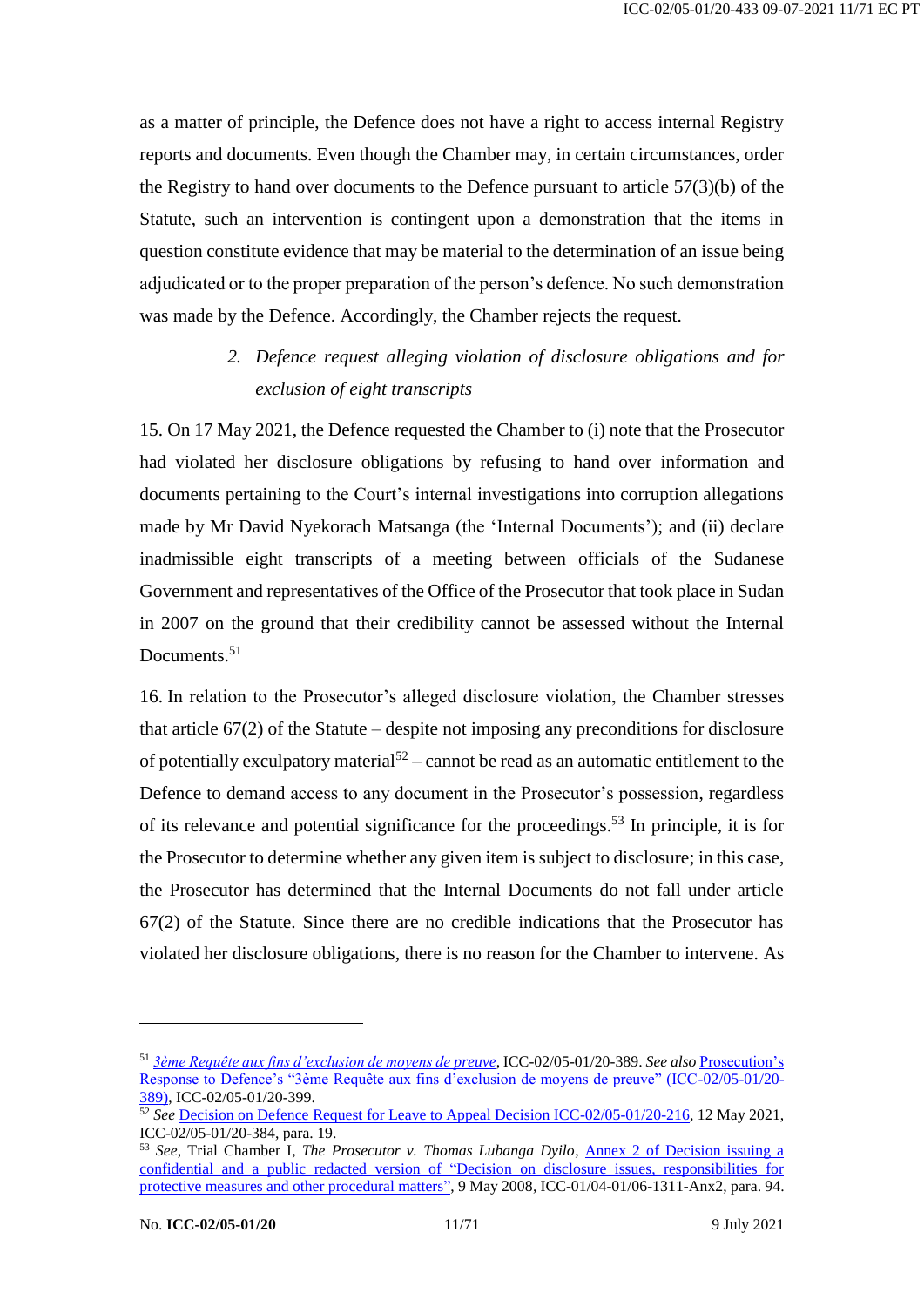as a matter of principle, the Defence does not have a right to access internal Registry reports and documents. Even though the Chamber may, in certain circumstances, order the Registry to hand over documents to the Defence pursuant to article 57(3)(b) of the Statute, such an intervention is contingent upon a demonstration that the items in question constitute evidence that may be material to the determination of an issue being adjudicated or to the proper preparation of the person's defence. No such demonstration was made by the Defence. Accordingly, the Chamber rejects the request.

### 2. *Defence request alleging violation of disclosure obligations and for exclusion of eight transcripts*

15. On 17 May 2021, the Defence requested the Chamber to (i) note that the Prosecutor had violated her disclosure obligations by refusing to hand over information and documents pertaining to the Court's internal investigations into corruption allegations made by Mr David Nyekorach Matsanga (the 'Internal Documents'); and (ii) declare inadmissible eight transcripts of a meeting between officials of the Sudanese Government and representatives of the Office of the Prosecutor that took place in Sudan in 2007 on the ground that their credibility cannot be assessed without the Internal Documents.[51]

16. In relation to the Prosecutor's alleged disclosure violation, the Chamber stresses that article 67(2) of the Statute – despite not imposing any preconditions for disclosure of potentially exculpatory material[52] – cannot be read as an automatic entitlement to the Defence to demand access to any document in the Prosecutor's possession, regardless of its relevance and potential significance for the proceedings.[53] In principle, it is for the Prosecutor to determine whether any given item is subject to disclosure; in this case, the Prosecutor has determined that the Internal Documents do not fall under article 67(2) of the Statute. Since there are no credible indications that the Prosecutor has violated her disclosure obligations, there is no reason for the Chamber to intervene. As

---

[51] *3ème Requête aux fins d'exclusion de moyens de preuve*, ICC-02/05-01/20-389. *See also* Prosecution's Response to Defence's "3ème Requête aux fins d'exclusion de moyens de preuve" (ICC-02/05-01/20-389), ICC-02/05-01/20-399.

[52] *See* Decision on Defence Request for Leave to Appeal Decision ICC-02/05-01/20-216, 12 May 2021, ICC-02/05-01/20-384, para. 19.

[53] *See*, Trial Chamber I, *The Prosecutor v. Thomas Lubanga Dyilo*, Annex 2 of Decision issuing a confidential and a public redacted version of "Decision on disclosure issues, responsibilities for protective measures and other procedural matters", 9 May 2008, ICC-01/04-01/06-1311-Anx2, para. 94.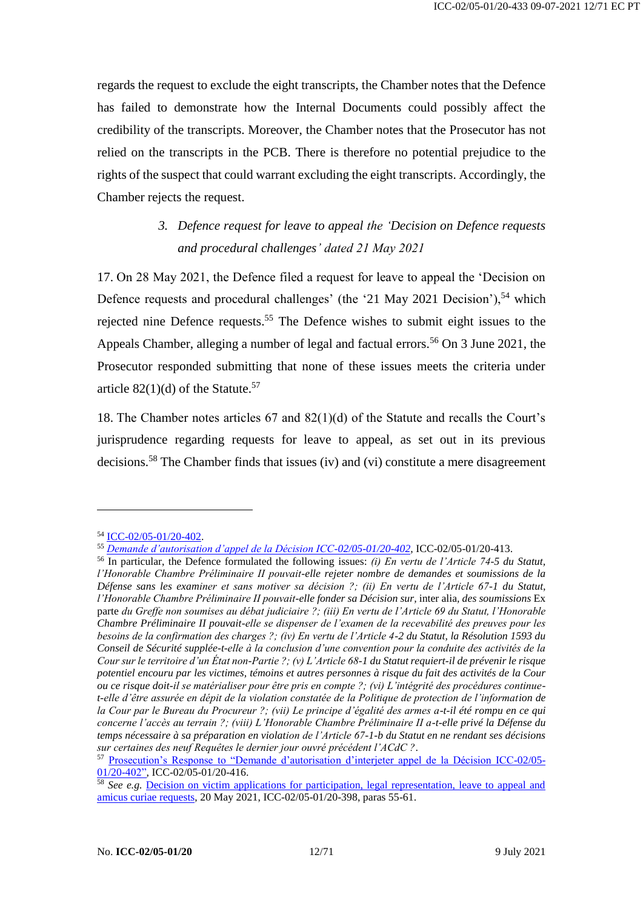regards the request to exclude the eight transcripts, the Chamber notes that the Defence has failed to demonstrate how the Internal Documents could possibly affect the credibility of the transcripts. Moreover, the Chamber notes that the Prosecutor has not relied on the transcripts in the PCB. There is therefore no potential prejudice to the rights of the suspect that could warrant excluding the eight transcripts. Accordingly, the Chamber rejects the request.

### 3. *Defence request for leave to appeal the 'Decision on Defence requests and procedural challenges' dated 21 May 2021*

17. On 28 May 2021, the Defence filed a request for leave to appeal the 'Decision on Defence requests and procedural challenges' (the '21 May 2021 Decision'),[54] which rejected nine Defence requests.[55] The Defence wishes to submit eight issues to the Appeals Chamber, alleging a number of legal and factual errors.[56] On 3 June 2021, the Prosecutor responded submitting that none of these issues meets the criteria under article 82(1)(d) of the Statute.[57]

18. The Chamber notes articles 67 and 82(1)(d) of the Statute and recalls the Court's jurisprudence regarding requests for leave to appeal, as set out in its previous decisions.[58] The Chamber finds that issues (iv) and (vi) constitute a mere disagreement

---

[54] ICC-02/05-01/20-402.

[55] *Demande d'autorisation d'appel de la Décision ICC-02/05-01/20-402*, ICC-02/05-01/20-413.

[56] In particular, the Defence formulated the following issues: *(i) En vertu de l'Article 74-5 du Statut, l'Honorable Chambre Préliminaire II pouvait-elle rejeter nombre de demandes et soumissions de la Défense sans les examiner et sans motiver sa décision ?; (ii) En vertu de l'Article 67-1 du Statut, l'Honorable Chambre Préliminaire II pouvait-elle fonder sa Décision sur,* inter alia, *des soumissions* Ex parte *du Greffe non soumises au débat judiciaire ?; (iii) En vertu de l'Article 69 du Statut, l'Honorable Chambre Préliminaire II pouvait-elle se dispenser de l'examen de la recevabilité des preuves pour les besoins de la confirmation des charges ?; (iv) En vertu de l'Article 4-2 du Statut, la Résolution 1593 du Conseil de Sécurité supplée-t-elle à la conclusion d'une convention pour la conduite des activités de la Cour sur le territoire d'un État non-Partie ?; (v) L'Article 68-1 du Statut requiert-il de prévenir le risque potentiel encouru par les victimes, témoins et autres personnes à risque du fait des activités de la Cour ou ce risque doit-il se matérialiser pour être pris en compte ?; (vi) L'intégrité des procédures continue-t-elle d'être assurée en dépit de la violation constatée de la Politique de protection de l'information de la Cour par le Bureau du Procureur ?; (vii) Le principe d'égalité des armes a-t-il été rompu en ce qui concerne l'accès au terrain ?; (viii) L'Honorable Chambre Préliminaire II a-t-elle privé la Défense du temps nécessaire à sa préparation en violation de l'Article 67-1-b du Statut en ne rendant ses décisions sur certaines des neuf Requêtes le dernier jour ouvré précédent l'ACdC ?*.

[57] Prosecution's Response to "Demande d'autorisation d'interjeter appel de la Décision ICC-02/05-01/20-402", ICC-02/05-01/20-416.

[58] *See e.g.* Decision on victim applications for participation, legal representation, leave to appeal and amicus curiae requests, 20 May 2021, ICC-02/05-01/20-398, paras 55-61.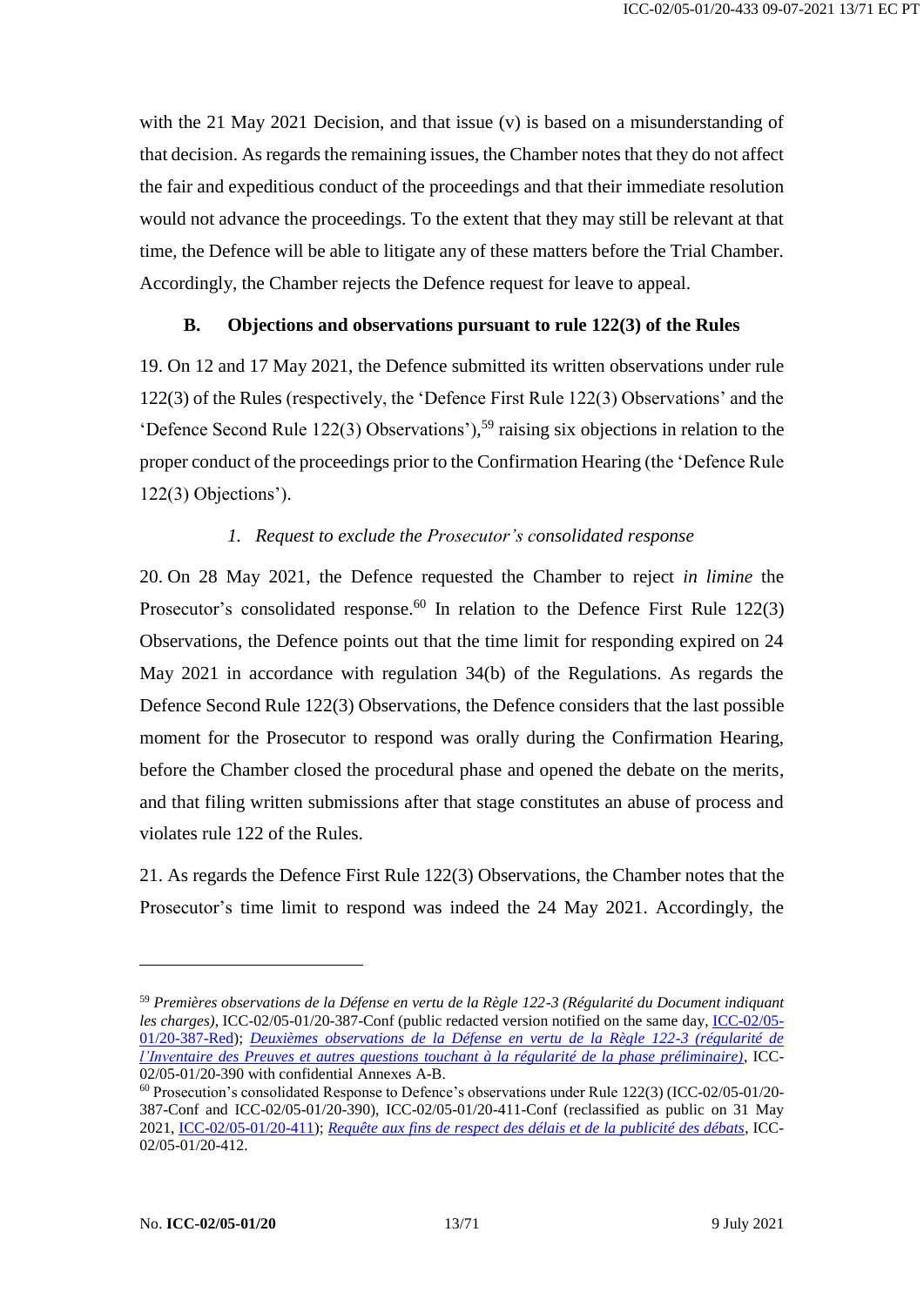with the 21 May 2021 Decision, and that issue (v) is based on a misunderstanding of that decision. As regards the remaining issues, the Chamber notes that they do not affect the fair and expeditious conduct of the proceedings and that their immediate resolution would not advance the proceedings. To the extent that they may still be relevant at that time, the Defence will be able to litigate any of these matters before the Trial Chamber. Accordingly, the Chamber rejects the Defence request for leave to appeal.

### B. Objections and observations pursuant to rule 122(3) of the Rules

19. On 12 and 17 May 2021, the Defence submitted its written observations under rule 122(3) of the Rules (respectively, the 'Defence First Rule 122(3) Observations' and the 'Defence Second Rule 122(3) Observations'),[59] raising six objections in relation to the proper conduct of the proceedings prior to the Confirmation Hearing (the 'Defence Rule 122(3) Objections').

#### *1. Request to exclude the Prosecutor's consolidated response*

20. On 28 May 2021, the Defence requested the Chamber to reject *in limine* the Prosecutor's consolidated response.[60] In relation to the Defence First Rule 122(3) Observations, the Defence points out that the time limit for responding expired on 24 May 2021 in accordance with regulation 34(b) of the Regulations. As regards the Defence Second Rule 122(3) Observations, the Defence considers that the last possible moment for the Prosecutor to respond was orally during the Confirmation Hearing, before the Chamber closed the procedural phase and opened the debate on the merits, and that filing written submissions after that stage constitutes an abuse of process and violates rule 122 of the Rules.

21. As regards the Defence First Rule 122(3) Observations, the Chamber notes that the Prosecutor's time limit to respond was indeed the 24 May 2021. Accordingly, the

---

[59] *Premières observations de la Défense en vertu de la Règle 122-3 (Régularité du Document indiquant les charges)*, ICC-02/05-01/20-387-Conf (public redacted version notified on the same day, ICC-02/05-01/20-387-Red); *Deuxièmes observations de la Défense en vertu de la Règle 122-3 (régularité de l'Inventaire des Preuves et autres questions touchant à la régularité de la phase préliminaire)*, ICC-02/05-01/20-390 with confidential Annexes A-B.

[60] Prosecution's consolidated Response to Defence's observations under Rule 122(3) (ICC-02/05-01/20-387-Conf and ICC-02/05-01/20-390), ICC-02/05-01/20-411-Conf (reclassified as public on 31 May 2021, ICC-02/05-01/20-411); *Requête aux fins de respect des délais et de la publicité des débats*, ICC-02/05-01/20-412.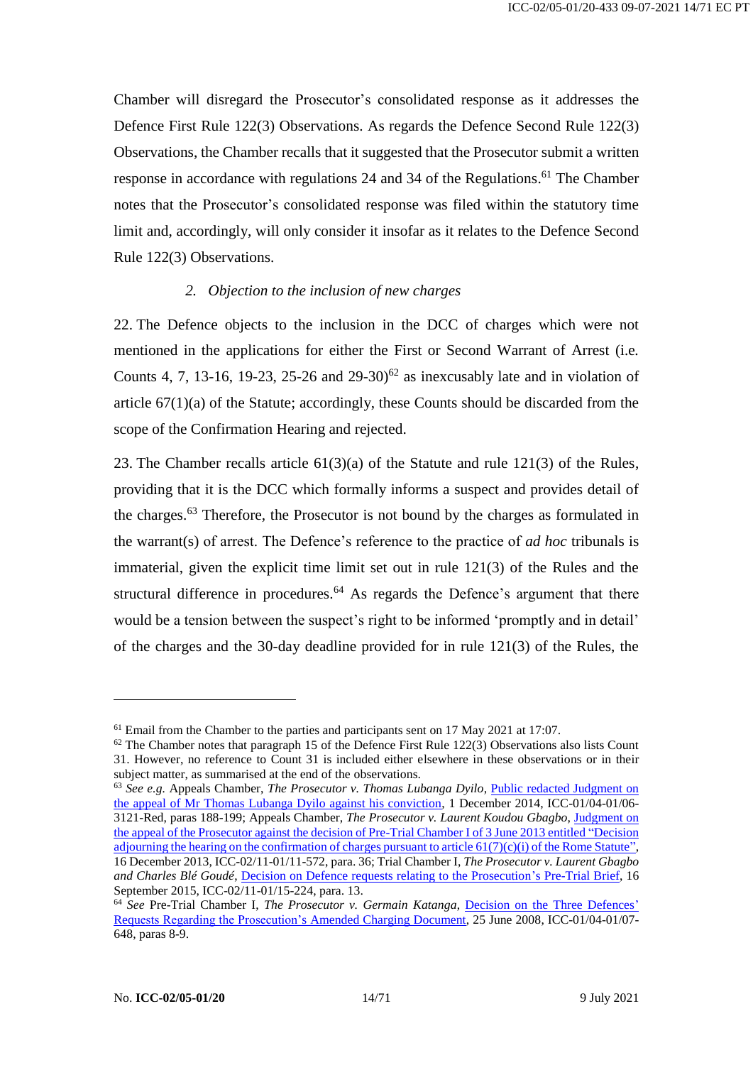Chamber will disregard the Prosecutor's consolidated response as it addresses the Defence First Rule 122(3) Observations. As regards the Defence Second Rule 122(3) Observations, the Chamber recalls that it suggested that the Prosecutor submit a written response in accordance with regulations 24 and 34 of the Regulations.[61] The Chamber notes that the Prosecutor's consolidated response was filed within the statutory time limit and, accordingly, will only consider it insofar as it relates to the Defence Second Rule 122(3) Observations.

### 2. *Objection to the inclusion of new charges*

22. The Defence objects to the inclusion in the DCC of charges which were not mentioned in the applications for either the First or Second Warrant of Arrest (i.e. Counts 4, 7, 13-16, 19-23, 25-26 and 29-30)[62] as inexcusably late and in violation of article 67(1)(a) of the Statute; accordingly, these Counts should be discarded from the scope of the Confirmation Hearing and rejected.

23. The Chamber recalls article 61(3)(a) of the Statute and rule 121(3) of the Rules, providing that it is the DCC which formally informs a suspect and provides detail of the charges.[63] Therefore, the Prosecutor is not bound by the charges as formulated in the warrant(s) of arrest. The Defence's reference to the practice of *ad hoc* tribunals is immaterial, given the explicit time limit set out in rule 121(3) of the Rules and the structural difference in procedures.[64] As regards the Defence's argument that there would be a tension between the suspect's right to be informed 'promptly and in detail' of the charges and the 30-day deadline provided for in rule 121(3) of the Rules, the

---

[61] Email from the Chamber to the parties and participants sent on 17 May 2021 at 17:07.

[62] The Chamber notes that paragraph 15 of the Defence First Rule 122(3) Observations also lists Count 31. However, no reference to Count 31 is included either elsewhere in these observations or in their subject matter, as summarised at the end of the observations.

[63] *See e.g.* Appeals Chamber, *The Prosecutor v. Thomas Lubanga Dyilo*, Public redacted Judgment on the appeal of Mr Thomas Lubanga Dyilo against his conviction, 1 December 2014, ICC-01/04-01/06-3121-Red, paras 188-199; Appeals Chamber, *The Prosecutor v. Laurent Koudou Gbagbo*, Judgment on the appeal of the Prosecutor against the decision of Pre-Trial Chamber I of 3 June 2013 entitled "Decision adjourning the hearing on the confirmation of charges pursuant to article 61(7)(c)(i) of the Rome Statute", 16 December 2013, ICC-02/11-01/11-572, para. 36; Trial Chamber I, *The Prosecutor v. Laurent Gbagbo and Charles Blé Goudé*, Decision on Defence requests relating to the Prosecution's Pre-Trial Brief, 16 September 2015, ICC-02/11-01/15-224, para. 13.

[64] *See* Pre-Trial Chamber I, *The Prosecutor v. Germain Katanga*, Decision on the Three Defences' Requests Regarding the Prosecution's Amended Charging Document, 25 June 2008, ICC-01/04-01/07-648, paras 8-9.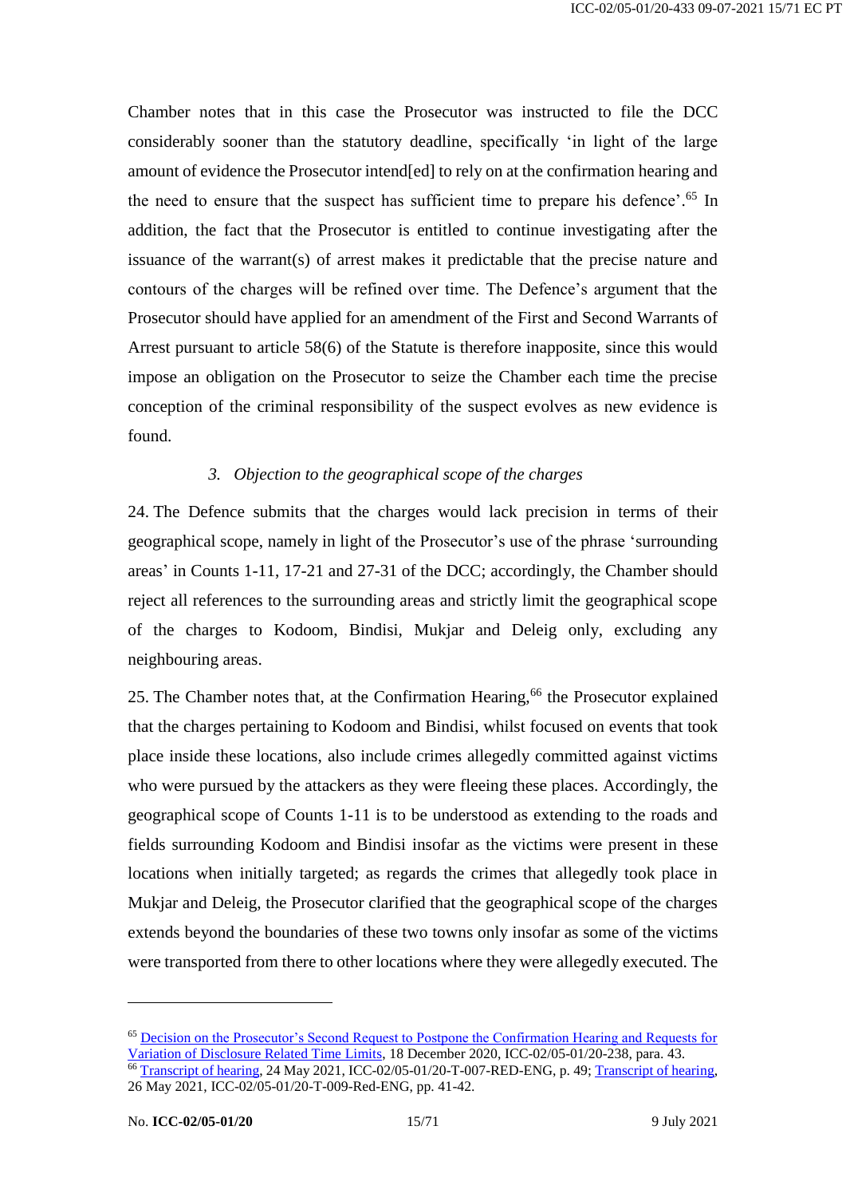Chamber notes that in this case the Prosecutor was instructed to file the DCC considerably sooner than the statutory deadline, specifically 'in light of the large amount of evidence the Prosecutor intend[ed] to rely on at the confirmation hearing and the need to ensure that the suspect has sufficient time to prepare his defence'.[65] In addition, the fact that the Prosecutor is entitled to continue investigating after the issuance of the warrant(s) of arrest makes it predictable that the precise nature and contours of the charges will be refined over time. The Defence's argument that the Prosecutor should have applied for an amendment of the First and Second Warrants of Arrest pursuant to article 58(6) of the Statute is therefore inapposite, since this would impose an obligation on the Prosecutor to seize the Chamber each time the precise conception of the criminal responsibility of the suspect evolves as new evidence is found.

### 3. *Objection to the geographical scope of the charges*

24. The Defence submits that the charges would lack precision in terms of their geographical scope, namely in light of the Prosecutor's use of the phrase 'surrounding areas' in Counts 1-11, 17-21 and 27-31 of the DCC; accordingly, the Chamber should reject all references to the surrounding areas and strictly limit the geographical scope of the charges to Kodoom, Bindisi, Mukjar and Deleig only, excluding any neighbouring areas.

25. The Chamber notes that, at the Confirmation Hearing,[66] the Prosecutor explained that the charges pertaining to Kodoom and Bindisi, whilst focused on events that took place inside these locations, also include crimes allegedly committed against victims who were pursued by the attackers as they were fleeing these places. Accordingly, the geographical scope of Counts 1-11 is to be understood as extending to the roads and fields surrounding Kodoom and Bindisi insofar as the victims were present in these locations when initially targeted; as regards the crimes that allegedly took place in Mukjar and Deleig, the Prosecutor clarified that the geographical scope of the charges extends beyond the boundaries of these two towns only insofar as some of the victims were transported from there to other locations where they were allegedly executed. The

---

[65] Decision on the Prosecutor's Second Request to Postpone the Confirmation Hearing and Requests for Variation of Disclosure Related Time Limits, 18 December 2020, ICC-02/05-01/20-238, para. 43.

[66] Transcript of hearing, 24 May 2021, ICC-02/05-01/20-T-007-RED-ENG, p. 49; Transcript of hearing, 26 May 2021, ICC-02/05-01/20-T-009-Red-ENG, pp. 41-42.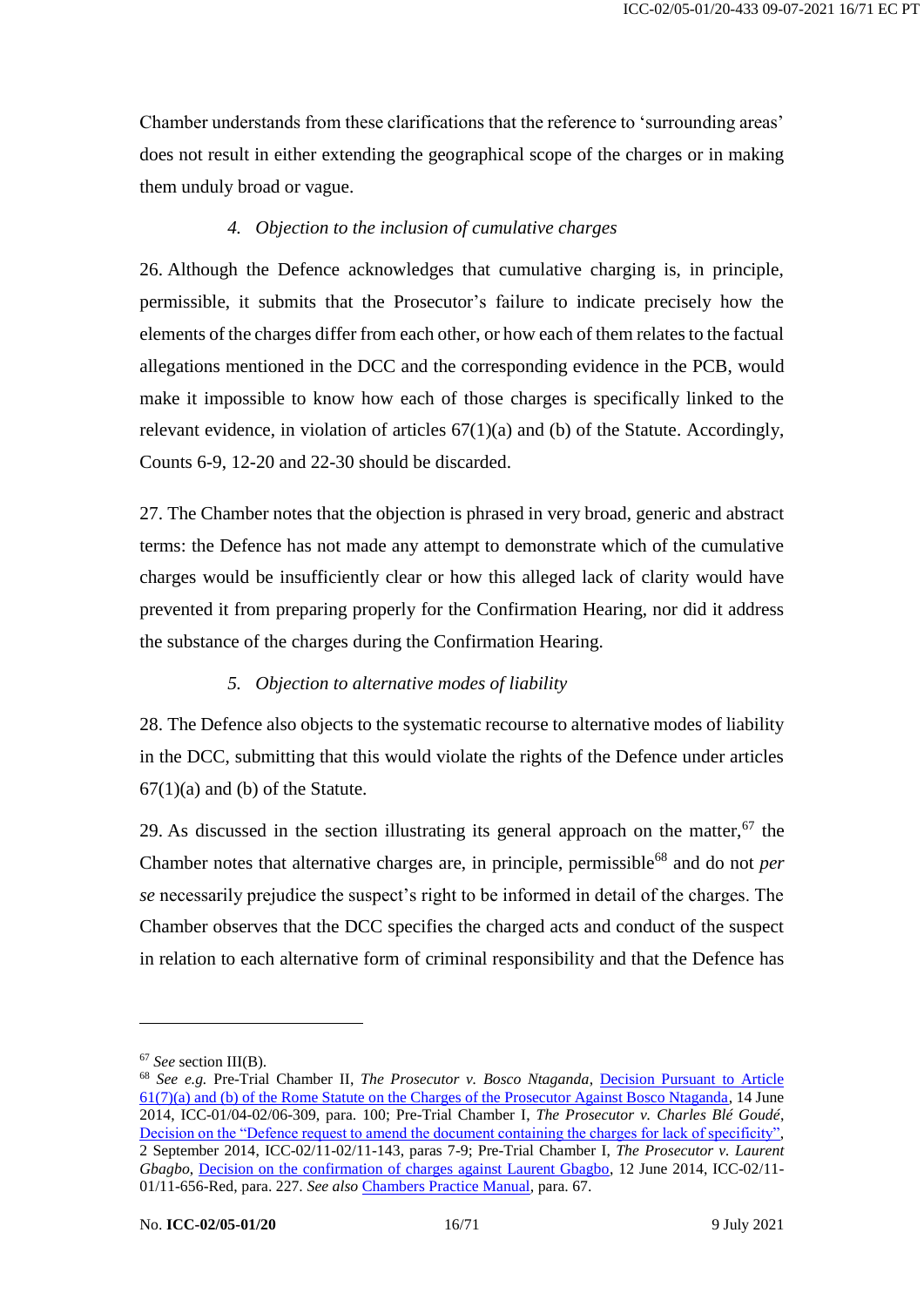Chamber understands from these clarifications that the reference to 'surrounding areas' does not result in either extending the geographical scope of the charges or in making them unduly broad or vague.

#### *4. Objection to the inclusion of cumulative charges*

26. Although the Defence acknowledges that cumulative charging is, in principle, permissible, it submits that the Prosecutor's failure to indicate precisely how the elements of the charges differ from each other, or how each of them relates to the factual allegations mentioned in the DCC and the corresponding evidence in the PCB, would make it impossible to know how each of those charges is specifically linked to the relevant evidence, in violation of articles 67(1)(a) and (b) of the Statute. Accordingly, Counts 6-9, 12-20 and 22-30 should be discarded.

27. The Chamber notes that the objection is phrased in very broad, generic and abstract terms: the Defence has not made any attempt to demonstrate which of the cumulative charges would be insufficiently clear or how this alleged lack of clarity would have prevented it from preparing properly for the Confirmation Hearing, nor did it address the substance of the charges during the Confirmation Hearing.

#### *5. Objection to alternative modes of liability*

28. The Defence also objects to the systematic recourse to alternative modes of liability in the DCC, submitting that this would violate the rights of the Defence under articles 67(1)(a) and (b) of the Statute.

29. As discussed in the section illustrating its general approach on the matter,[67] the Chamber notes that alternative charges are, in principle, permissible[68] and do not *per se* necessarily prejudice the suspect's right to be informed in detail of the charges. The Chamber observes that the DCC specifies the charged acts and conduct of the suspect in relation to each alternative form of criminal responsibility and that the Defence has

---

[67] *See* section III(B).

[68] *See e.g.* Pre-Trial Chamber II, *The Prosecutor v. Bosco Ntaganda*, Decision Pursuant to Article 61(7)(a) and (b) of the Rome Statute on the Charges of the Prosecutor Against Bosco Ntaganda, 14 June 2014, ICC-01/04-02/06-309, para. 100; Pre-Trial Chamber I, *The Prosecutor v. Charles Blé Goudé*, Decision on the "Defence request to amend the document containing the charges for lack of specificity", 2 September 2014, ICC-02/11-02/11-143, paras 7-9; Pre-Trial Chamber I, *The Prosecutor v. Laurent Gbagbo*, Decision on the confirmation of charges against Laurent Gbagbo, 12 June 2014, ICC-02/11-01/11-656-Red, para. 227. *See also* Chambers Practice Manual, para. 67.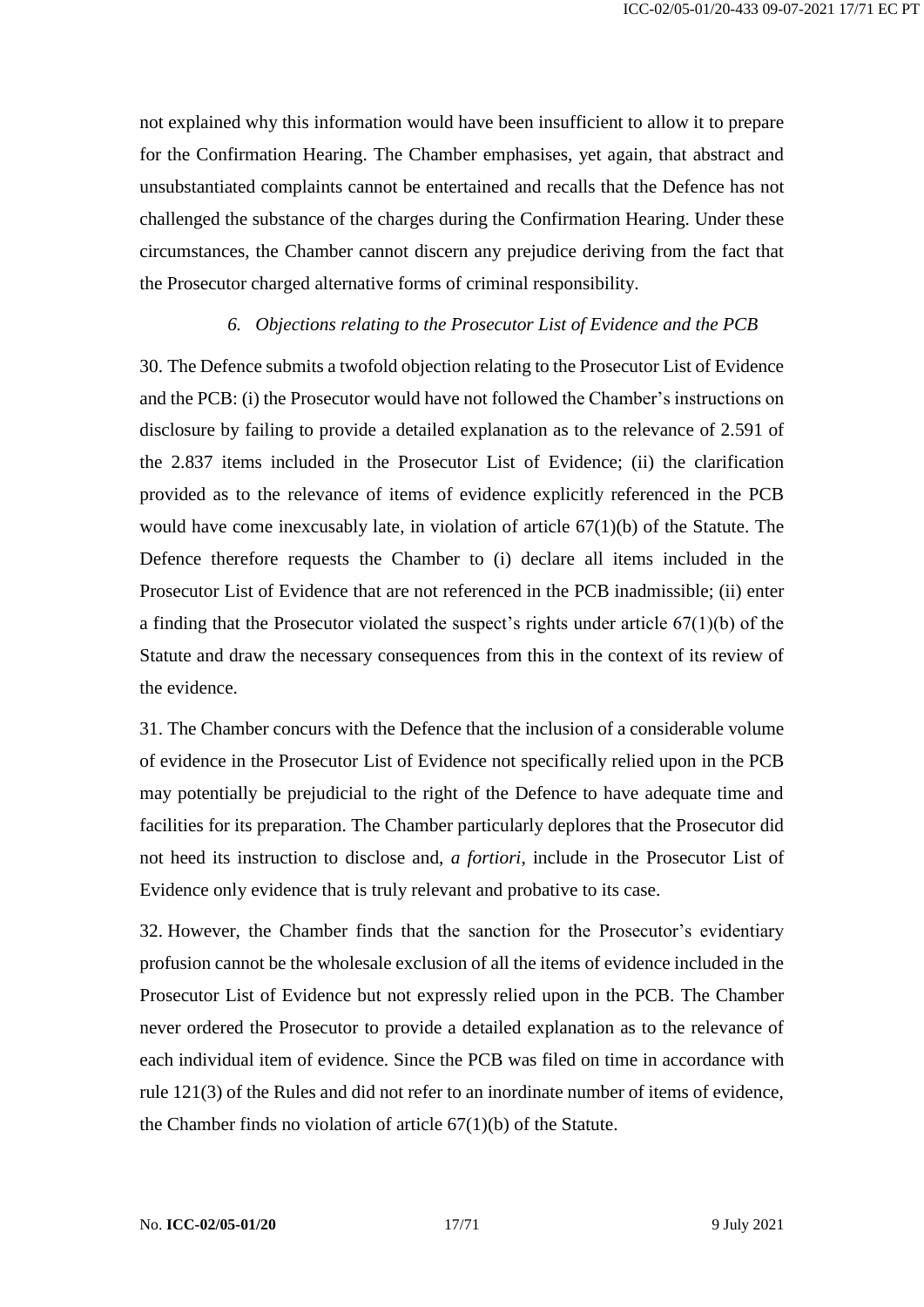not explained why this information would have been insufficient to allow it to prepare for the Confirmation Hearing. The Chamber emphasises, yet again, that abstract and unsubstantiated complaints cannot be entertained and recalls that the Defence has not challenged the substance of the charges during the Confirmation Hearing. Under these circumstances, the Chamber cannot discern any prejudice deriving from the fact that the Prosecutor charged alternative forms of criminal responsibility.

### *6. Objections relating to the Prosecutor List of Evidence and the PCB*

30. The Defence submits a twofold objection relating to the Prosecutor List of Evidence and the PCB: (i) the Prosecutor would have not followed the Chamber's instructions on disclosure by failing to provide a detailed explanation as to the relevance of 2.591 of the 2.837 items included in the Prosecutor List of Evidence; (ii) the clarification provided as to the relevance of items of evidence explicitly referenced in the PCB would have come inexcusably late, in violation of article 67(1)(b) of the Statute. The Defence therefore requests the Chamber to (i) declare all items included in the Prosecutor List of Evidence that are not referenced in the PCB inadmissible; (ii) enter a finding that the Prosecutor violated the suspect's rights under article 67(1)(b) of the Statute and draw the necessary consequences from this in the context of its review of the evidence.

31. The Chamber concurs with the Defence that the inclusion of a considerable volume of evidence in the Prosecutor List of Evidence not specifically relied upon in the PCB may potentially be prejudicial to the right of the Defence to have adequate time and facilities for its preparation. The Chamber particularly deplores that the Prosecutor did not heed its instruction to disclose and, *a fortiori*, include in the Prosecutor List of Evidence only evidence that is truly relevant and probative to its case.

32. However, the Chamber finds that the sanction for the Prosecutor's evidentiary profusion cannot be the wholesale exclusion of all the items of evidence included in the Prosecutor List of Evidence but not expressly relied upon in the PCB. The Chamber never ordered the Prosecutor to provide a detailed explanation as to the relevance of each individual item of evidence. Since the PCB was filed on time in accordance with rule 121(3) of the Rules and did not refer to an inordinate number of items of evidence, the Chamber finds no violation of article 67(1)(b) of the Statute.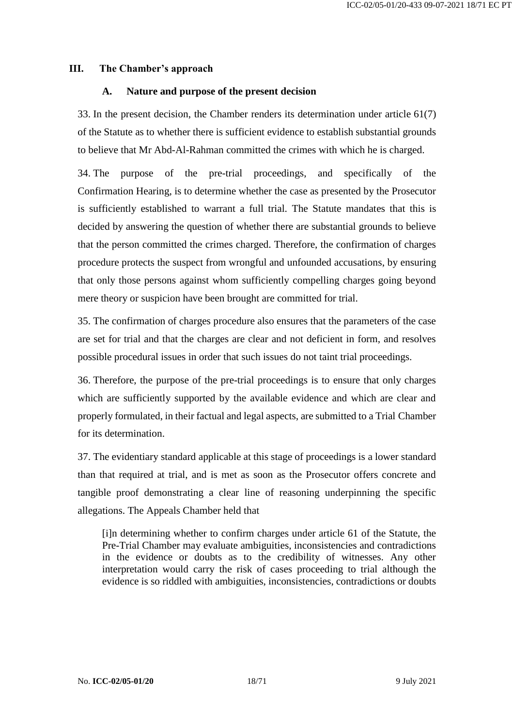## III. The Chamber's approach

### A. Nature and purpose of the present decision

33. In the present decision, the Chamber renders its determination under article 61(7) of the Statute as to whether there is sufficient evidence to establish substantial grounds to believe that Mr Abd-Al-Rahman committed the crimes with which he is charged.

34. The purpose of the pre-trial proceedings, and specifically of the Confirmation Hearing, is to determine whether the case as presented by the Prosecutor is sufficiently established to warrant a full trial. The Statute mandates that this is decided by answering the question of whether there are substantial grounds to believe that the person committed the crimes charged. Therefore, the confirmation of charges procedure protects the suspect from wrongful and unfounded accusations, by ensuring that only those persons against whom sufficiently compelling charges going beyond mere theory or suspicion have been brought are committed for trial.

35. The confirmation of charges procedure also ensures that the parameters of the case are set for trial and that the charges are clear and not deficient in form, and resolves possible procedural issues in order that such issues do not taint trial proceedings.

36. Therefore, the purpose of the pre-trial proceedings is to ensure that only charges which are sufficiently supported by the available evidence and which are clear and properly formulated, in their factual and legal aspects, are submitted to a Trial Chamber for its determination.

37. The evidentiary standard applicable at this stage of proceedings is a lower standard than that required at trial, and is met as soon as the Prosecutor offers concrete and tangible proof demonstrating a clear line of reasoning underpinning the specific allegations. The Appeals Chamber held that

> [i]n determining whether to confirm charges under article 61 of the Statute, the Pre-Trial Chamber may evaluate ambiguities, inconsistencies and contradictions in the evidence or doubts as to the credibility of witnesses. Any other interpretation would carry the risk of cases proceeding to trial although the evidence is so riddled with ambiguities, inconsistencies, contradictions or doubts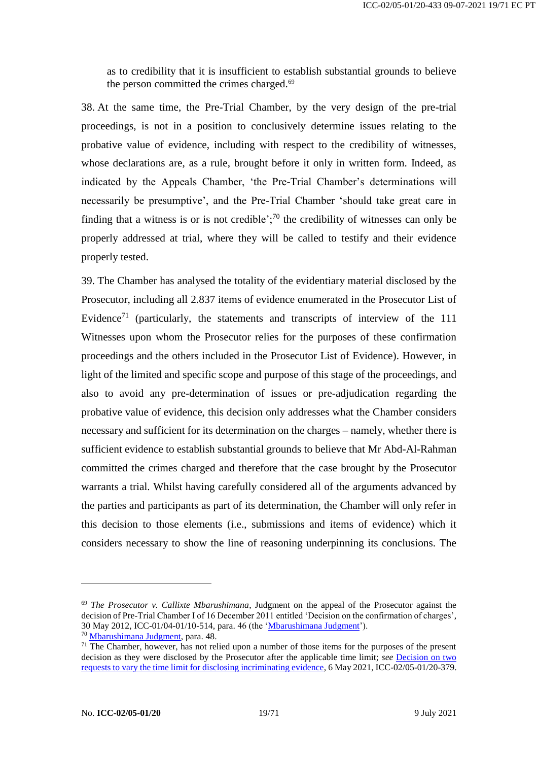as to credibility that it is insufficient to establish substantial grounds to believe the person committed the crimes charged.[69]

38. At the same time, the Pre-Trial Chamber, by the very design of the pre-trial proceedings, is not in a position to conclusively determine issues relating to the probative value of evidence, including with respect to the credibility of witnesses, whose declarations are, as a rule, brought before it only in written form. Indeed, as indicated by the Appeals Chamber, 'the Pre-Trial Chamber's determinations will necessarily be presumptive', and the Pre-Trial Chamber 'should take great care in finding that a witness is or is not credible';[70] the credibility of witnesses can only be properly addressed at trial, where they will be called to testify and their evidence properly tested.

39. The Chamber has analysed the totality of the evidentiary material disclosed by the Prosecutor, including all 2.837 items of evidence enumerated in the Prosecutor List of Evidence[71] (particularly, the statements and transcripts of interview of the 111 Witnesses upon whom the Prosecutor relies for the purposes of these confirmation proceedings and the others included in the Prosecutor List of Evidence). However, in light of the limited and specific scope and purpose of this stage of the proceedings, and also to avoid any pre-determination of issues or pre-adjudication regarding the probative value of evidence, this decision only addresses what the Chamber considers necessary and sufficient for its determination on the charges – namely, whether there is sufficient evidence to establish substantial grounds to believe that Mr Abd-Al-Rahman committed the crimes charged and therefore that the case brought by the Prosecutor warrants a trial. Whilst having carefully considered all of the arguments advanced by the parties and participants as part of its determination, the Chamber will only refer in this decision to those elements (i.e., submissions and items of evidence) which it considers necessary to show the line of reasoning underpinning its conclusions. The

---

[69] *The Prosecutor v. Callixte Mbarushimana*, Judgment on the appeal of the Prosecutor against the decision of Pre-Trial Chamber I of 16 December 2011 entitled 'Decision on the confirmation of charges', 30 May 2012, ICC-01/04-01/10-514, para. 46 (the 'Mbarushimana Judgment').

[70] Mbarushimana Judgment, para. 48.

[71] The Chamber, however, has not relied upon a number of those items for the purposes of the present decision as they were disclosed by the Prosecutor after the applicable time limit; *see* Decision on two requests to vary the time limit for disclosing incriminating evidence, 6 May 2021, ICC-02/05-01/20-379.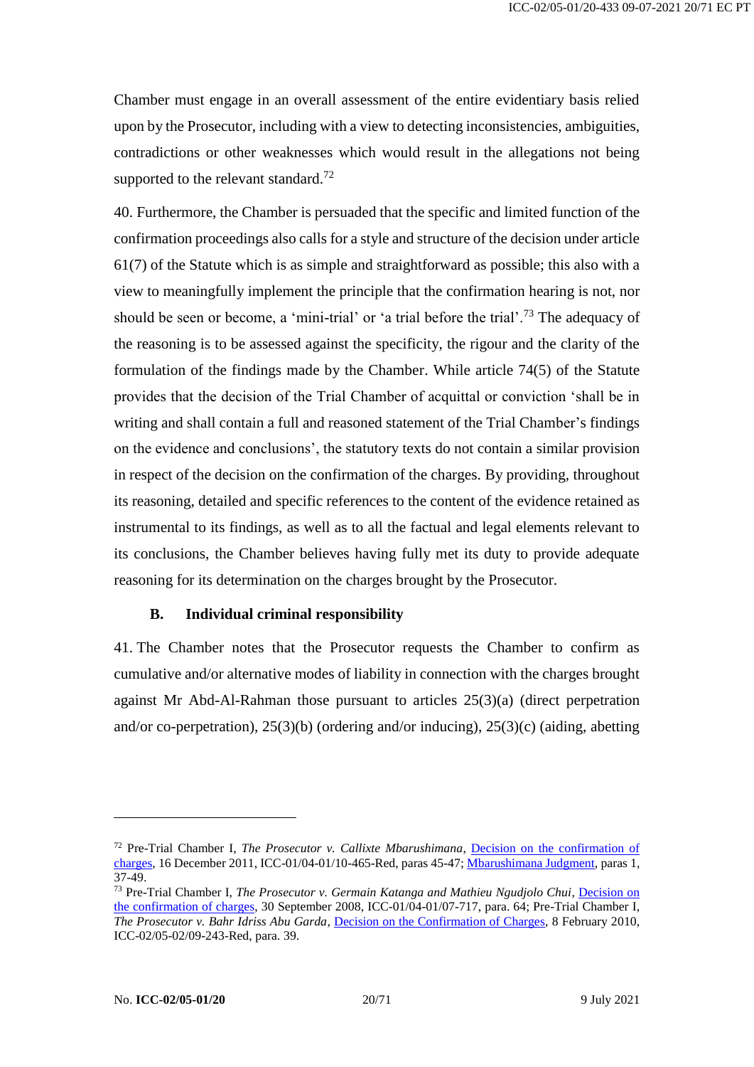Chamber must engage in an overall assessment of the entire evidentiary basis relied upon by the Prosecutor, including with a view to detecting inconsistencies, ambiguities, contradictions or other weaknesses which would result in the allegations not being supported to the relevant standard.[72]

40. Furthermore, the Chamber is persuaded that the specific and limited function of the confirmation proceedings also calls for a style and structure of the decision under article 61(7) of the Statute which is as simple and straightforward as possible; this also with a view to meaningfully implement the principle that the confirmation hearing is not, nor should be seen or become, a 'mini-trial' or 'a trial before the trial'.[73] The adequacy of the reasoning is to be assessed against the specificity, the rigour and the clarity of the formulation of the findings made by the Chamber. While article 74(5) of the Statute provides that the decision of the Trial Chamber of acquittal or conviction 'shall be in writing and shall contain a full and reasoned statement of the Trial Chamber's findings on the evidence and conclusions', the statutory texts do not contain a similar provision in respect of the decision on the confirmation of the charges. By providing, throughout its reasoning, detailed and specific references to the content of the evidence retained as instrumental to its findings, as well as to all the factual and legal elements relevant to its conclusions, the Chamber believes having fully met its duty to provide adequate reasoning for its determination on the charges brought by the Prosecutor.

### B. Individual criminal responsibility

41. The Chamber notes that the Prosecutor requests the Chamber to confirm as cumulative and/or alternative modes of liability in connection with the charges brought against Mr Abd-Al-Rahman those pursuant to articles 25(3)(a) (direct perpetration and/or co-perpetration), 25(3)(b) (ordering and/or inducing), 25(3)(c) (aiding, abetting

---

[72] Pre-Trial Chamber I, *The Prosecutor v. Callixte Mbarushimana*, Decision on the confirmation of charges, 16 December 2011, ICC-01/04-01/10-465-Red, paras 45-47; Mbarushimana Judgment, paras 1, 37-49.

[73] Pre-Trial Chamber I, *The Prosecutor v. Germain Katanga and Mathieu Ngudjolo Chui*, Decision on the confirmation of charges, 30 September 2008, ICC-01/04-01/07-717, para. 64; Pre-Trial Chamber I, *The Prosecutor v. Bahr Idriss Abu Garda*, Decision on the Confirmation of Charges, 8 February 2010, ICC-02/05-02/09-243-Red, para. 39.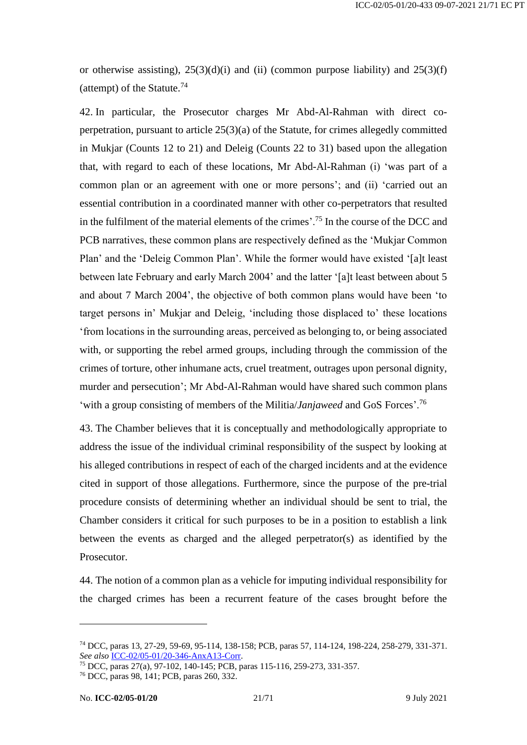or otherwise assisting), 25(3)(d)(i) and (ii) (common purpose liability) and 25(3)(f) (attempt) of the Statute.[74]

42. In particular, the Prosecutor charges Mr Abd-Al-Rahman with direct co-perpetration, pursuant to article 25(3)(a) of the Statute, for crimes allegedly committed in Mukjar (Counts 12 to 21) and Deleig (Counts 22 to 31) based upon the allegation that, with regard to each of these locations, Mr Abd-Al-Rahman (i) 'was part of a common plan or an agreement with one or more persons'; and (ii) 'carried out an essential contribution in a coordinated manner with other co-perpetrators that resulted in the fulfilment of the material elements of the crimes'.[75] In the course of the DCC and PCB narratives, these common plans are respectively defined as the 'Mukjar Common Plan' and the 'Deleig Common Plan'. While the former would have existed '[a]t least between late February and early March 2004' and the latter '[a]t least between about 5 and about 7 March 2004', the objective of both common plans would have been 'to target persons in' Mukjar and Deleig, 'including those displaced to' these locations 'from locations in the surrounding areas, perceived as belonging to, or being associated with, or supporting the rebel armed groups, including through the commission of the crimes of torture, other inhumane acts, cruel treatment, outrages upon personal dignity, murder and persecution'; Mr Abd-Al-Rahman would have shared such common plans 'with a group consisting of members of the Militia/*Janjaweed* and GoS Forces'.[76]

43. The Chamber believes that it is conceptually and methodologically appropriate to address the issue of the individual criminal responsibility of the suspect by looking at his alleged contributions in respect of each of the charged incidents and at the evidence cited in support of those allegations. Furthermore, since the purpose of the pre-trial procedure consists of determining whether an individual should be sent to trial, the Chamber considers it critical for such purposes to be in a position to establish a link between the events as charged and the alleged perpetrator(s) as identified by the Prosecutor.

44. The notion of a common plan as a vehicle for imputing individual responsibility for the charged crimes has been a recurrent feature of the cases brought before the

---

[74] DCC, paras 13, 27-29, 59-69, 95-114, 138-158; PCB, paras 57, 114-124, 198-224, 258-279, 331-371. *See also* ICC-02/05-01/20-346-AnxA13-Corr.

[75] DCC, paras 27(a), 97-102, 140-145; PCB, paras 115-116, 259-273, 331-357.

[76] DCC, paras 98, 141; PCB, paras 260, 332.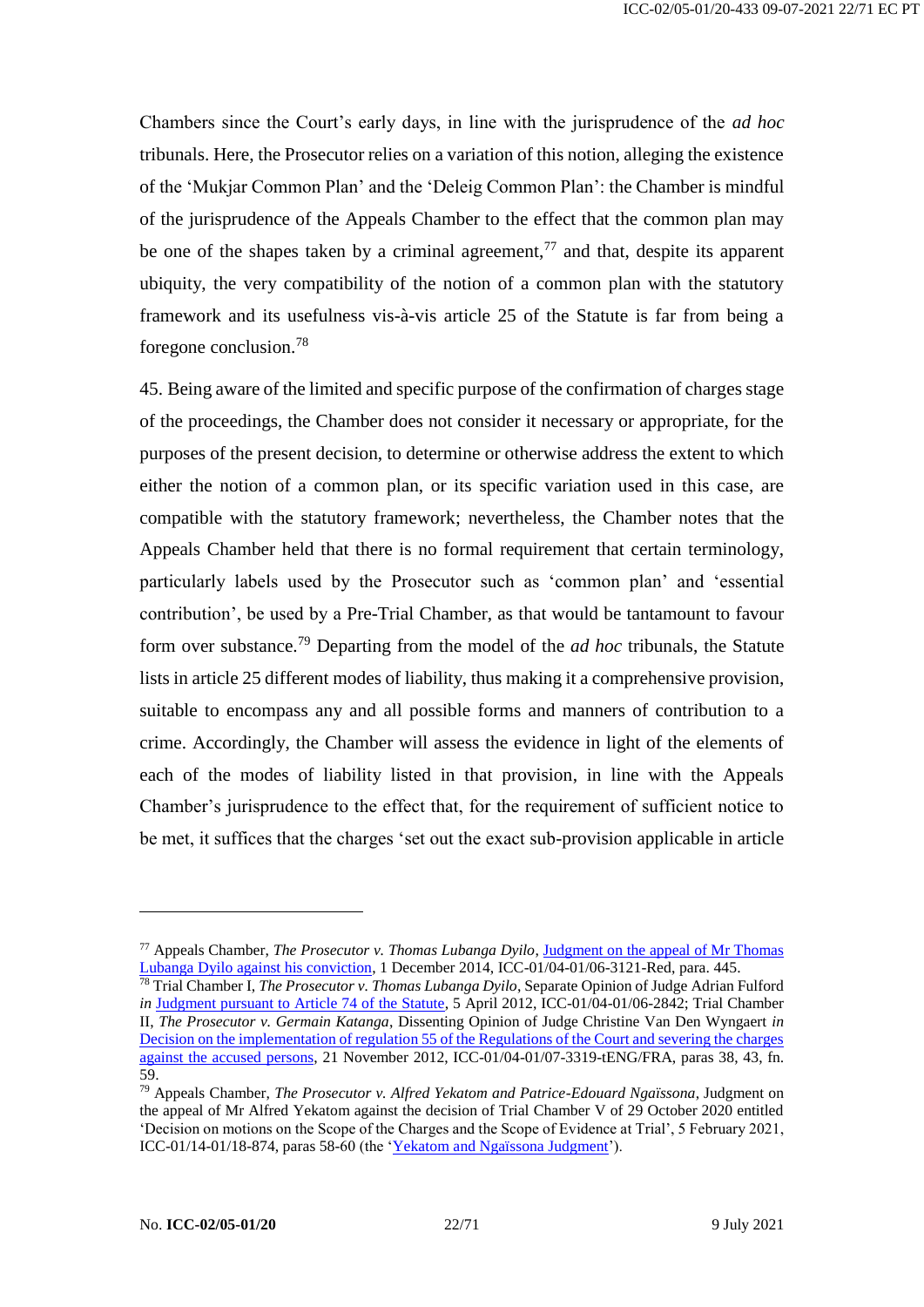Chambers since the Court's early days, in line with the jurisprudence of the *ad hoc* tribunals. Here, the Prosecutor relies on a variation of this notion, alleging the existence of the 'Mukjar Common Plan' and the 'Deleig Common Plan': the Chamber is mindful of the jurisprudence of the Appeals Chamber to the effect that the common plan may be one of the shapes taken by a criminal agreement,[77] and that, despite its apparent ubiquity, the very compatibility of the notion of a common plan with the statutory framework and its usefulness vis-à-vis article 25 of the Statute is far from being a foregone conclusion.[78]

45. Being aware of the limited and specific purpose of the confirmation of charges stage of the proceedings, the Chamber does not consider it necessary or appropriate, for the purposes of the present decision, to determine or otherwise address the extent to which either the notion of a common plan, or its specific variation used in this case, are compatible with the statutory framework; nevertheless, the Chamber notes that the Appeals Chamber held that there is no formal requirement that certain terminology, particularly labels used by the Prosecutor such as 'common plan' and 'essential contribution', be used by a Pre-Trial Chamber, as that would be tantamount to favour form over substance.[79] Departing from the model of the *ad hoc* tribunals, the Statute lists in article 25 different modes of liability, thus making it a comprehensive provision, suitable to encompass any and all possible forms and manners of contribution to a crime. Accordingly, the Chamber will assess the evidence in light of the elements of each of the modes of liability listed in that provision, in line with the Appeals Chamber's jurisprudence to the effect that, for the requirement of sufficient notice to be met, it suffices that the charges 'set out the exact sub-provision applicable in article

---

[77] Appeals Chamber, *The Prosecutor v. Thomas Lubanga Dyilo*, Judgment on the appeal of Mr Thomas Lubanga Dyilo against his conviction, 1 December 2014, ICC-01/04-01/06-3121-Red, para. 445.

[78] Trial Chamber I, *The Prosecutor v. Thomas Lubanga Dyilo*, Separate Opinion of Judge Adrian Fulford *in* Judgment pursuant to Article 74 of the Statute, 5 April 2012, ICC-01/04-01/06-2842; Trial Chamber II, *The Prosecutor v. Germain Katanga*, Dissenting Opinion of Judge Christine Van Den Wyngaert *in* Decision on the implementation of regulation 55 of the Regulations of the Court and severing the charges against the accused persons, 21 November 2012, ICC-01/04-01/07-3319-tENG/FRA, paras 38, 43, fn. 59.

[79] Appeals Chamber, *The Prosecutor v. Alfred Yekatom and Patrice-Edouard Ngaïssona*, Judgment on the appeal of Mr Alfred Yekatom against the decision of Trial Chamber V of 29 October 2020 entitled 'Decision on motions on the Scope of the Charges and the Scope of Evidence at Trial', 5 February 2021, ICC-01/14-01/18-874, paras 58-60 (the 'Yekatom and Ngaïssona Judgment').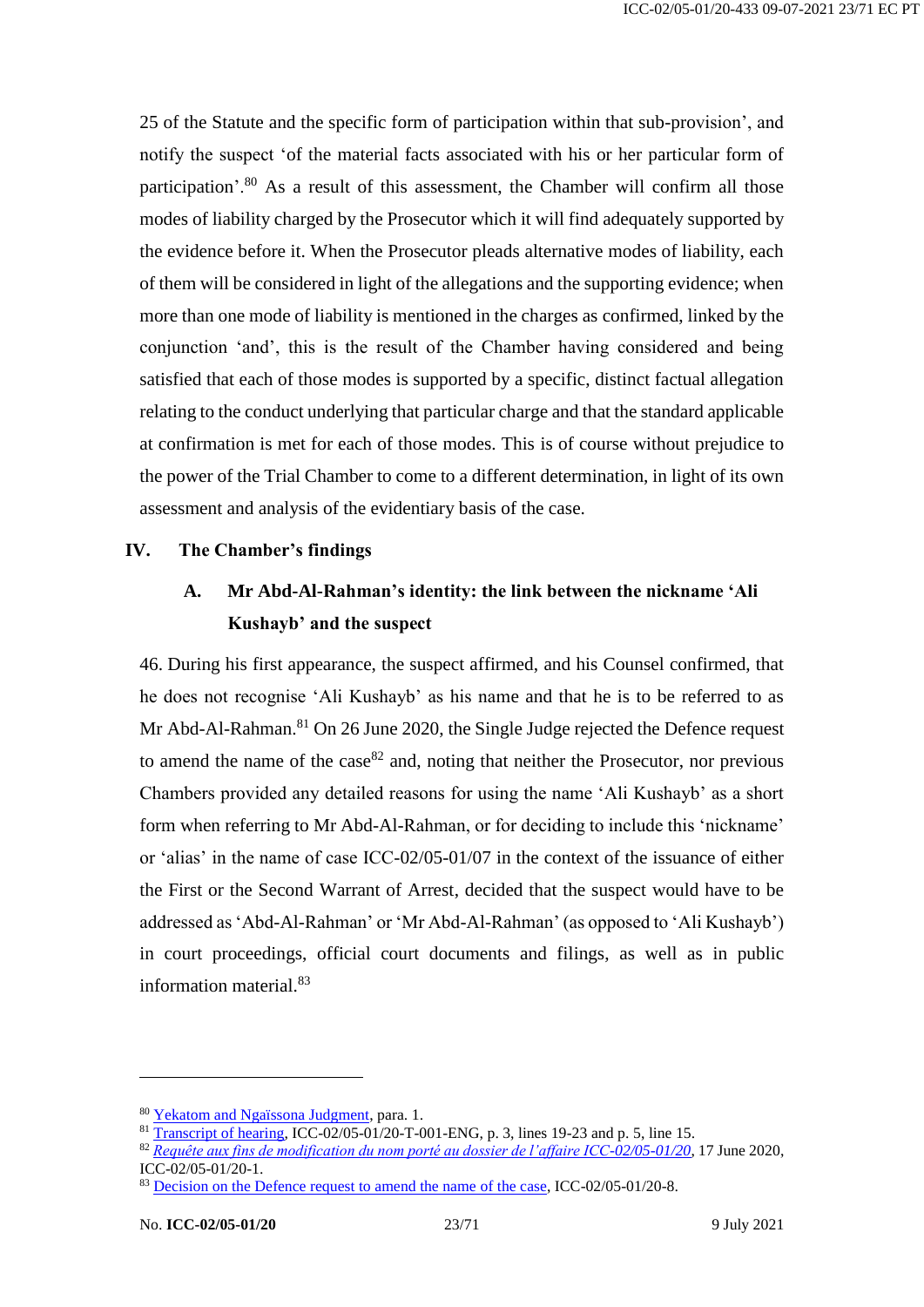25 of the Statute and the specific form of participation within that sub-provision', and notify the suspect 'of the material facts associated with his or her particular form of participation'.[80] As a result of this assessment, the Chamber will confirm all those modes of liability charged by the Prosecutor which it will find adequately supported by the evidence before it. When the Prosecutor pleads alternative modes of liability, each of them will be considered in light of the allegations and the supporting evidence; when more than one mode of liability is mentioned in the charges as confirmed, linked by the conjunction 'and', this is the result of the Chamber having considered and being satisfied that each of those modes is supported by a specific, distinct factual allegation relating to the conduct underlying that particular charge and that the standard applicable at confirmation is met for each of those modes. This is of course without prejudice to the power of the Trial Chamber to come to a different determination, in light of its own assessment and analysis of the evidentiary basis of the case.

# IV. The Chamber's findings

## A. Mr Abd-Al-Rahman's identity: the link between the nickname 'Ali Kushayb' and the suspect

46. During his first appearance, the suspect affirmed, and his Counsel confirmed, that he does not recognise 'Ali Kushayb' as his name and that he is to be referred to as Mr Abd-Al-Rahman.[81] On 26 June 2020, the Single Judge rejected the Defence request to amend the name of the case[82] and, noting that neither the Prosecutor, nor previous Chambers provided any detailed reasons for using the name 'Ali Kushayb' as a short form when referring to Mr Abd-Al-Rahman, or for deciding to include this 'nickname' or 'alias' in the name of case ICC-02/05-01/07 in the context of the issuance of either the First or the Second Warrant of Arrest, decided that the suspect would have to be addressed as 'Abd-Al-Rahman' or 'Mr Abd-Al-Rahman' (as opposed to 'Ali Kushayb') in court proceedings, official court documents and filings, as well as in public information material.[83]

---

[80] Yekatom and Ngaïssona Judgment, para. 1.
[81] Transcript of hearing, ICC-02/05-01/20-T-001-ENG, p. 3, lines 19-23 and p. 5, line 15.
[82] *Requête aux fins de modification du nom porté au dossier de l'affaire ICC-02/05-01/20*, 17 June 2020, ICC-02/05-01/20-1.
[83] Decision on the Defence request to amend the name of the case, ICC-02/05-01/20-8.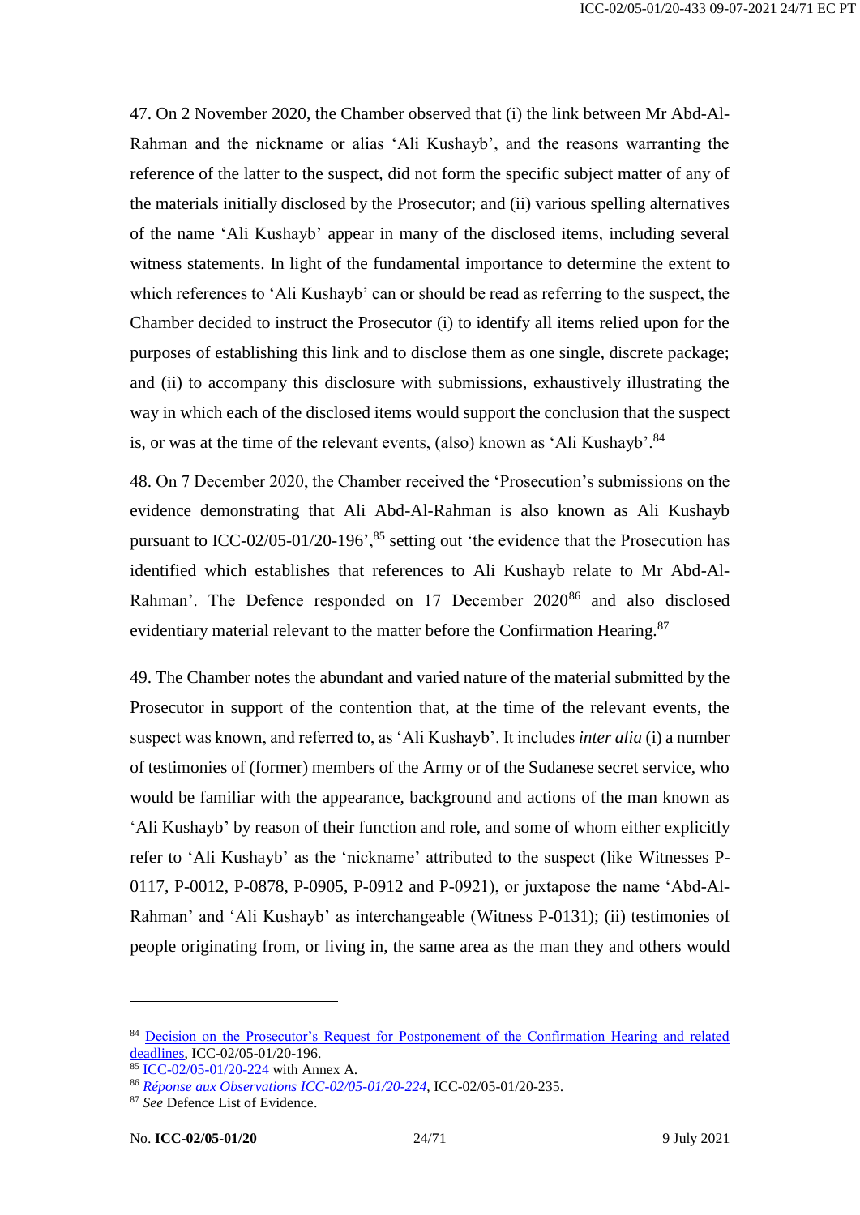47. On 2 November 2020, the Chamber observed that (i) the link between Mr Abd-Al-Rahman and the nickname or alias 'Ali Kushayb', and the reasons warranting the reference of the latter to the suspect, did not form the specific subject matter of any of the materials initially disclosed by the Prosecutor; and (ii) various spelling alternatives of the name 'Ali Kushayb' appear in many of the disclosed items, including several witness statements. In light of the fundamental importance to determine the extent to which references to 'Ali Kushayb' can or should be read as referring to the suspect, the Chamber decided to instruct the Prosecutor (i) to identify all items relied upon for the purposes of establishing this link and to disclose them as one single, discrete package; and (ii) to accompany this disclosure with submissions, exhaustively illustrating the way in which each of the disclosed items would support the conclusion that the suspect is, or was at the time of the relevant events, (also) known as 'Ali Kushayb'.[84]

48. On 7 December 2020, the Chamber received the 'Prosecution's submissions on the evidence demonstrating that Ali Abd-Al-Rahman is also known as Ali Kushayb pursuant to ICC-02/05-01/20-196',[85] setting out 'the evidence that the Prosecution has identified which establishes that references to Ali Kushayb relate to Mr Abd-Al-Rahman'. The Defence responded on 17 December 2020[86] and also disclosed evidentiary material relevant to the matter before the Confirmation Hearing.[87]

49. The Chamber notes the abundant and varied nature of the material submitted by the Prosecutor in support of the contention that, at the time of the relevant events, the suspect was known, and referred to, as 'Ali Kushayb'. It includes *inter alia* (i) a number of testimonies of (former) members of the Army or of the Sudanese secret service, who would be familiar with the appearance, background and actions of the man known as 'Ali Kushayb' by reason of their function and role, and some of whom either explicitly refer to 'Ali Kushayb' as the 'nickname' attributed to the suspect (like Witnesses P-0117, P-0012, P-0878, P-0905, P-0912 and P-0921), or juxtapose the name 'Abd-Al-Rahman' and 'Ali Kushayb' as interchangeable (Witness P-0131); (ii) testimonies of people originating from, or living in, the same area as the man they and others would

---

[84] Decision on the Prosecutor's Request for Postponement of the Confirmation Hearing and related deadlines, ICC-02/05-01/20-196.

[85] ICC-02/05-01/20-224 with Annex A.

[86] *Réponse aux Observations ICC-02/05-01/20-224*, ICC-02/05-01/20-235.

[87] *See* Defence List of Evidence.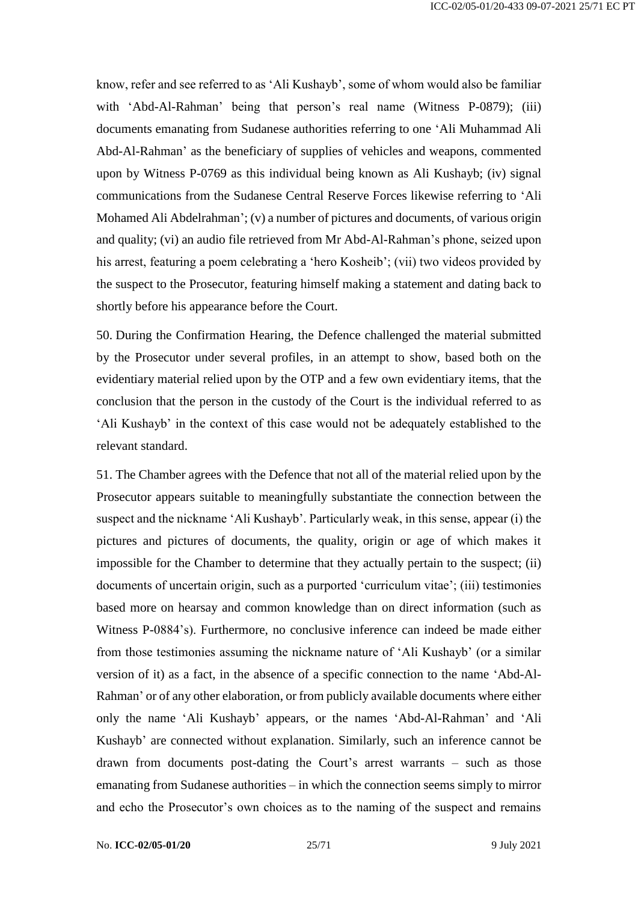know, refer and see referred to as 'Ali Kushayb', some of whom would also be familiar with 'Abd-Al-Rahman' being that person's real name (Witness P-0879); (iii) documents emanating from Sudanese authorities referring to one 'Ali Muhammad Ali Abd-Al-Rahman' as the beneficiary of supplies of vehicles and weapons, commented upon by Witness P-0769 as this individual being known as Ali Kushayb; (iv) signal communications from the Sudanese Central Reserve Forces likewise referring to 'Ali Mohamed Ali Abdelrahman'; (v) a number of pictures and documents, of various origin and quality; (vi) an audio file retrieved from Mr Abd-Al-Rahman's phone, seized upon his arrest, featuring a poem celebrating a 'hero Kosheib'; (vii) two videos provided by the suspect to the Prosecutor, featuring himself making a statement and dating back to shortly before his appearance before the Court.

50. During the Confirmation Hearing, the Defence challenged the material submitted by the Prosecutor under several profiles, in an attempt to show, based both on the evidentiary material relied upon by the OTP and a few own evidentiary items, that the conclusion that the person in the custody of the Court is the individual referred to as 'Ali Kushayb' in the context of this case would not be adequately established to the relevant standard.

51. The Chamber agrees with the Defence that not all of the material relied upon by the Prosecutor appears suitable to meaningfully substantiate the connection between the suspect and the nickname 'Ali Kushayb'. Particularly weak, in this sense, appear (i) the pictures and pictures of documents, the quality, origin or age of which makes it impossible for the Chamber to determine that they actually pertain to the suspect; (ii) documents of uncertain origin, such as a purported 'curriculum vitae'; (iii) testimonies based more on hearsay and common knowledge than on direct information (such as Witness P-0884's). Furthermore, no conclusive inference can indeed be made either from those testimonies assuming the nickname nature of 'Ali Kushayb' (or a similar version of it) as a fact, in the absence of a specific connection to the name 'Abd-Al-Rahman' or of any other elaboration, or from publicly available documents where either only the name 'Ali Kushayb' appears, or the names 'Abd-Al-Rahman' and 'Ali Kushayb' are connected without explanation. Similarly, such an inference cannot be drawn from documents post-dating the Court's arrest warrants – such as those emanating from Sudanese authorities – in which the connection seems simply to mirror and echo the Prosecutor's own choices as to the naming of the suspect and remains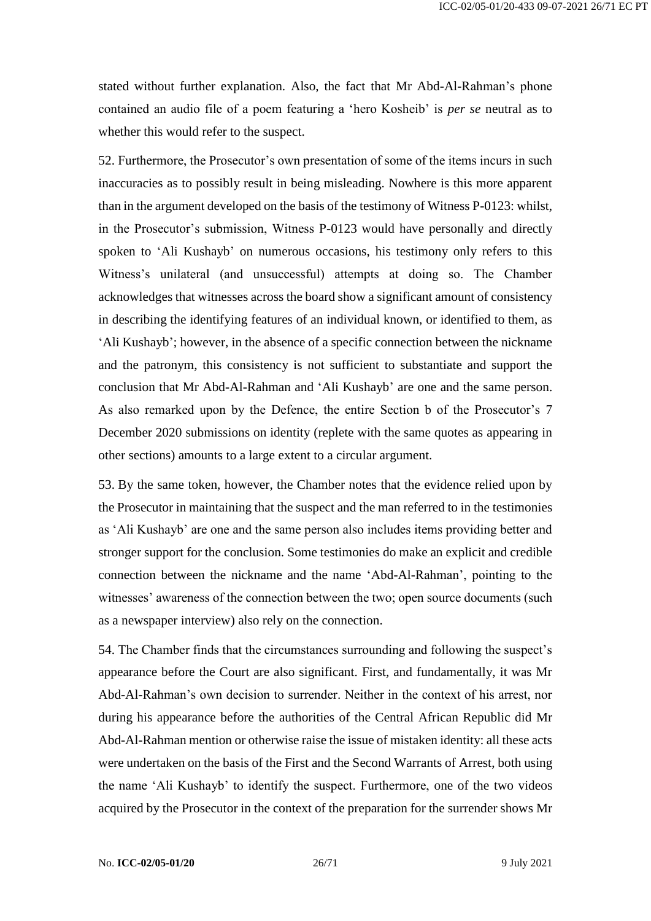stated without further explanation. Also, the fact that Mr Abd-Al-Rahman's phone contained an audio file of a poem featuring a 'hero Kosheib' is *per se* neutral as to whether this would refer to the suspect.

52. Furthermore, the Prosecutor's own presentation of some of the items incurs in such inaccuracies as to possibly result in being misleading. Nowhere is this more apparent than in the argument developed on the basis of the testimony of Witness P-0123: whilst, in the Prosecutor's submission, Witness P-0123 would have personally and directly spoken to 'Ali Kushayb' on numerous occasions, his testimony only refers to this Witness's unilateral (and unsuccessful) attempts at doing so. The Chamber acknowledges that witnesses across the board show a significant amount of consistency in describing the identifying features of an individual known, or identified to them, as 'Ali Kushayb'; however, in the absence of a specific connection between the nickname and the patronym, this consistency is not sufficient to substantiate and support the conclusion that Mr Abd-Al-Rahman and 'Ali Kushayb' are one and the same person. As also remarked upon by the Defence, the entire Section b of the Prosecutor's 7 December 2020 submissions on identity (replete with the same quotes as appearing in other sections) amounts to a large extent to a circular argument.

53. By the same token, however, the Chamber notes that the evidence relied upon by the Prosecutor in maintaining that the suspect and the man referred to in the testimonies as 'Ali Kushayb' are one and the same person also includes items providing better and stronger support for the conclusion. Some testimonies do make an explicit and credible connection between the nickname and the name 'Abd-Al-Rahman', pointing to the witnesses' awareness of the connection between the two; open source documents (such as a newspaper interview) also rely on the connection.

54. The Chamber finds that the circumstances surrounding and following the suspect's appearance before the Court are also significant. First, and fundamentally, it was Mr Abd-Al-Rahman's own decision to surrender. Neither in the context of his arrest, nor during his appearance before the authorities of the Central African Republic did Mr Abd-Al-Rahman mention or otherwise raise the issue of mistaken identity: all these acts were undertaken on the basis of the First and the Second Warrants of Arrest, both using the name 'Ali Kushayb' to identify the suspect. Furthermore, one of the two videos acquired by the Prosecutor in the context of the preparation for the surrender shows Mr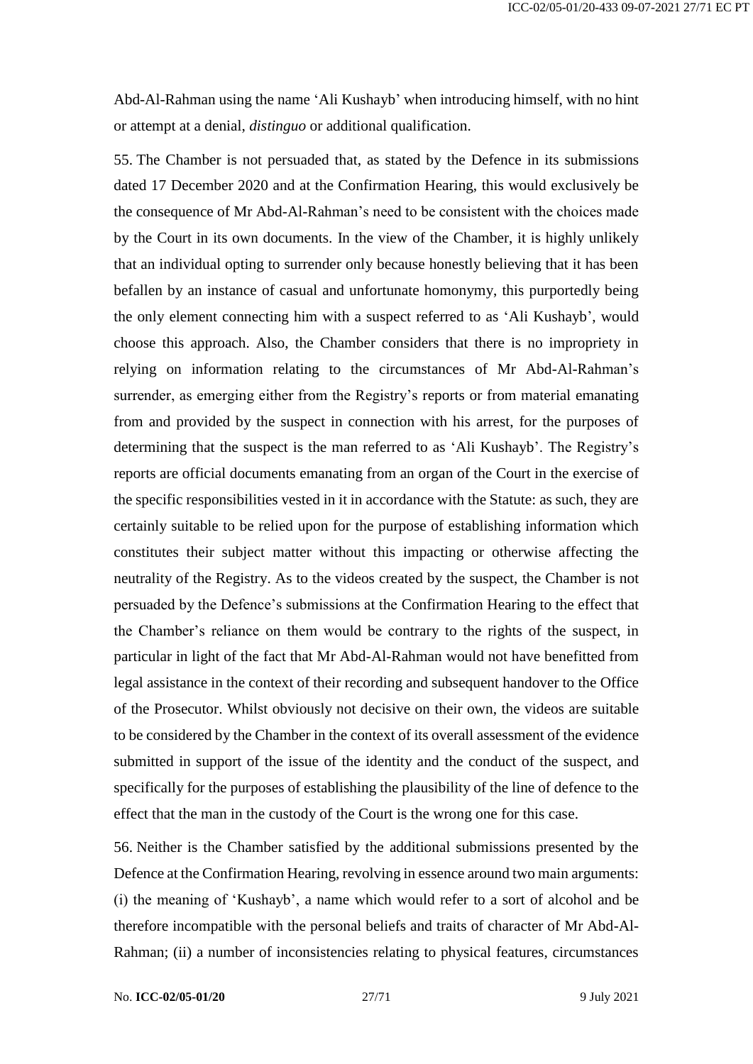Abd-Al-Rahman using the name 'Ali Kushayb' when introducing himself, with no hint or attempt at a denial, *distinguo* or additional qualification.

55. The Chamber is not persuaded that, as stated by the Defence in its submissions dated 17 December 2020 and at the Confirmation Hearing, this would exclusively be the consequence of Mr Abd-Al-Rahman's need to be consistent with the choices made by the Court in its own documents. In the view of the Chamber, it is highly unlikely that an individual opting to surrender only because honestly believing that it has been befallen by an instance of casual and unfortunate homonymy, this purportedly being the only element connecting him with a suspect referred to as 'Ali Kushayb', would choose this approach. Also, the Chamber considers that there is no impropriety in relying on information relating to the circumstances of Mr Abd-Al-Rahman's surrender, as emerging either from the Registry's reports or from material emanating from and provided by the suspect in connection with his arrest, for the purposes of determining that the suspect is the man referred to as 'Ali Kushayb'. The Registry's reports are official documents emanating from an organ of the Court in the exercise of the specific responsibilities vested in it in accordance with the Statute: as such, they are certainly suitable to be relied upon for the purpose of establishing information which constitutes their subject matter without this impacting or otherwise affecting the neutrality of the Registry. As to the videos created by the suspect, the Chamber is not persuaded by the Defence's submissions at the Confirmation Hearing to the effect that the Chamber's reliance on them would be contrary to the rights of the suspect, in particular in light of the fact that Mr Abd-Al-Rahman would not have benefitted from legal assistance in the context of their recording and subsequent handover to the Office of the Prosecutor. Whilst obviously not decisive on their own, the videos are suitable to be considered by the Chamber in the context of its overall assessment of the evidence submitted in support of the issue of the identity and the conduct of the suspect, and specifically for the purposes of establishing the plausibility of the line of defence to the effect that the man in the custody of the Court is the wrong one for this case.

56. Neither is the Chamber satisfied by the additional submissions presented by the Defence at the Confirmation Hearing, revolving in essence around two main arguments: (i) the meaning of 'Kushayb', a name which would refer to a sort of alcohol and be therefore incompatible with the personal beliefs and traits of character of Mr Abd-Al-Rahman; (ii) a number of inconsistencies relating to physical features, circumstances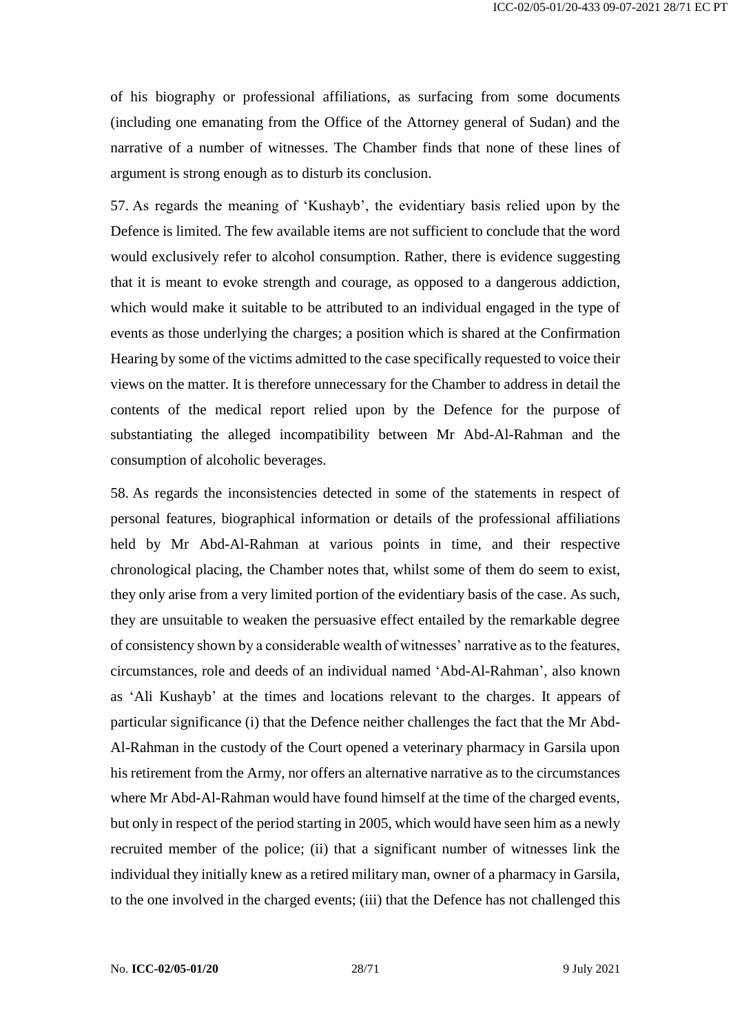of his biography or professional affiliations, as surfacing from some documents (including one emanating from the Office of the Attorney general of Sudan) and the narrative of a number of witnesses. The Chamber finds that none of these lines of argument is strong enough as to disturb its conclusion.

57. As regards the meaning of 'Kushayb', the evidentiary basis relied upon by the Defence is limited. The few available items are not sufficient to conclude that the word would exclusively refer to alcohol consumption. Rather, there is evidence suggesting that it is meant to evoke strength and courage, as opposed to a dangerous addiction, which would make it suitable to be attributed to an individual engaged in the type of events as those underlying the charges; a position which is shared at the Confirmation Hearing by some of the victims admitted to the case specifically requested to voice their views on the matter. It is therefore unnecessary for the Chamber to address in detail the contents of the medical report relied upon by the Defence for the purpose of substantiating the alleged incompatibility between Mr Abd-Al-Rahman and the consumption of alcoholic beverages.

58. As regards the inconsistencies detected in some of the statements in respect of personal features, biographical information or details of the professional affiliations held by Mr Abd-Al-Rahman at various points in time, and their respective chronological placing, the Chamber notes that, whilst some of them do seem to exist, they only arise from a very limited portion of the evidentiary basis of the case. As such, they are unsuitable to weaken the persuasive effect entailed by the remarkable degree of consistency shown by a considerable wealth of witnesses' narrative as to the features, circumstances, role and deeds of an individual named 'Abd-Al-Rahman', also known as 'Ali Kushayb' at the times and locations relevant to the charges. It appears of particular significance (i) that the Defence neither challenges the fact that the Mr Abd-Al-Rahman in the custody of the Court opened a veterinary pharmacy in Garsila upon his retirement from the Army, nor offers an alternative narrative as to the circumstances where Mr Abd-Al-Rahman would have found himself at the time of the charged events, but only in respect of the period starting in 2005, which would have seen him as a newly recruited member of the police; (ii) that a significant number of witnesses link the individual they initially knew as a retired military man, owner of a pharmacy in Garsila, to the one involved in the charged events; (iii) that the Defence has not challenged this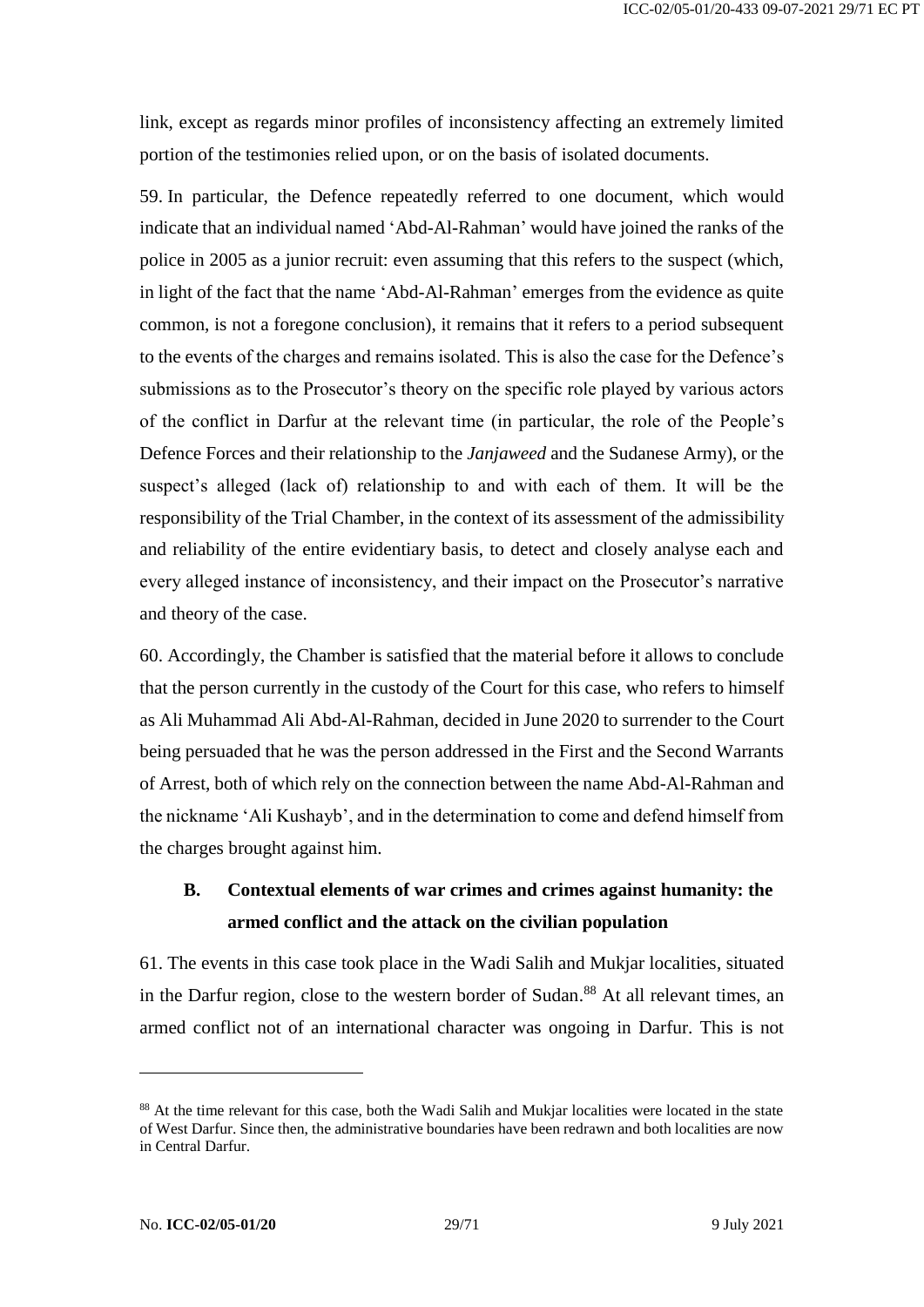link, except as regards minor profiles of inconsistency affecting an extremely limited portion of the testimonies relied upon, or on the basis of isolated documents.

59. In particular, the Defence repeatedly referred to one document, which would indicate that an individual named 'Abd-Al-Rahman' would have joined the ranks of the police in 2005 as a junior recruit: even assuming that this refers to the suspect (which, in light of the fact that the name 'Abd-Al-Rahman' emerges from the evidence as quite common, is not a foregone conclusion), it remains that it refers to a period subsequent to the events of the charges and remains isolated. This is also the case for the Defence's submissions as to the Prosecutor's theory on the specific role played by various actors of the conflict in Darfur at the relevant time (in particular, the role of the People's Defence Forces and their relationship to the *Janjaweed* and the Sudanese Army), or the suspect's alleged (lack of) relationship to and with each of them. It will be the responsibility of the Trial Chamber, in the context of its assessment of the admissibility and reliability of the entire evidentiary basis, to detect and closely analyse each and every alleged instance of inconsistency, and their impact on the Prosecutor's narrative and theory of the case.

60. Accordingly, the Chamber is satisfied that the material before it allows to conclude that the person currently in the custody of the Court for this case, who refers to himself as Ali Muhammad Ali Abd-Al-Rahman, decided in June 2020 to surrender to the Court being persuaded that he was the person addressed in the First and the Second Warrants of Arrest, both of which rely on the connection between the name Abd-Al-Rahman and the nickname 'Ali Kushayb', and in the determination to come and defend himself from the charges brought against him.

## B. Contextual elements of war crimes and crimes against humanity: the armed conflict and the attack on the civilian population

61. The events in this case took place in the Wadi Salih and Mukjar localities, situated in the Darfur region, close to the western border of Sudan.[88] At all relevant times, an armed conflict not of an international character was ongoing in Darfur. This is not

[88] At the time relevant for this case, both the Wadi Salih and Mukjar localities were located in the state of West Darfur. Since then, the administrative boundaries have been redrawn and both localities are now in Central Darfur.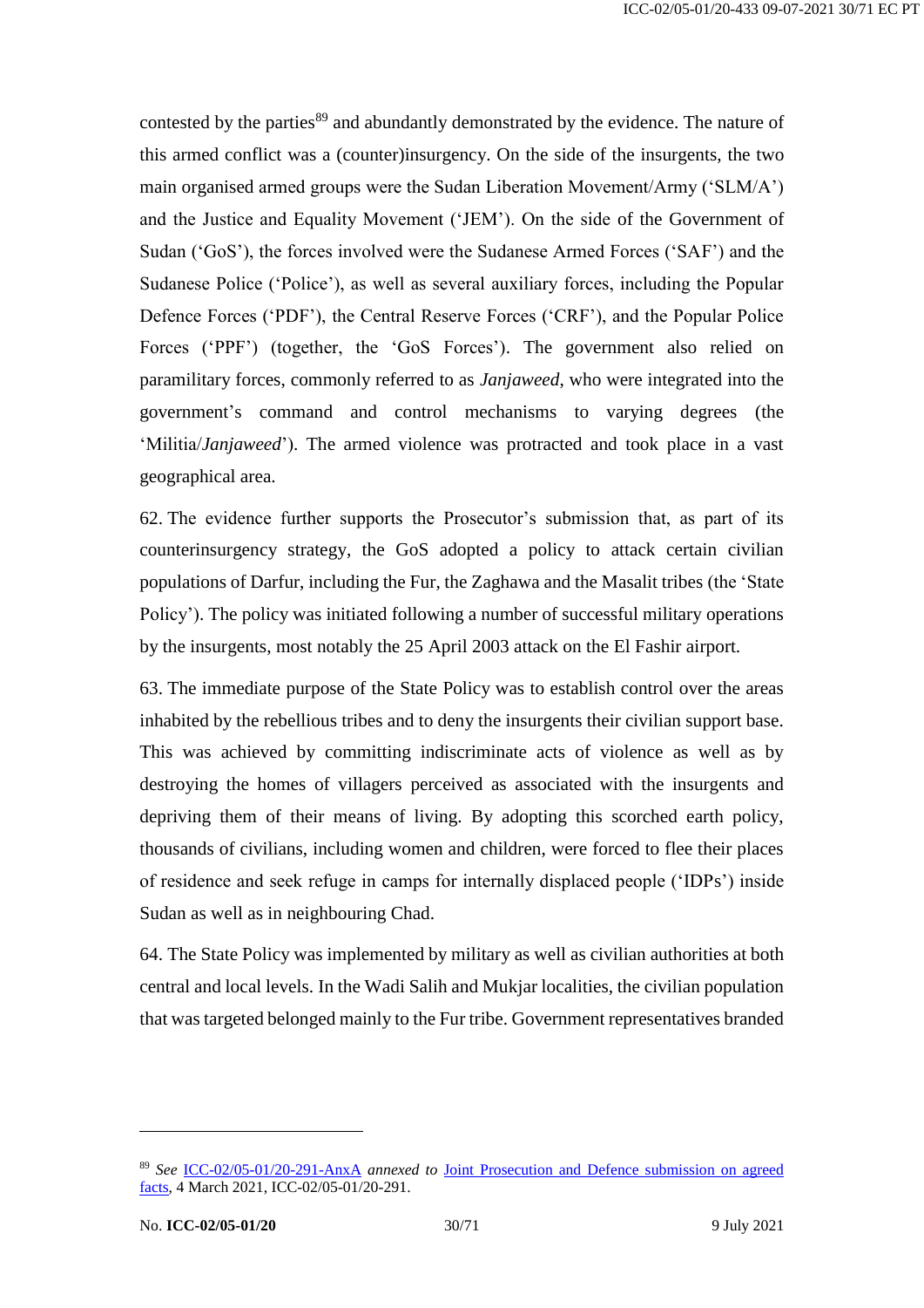contested by the parties[89] and abundantly demonstrated by the evidence. The nature of this armed conflict was a (counter)insurgency. On the side of the insurgents, the two main organised armed groups were the Sudan Liberation Movement/Army ('SLM/A') and the Justice and Equality Movement ('JEM'). On the side of the Government of Sudan ('GoS'), the forces involved were the Sudanese Armed Forces ('SAF') and the Sudanese Police ('Police'), as well as several auxiliary forces, including the Popular Defence Forces ('PDF'), the Central Reserve Forces ('CRF'), and the Popular Police Forces ('PPF') (together, the 'GoS Forces'). The government also relied on paramilitary forces, commonly referred to as *Janjaweed*, who were integrated into the government's command and control mechanisms to varying degrees (the 'Militia/*Janjaweed*'). The armed violence was protracted and took place in a vast geographical area.

62. The evidence further supports the Prosecutor's submission that, as part of its counterinsurgency strategy, the GoS adopted a policy to attack certain civilian populations of Darfur, including the Fur, the Zaghawa and the Masalit tribes (the 'State Policy'). The policy was initiated following a number of successful military operations by the insurgents, most notably the 25 April 2003 attack on the El Fashir airport.

63. The immediate purpose of the State Policy was to establish control over the areas inhabited by the rebellious tribes and to deny the insurgents their civilian support base. This was achieved by committing indiscriminate acts of violence as well as by destroying the homes of villagers perceived as associated with the insurgents and depriving them of their means of living. By adopting this scorched earth policy, thousands of civilians, including women and children, were forced to flee their places of residence and seek refuge in camps for internally displaced people ('IDPs') inside Sudan as well as in neighbouring Chad.

64. The State Policy was implemented by military as well as civilian authorities at both central and local levels. In the Wadi Salih and Mukjar localities, the civilian population that was targeted belonged mainly to the Fur tribe. Government representatives branded

---

[89] *See* ICC-02/05-01/20-291-AnxA *annexed to* Joint Prosecution and Defence submission on agreed facts, 4 March 2021, ICC-02/05-01/20-291.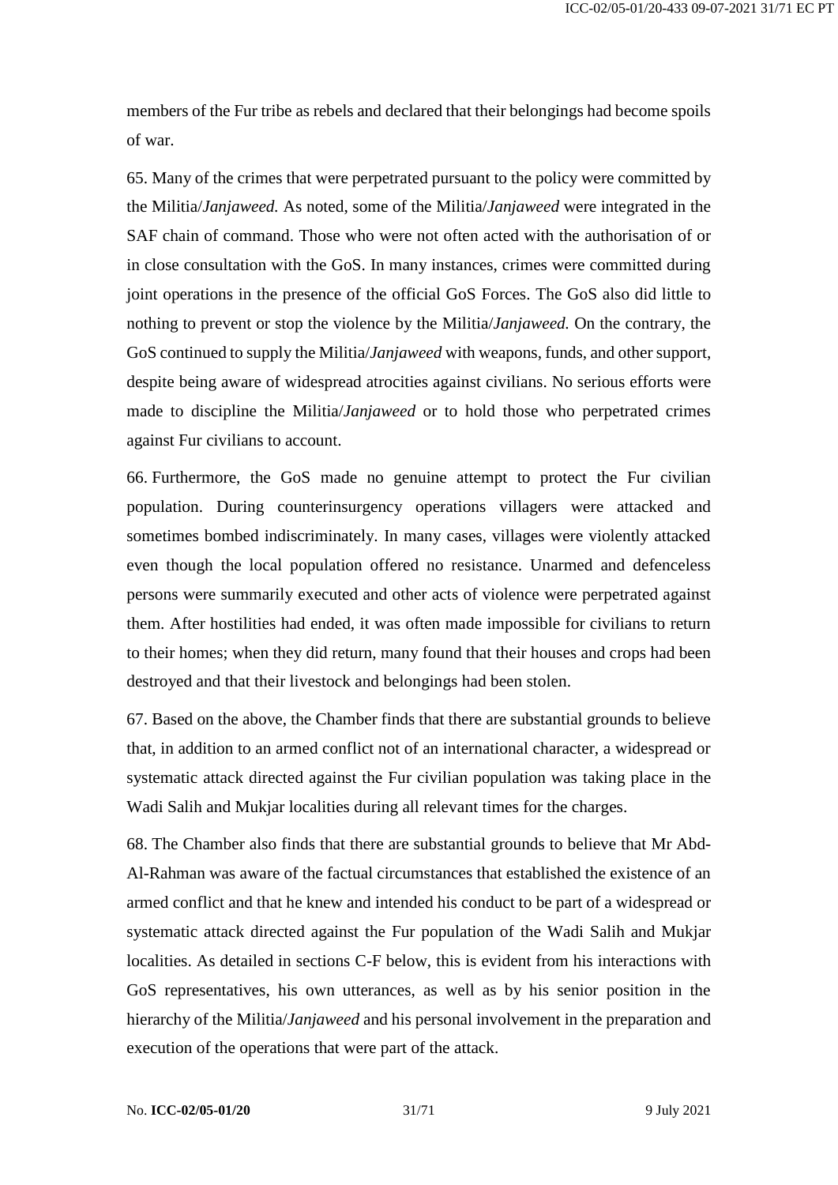members of the Fur tribe as rebels and declared that their belongings had become spoils of war.

65. Many of the crimes that were perpetrated pursuant to the policy were committed by the Militia/*Janjaweed.* As noted, some of the Militia/*Janjaweed* were integrated in the SAF chain of command. Those who were not often acted with the authorisation of or in close consultation with the GoS. In many instances, crimes were committed during joint operations in the presence of the official GoS Forces. The GoS also did little to nothing to prevent or stop the violence by the Militia/*Janjaweed.* On the contrary, the GoS continued to supply the Militia/*Janjaweed* with weapons, funds, and other support, despite being aware of widespread atrocities against civilians. No serious efforts were made to discipline the Militia/*Janjaweed* or to hold those who perpetrated crimes against Fur civilians to account.

66. Furthermore, the GoS made no genuine attempt to protect the Fur civilian population. During counterinsurgency operations villagers were attacked and sometimes bombed indiscriminately. In many cases, villages were violently attacked even though the local population offered no resistance. Unarmed and defenceless persons were summarily executed and other acts of violence were perpetrated against them. After hostilities had ended, it was often made impossible for civilians to return to their homes; when they did return, many found that their houses and crops had been destroyed and that their livestock and belongings had been stolen.

67. Based on the above, the Chamber finds that there are substantial grounds to believe that, in addition to an armed conflict not of an international character, a widespread or systematic attack directed against the Fur civilian population was taking place in the Wadi Salih and Mukjar localities during all relevant times for the charges.

68. The Chamber also finds that there are substantial grounds to believe that Mr Abd-Al-Rahman was aware of the factual circumstances that established the existence of an armed conflict and that he knew and intended his conduct to be part of a widespread or systematic attack directed against the Fur population of the Wadi Salih and Mukjar localities. As detailed in sections C-F below, this is evident from his interactions with GoS representatives, his own utterances, as well as by his senior position in the hierarchy of the Militia/*Janjaweed* and his personal involvement in the preparation and execution of the operations that were part of the attack.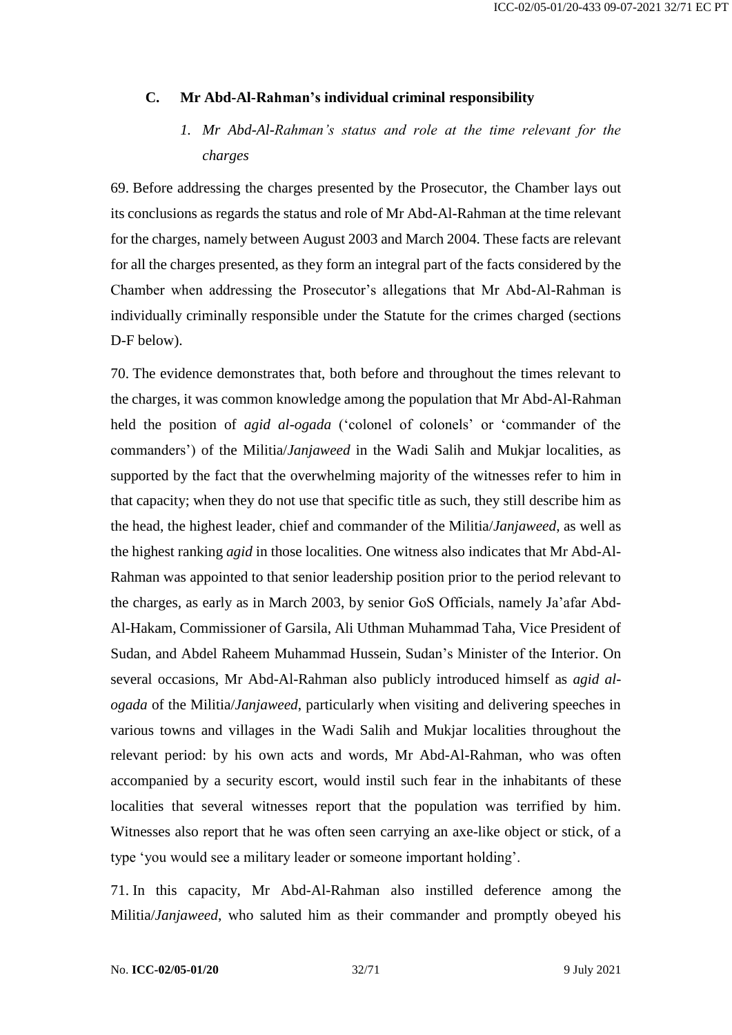### C. Mr Abd-Al-Rahman's individual criminal responsibility

#### *1. Mr Abd-Al-Rahman's status and role at the time relevant for the charges*

69. Before addressing the charges presented by the Prosecutor, the Chamber lays out its conclusions as regards the status and role of Mr Abd-Al-Rahman at the time relevant for the charges, namely between August 2003 and March 2004. These facts are relevant for all the charges presented, as they form an integral part of the facts considered by the Chamber when addressing the Prosecutor's allegations that Mr Abd-Al-Rahman is individually criminally responsible under the Statute for the crimes charged (sections D-F below).

70. The evidence demonstrates that, both before and throughout the times relevant to the charges, it was common knowledge among the population that Mr Abd-Al-Rahman held the position of *agid al-ogada* ('colonel of colonels' or 'commander of the commanders') of the Militia/*Janjaweed* in the Wadi Salih and Mukjar localities, as supported by the fact that the overwhelming majority of the witnesses refer to him in that capacity; when they do not use that specific title as such, they still describe him as the head, the highest leader, chief and commander of the Militia/*Janjaweed*, as well as the highest ranking *agid* in those localities. One witness also indicates that Mr Abd-Al-Rahman was appointed to that senior leadership position prior to the period relevant to the charges, as early as in March 2003, by senior GoS Officials, namely Ja'afar Abd-Al-Hakam, Commissioner of Garsila, Ali Uthman Muhammad Taha, Vice President of Sudan, and Abdel Raheem Muhammad Hussein, Sudan's Minister of the Interior. On several occasions, Mr Abd-Al-Rahman also publicly introduced himself as *agid al-ogada* of the Militia/*Janjaweed*, particularly when visiting and delivering speeches in various towns and villages in the Wadi Salih and Mukjar localities throughout the relevant period: by his own acts and words, Mr Abd-Al-Rahman, who was often accompanied by a security escort, would instil such fear in the inhabitants of these localities that several witnesses report that the population was terrified by him. Witnesses also report that he was often seen carrying an axe-like object or stick, of a type 'you would see a military leader or someone important holding'.

71. In this capacity, Mr Abd-Al-Rahman also instilled deference among the Militia/*Janjaweed*, who saluted him as their commander and promptly obeyed his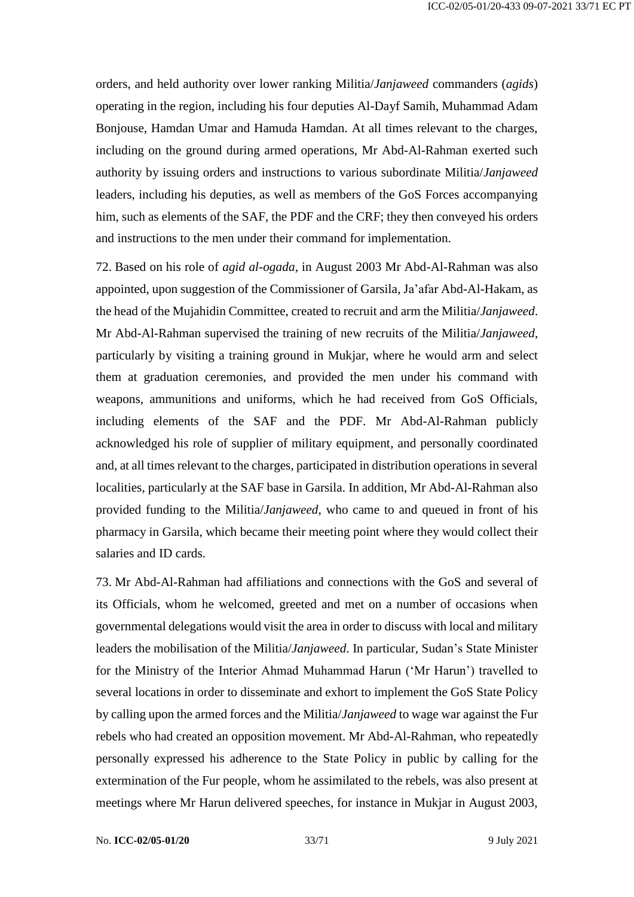orders, and held authority over lower ranking Militia/*Janjaweed* commanders (*agids*) operating in the region, including his four deputies Al-Dayf Samih, Muhammad Adam Bonjouse, Hamdan Umar and Hamuda Hamdan. At all times relevant to the charges, including on the ground during armed operations, Mr Abd-Al-Rahman exerted such authority by issuing orders and instructions to various subordinate Militia/*Janjaweed* leaders, including his deputies, as well as members of the GoS Forces accompanying him, such as elements of the SAF, the PDF and the CRF; they then conveyed his orders and instructions to the men under their command for implementation.

72. Based on his role of *agid al-ogada*, in August 2003 Mr Abd-Al-Rahman was also appointed, upon suggestion of the Commissioner of Garsila, Ja'afar Abd-Al-Hakam, as the head of the Mujahidin Committee, created to recruit and arm the Militia/*Janjaweed*. Mr Abd-Al-Rahman supervised the training of new recruits of the Militia/*Janjaweed*, particularly by visiting a training ground in Mukjar, where he would arm and select them at graduation ceremonies, and provided the men under his command with weapons, ammunitions and uniforms, which he had received from GoS Officials, including elements of the SAF and the PDF. Mr Abd-Al-Rahman publicly acknowledged his role of supplier of military equipment, and personally coordinated and, at all times relevant to the charges, participated in distribution operations in several localities, particularly at the SAF base in Garsila. In addition, Mr Abd-Al-Rahman also provided funding to the Militia/*Janjaweed*, who came to and queued in front of his pharmacy in Garsila, which became their meeting point where they would collect their salaries and ID cards.

73. Mr Abd-Al-Rahman had affiliations and connections with the GoS and several of its Officials, whom he welcomed, greeted and met on a number of occasions when governmental delegations would visit the area in order to discuss with local and military leaders the mobilisation of the Militia/*Janjaweed*. In particular, Sudan's State Minister for the Ministry of the Interior Ahmad Muhammad Harun ('Mr Harun') travelled to several locations in order to disseminate and exhort to implement the GoS State Policy by calling upon the armed forces and the Militia/*Janjaweed* to wage war against the Fur rebels who had created an opposition movement. Mr Abd-Al-Rahman, who repeatedly personally expressed his adherence to the State Policy in public by calling for the extermination of the Fur people, whom he assimilated to the rebels, was also present at meetings where Mr Harun delivered speeches, for instance in Mukjar in August 2003,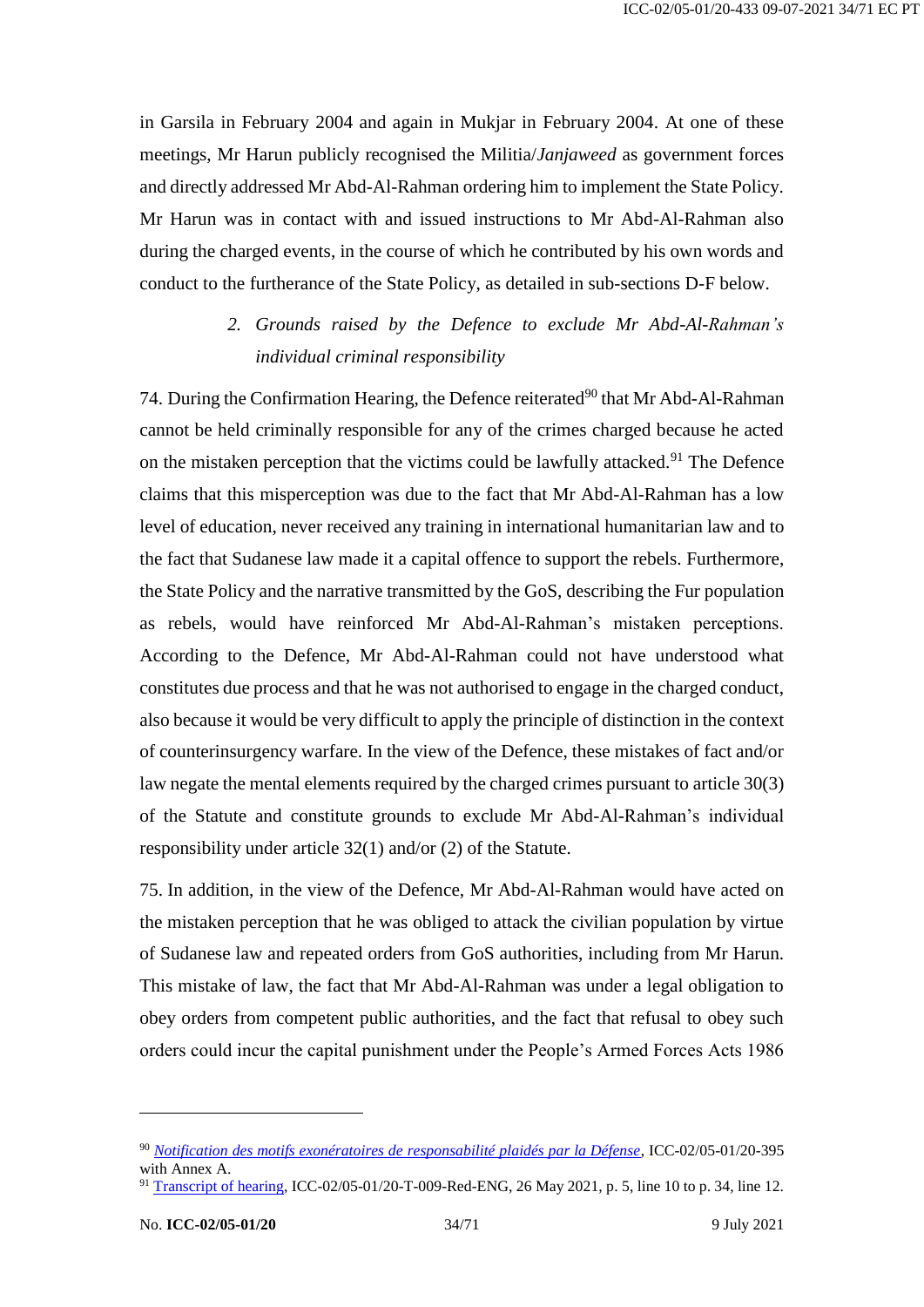in Garsila in February 2004 and again in Mukjar in February 2004. At one of these meetings, Mr Harun publicly recognised the Militia/*Janjaweed* as government forces and directly addressed Mr Abd-Al-Rahman ordering him to implement the State Policy. Mr Harun was in contact with and issued instructions to Mr Abd-Al-Rahman also during the charged events, in the course of which he contributed by his own words and conduct to the furtherance of the State Policy, as detailed in sub-sections D-F below.

### *2. Grounds raised by the Defence to exclude Mr Abd-Al-Rahman's individual criminal responsibility*

74. During the Confirmation Hearing, the Defence reiterated[90] that Mr Abd-Al-Rahman cannot be held criminally responsible for any of the crimes charged because he acted on the mistaken perception that the victims could be lawfully attacked.[91] The Defence claims that this misperception was due to the fact that Mr Abd-Al-Rahman has a low level of education, never received any training in international humanitarian law and to the fact that Sudanese law made it a capital offence to support the rebels. Furthermore, the State Policy and the narrative transmitted by the GoS, describing the Fur population as rebels, would have reinforced Mr Abd-Al-Rahman's mistaken perceptions. According to the Defence, Mr Abd-Al-Rahman could not have understood what constitutes due process and that he was not authorised to engage in the charged conduct, also because it would be very difficult to apply the principle of distinction in the context of counterinsurgency warfare. In the view of the Defence, these mistakes of fact and/or law negate the mental elements required by the charged crimes pursuant to article 30(3) of the Statute and constitute grounds to exclude Mr Abd-Al-Rahman's individual responsibility under article 32(1) and/or (2) of the Statute.

75. In addition, in the view of the Defence, Mr Abd-Al-Rahman would have acted on the mistaken perception that he was obliged to attack the civilian population by virtue of Sudanese law and repeated orders from GoS authorities, including from Mr Harun. This mistake of law, the fact that Mr Abd-Al-Rahman was under a legal obligation to obey orders from competent public authorities, and the fact that refusal to obey such orders could incur the capital punishment under the People's Armed Forces Acts 1986

---

[90] *Notification des motifs exonératoires de responsabilité plaidés par la Défense*, ICC-02/05-01/20-395 with Annex A.

[91] Transcript of hearing, ICC-02/05-01/20-T-009-Red-ENG, 26 May 2021, p. 5, line 10 to p. 34, line 12.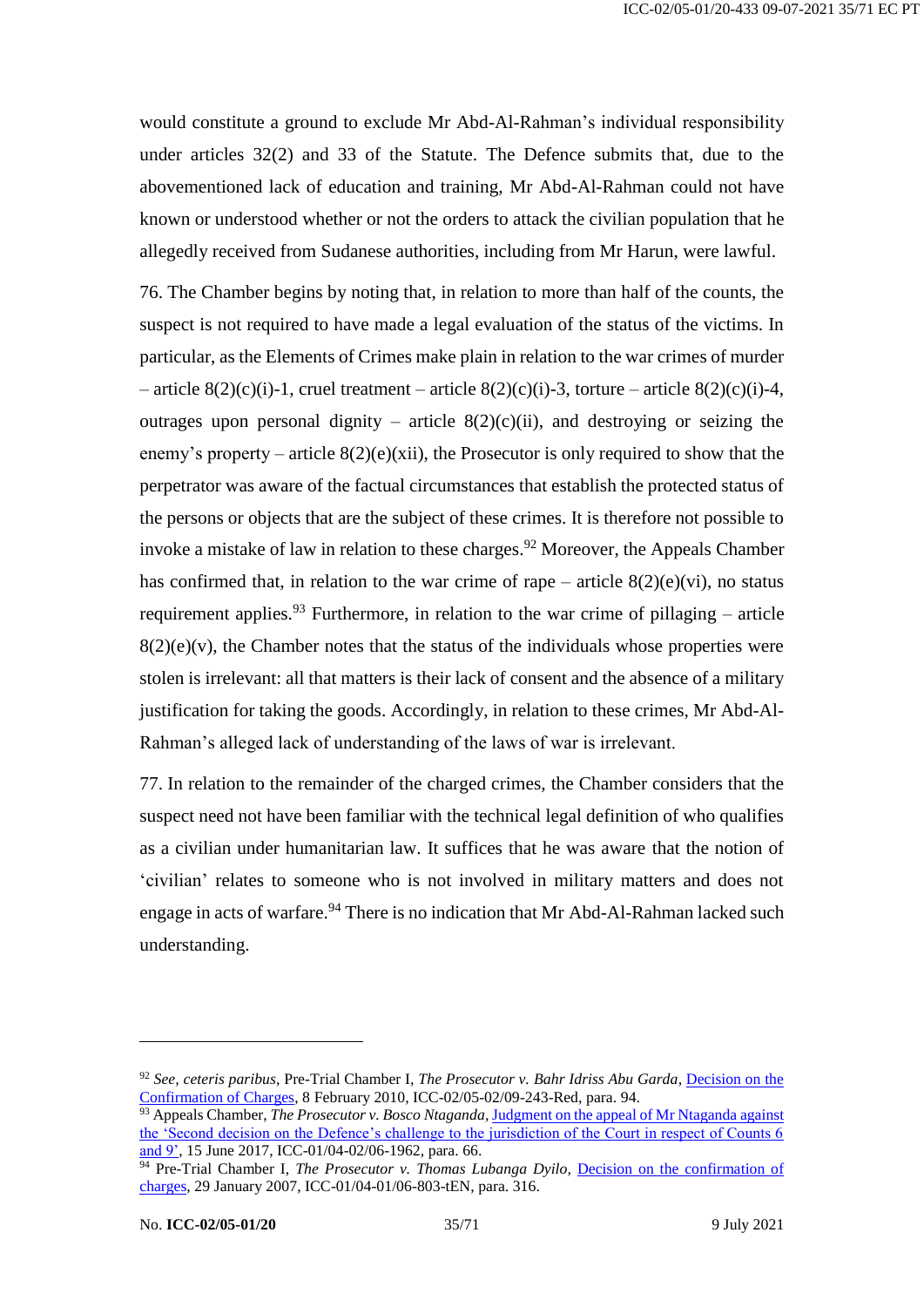would constitute a ground to exclude Mr Abd-Al-Rahman's individual responsibility under articles 32(2) and 33 of the Statute. The Defence submits that, due to the abovementioned lack of education and training, Mr Abd-Al-Rahman could not have known or understood whether or not the orders to attack the civilian population that he allegedly received from Sudanese authorities, including from Mr Harun, were lawful.

76. The Chamber begins by noting that, in relation to more than half of the counts, the suspect is not required to have made a legal evaluation of the status of the victims. In particular, as the Elements of Crimes make plain in relation to the war crimes of murder – article 8(2)(c)(i)-1, cruel treatment – article 8(2)(c)(i)-3, torture – article 8(2)(c)(i)-4, outrages upon personal dignity – article 8(2)(c)(ii), and destroying or seizing the enemy's property – article 8(2)(e)(xii), the Prosecutor is only required to show that the perpetrator was aware of the factual circumstances that establish the protected status of the persons or objects that are the subject of these crimes. It is therefore not possible to invoke a mistake of law in relation to these charges.[92] Moreover, the Appeals Chamber has confirmed that, in relation to the war crime of rape – article 8(2)(e)(vi), no status requirement applies.[93] Furthermore, in relation to the war crime of pillaging – article 8(2)(e)(v), the Chamber notes that the status of the individuals whose properties were stolen is irrelevant: all that matters is their lack of consent and the absence of a military justification for taking the goods. Accordingly, in relation to these crimes, Mr Abd-Al-Rahman's alleged lack of understanding of the laws of war is irrelevant.

77. In relation to the remainder of the charged crimes, the Chamber considers that the suspect need not have been familiar with the technical legal definition of who qualifies as a civilian under humanitarian law. It suffices that he was aware that the notion of 'civilian' relates to someone who is not involved in military matters and does not engage in acts of warfare.[94] There is no indication that Mr Abd-Al-Rahman lacked such understanding.

---

[92] *See*, *ceteris paribus*, Pre-Trial Chamber I, *The Prosecutor v. Bahr Idriss Abu Garda*, Decision on the Confirmation of Charges, 8 February 2010, ICC-02/05-02/09-243-Red, para. 94.

[93] Appeals Chamber, *The Prosecutor v. Bosco Ntaganda*, Judgment on the appeal of Mr Ntaganda against the 'Second decision on the Defence's challenge to the jurisdiction of the Court in respect of Counts 6 and 9', 15 June 2017, ICC-01/04-02/06-1962, para. 66.

[94] Pre-Trial Chamber I, *The Prosecutor v. Thomas Lubanga Dyilo*, Decision on the confirmation of charges, 29 January 2007, ICC-01/04-01/06-803-tEN, para. 316.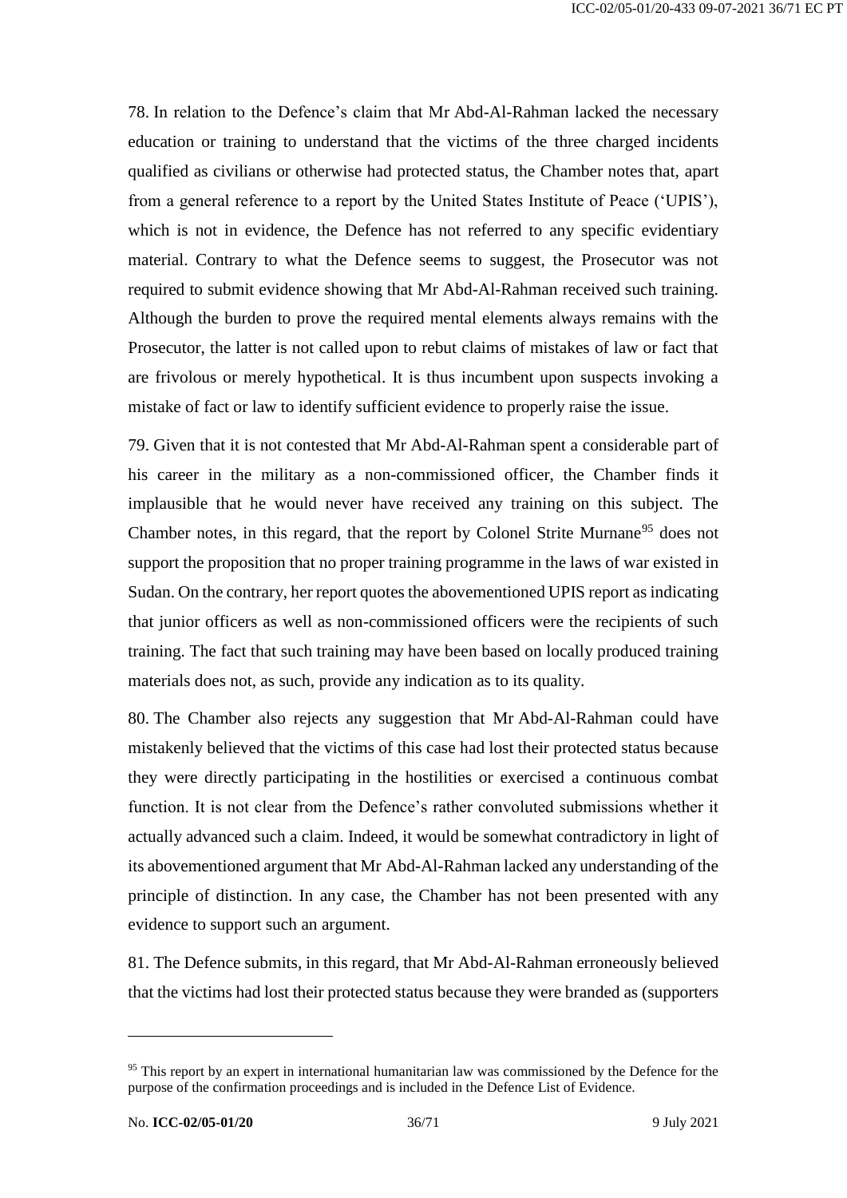78. In relation to the Defence's claim that Mr Abd-Al-Rahman lacked the necessary education or training to understand that the victims of the three charged incidents qualified as civilians or otherwise had protected status, the Chamber notes that, apart from a general reference to a report by the United States Institute of Peace ('UPIS'), which is not in evidence, the Defence has not referred to any specific evidentiary material. Contrary to what the Defence seems to suggest, the Prosecutor was not required to submit evidence showing that Mr Abd-Al-Rahman received such training. Although the burden to prove the required mental elements always remains with the Prosecutor, the latter is not called upon to rebut claims of mistakes of law or fact that are frivolous or merely hypothetical. It is thus incumbent upon suspects invoking a mistake of fact or law to identify sufficient evidence to properly raise the issue.

79. Given that it is not contested that Mr Abd-Al-Rahman spent a considerable part of his career in the military as a non-commissioned officer, the Chamber finds it implausible that he would never have received any training on this subject. The Chamber notes, in this regard, that the report by Colonel Strite Murnane[95] does not support the proposition that no proper training programme in the laws of war existed in Sudan. On the contrary, her report quotes the abovementioned UPIS report as indicating that junior officers as well as non-commissioned officers were the recipients of such training. The fact that such training may have been based on locally produced training materials does not, as such, provide any indication as to its quality.

80. The Chamber also rejects any suggestion that Mr Abd-Al-Rahman could have mistakenly believed that the victims of this case had lost their protected status because they were directly participating in the hostilities or exercised a continuous combat function. It is not clear from the Defence's rather convoluted submissions whether it actually advanced such a claim. Indeed, it would be somewhat contradictory in light of its abovementioned argument that Mr Abd-Al-Rahman lacked any understanding of the principle of distinction. In any case, the Chamber has not been presented with any evidence to support such an argument.

81. The Defence submits, in this regard, that Mr Abd-Al-Rahman erroneously believed that the victims had lost their protected status because they were branded as (supporters

---

[95] This report by an expert in international humanitarian law was commissioned by the Defence for the purpose of the confirmation proceedings and is included in the Defence List of Evidence.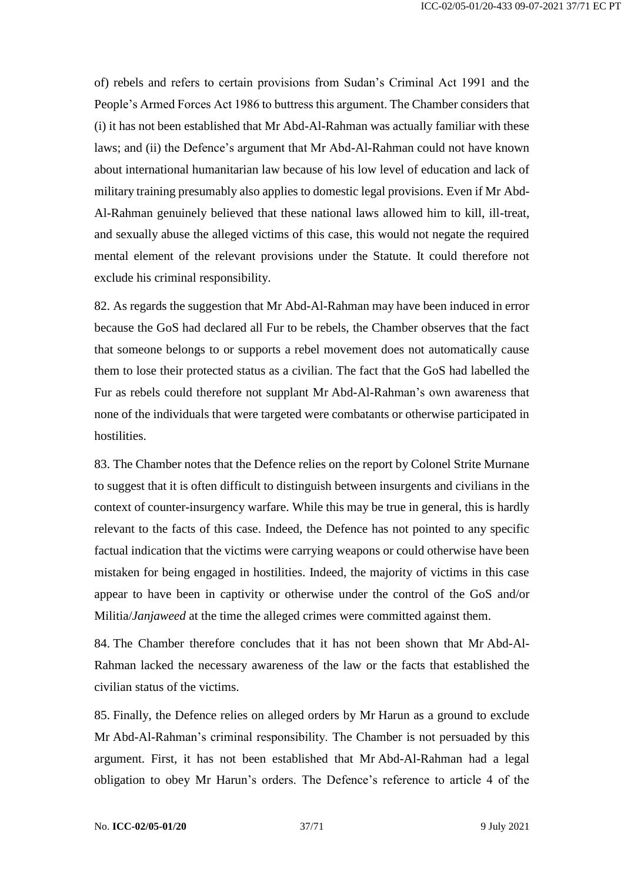of) rebels and refers to certain provisions from Sudan's Criminal Act 1991 and the People's Armed Forces Act 1986 to buttress this argument. The Chamber considers that (i) it has not been established that Mr Abd-Al-Rahman was actually familiar with these laws; and (ii) the Defence's argument that Mr Abd-Al-Rahman could not have known about international humanitarian law because of his low level of education and lack of military training presumably also applies to domestic legal provisions. Even if Mr Abd-Al-Rahman genuinely believed that these national laws allowed him to kill, ill-treat, and sexually abuse the alleged victims of this case, this would not negate the required mental element of the relevant provisions under the Statute. It could therefore not exclude his criminal responsibility.

82. As regards the suggestion that Mr Abd-Al-Rahman may have been induced in error because the GoS had declared all Fur to be rebels, the Chamber observes that the fact that someone belongs to or supports a rebel movement does not automatically cause them to lose their protected status as a civilian. The fact that the GoS had labelled the Fur as rebels could therefore not supplant Mr Abd-Al-Rahman's own awareness that none of the individuals that were targeted were combatants or otherwise participated in hostilities.

83. The Chamber notes that the Defence relies on the report by Colonel Strite Murnane to suggest that it is often difficult to distinguish between insurgents and civilians in the context of counter-insurgency warfare. While this may be true in general, this is hardly relevant to the facts of this case. Indeed, the Defence has not pointed to any specific factual indication that the victims were carrying weapons or could otherwise have been mistaken for being engaged in hostilities. Indeed, the majority of victims in this case appear to have been in captivity or otherwise under the control of the GoS and/or Militia/*Janjaweed* at the time the alleged crimes were committed against them.

84. The Chamber therefore concludes that it has not been shown that Mr Abd-Al-Rahman lacked the necessary awareness of the law or the facts that established the civilian status of the victims.

85. Finally, the Defence relies on alleged orders by Mr Harun as a ground to exclude Mr Abd-Al-Rahman's criminal responsibility. The Chamber is not persuaded by this argument. First, it has not been established that Mr Abd-Al-Rahman had a legal obligation to obey Mr Harun's orders. The Defence's reference to article 4 of the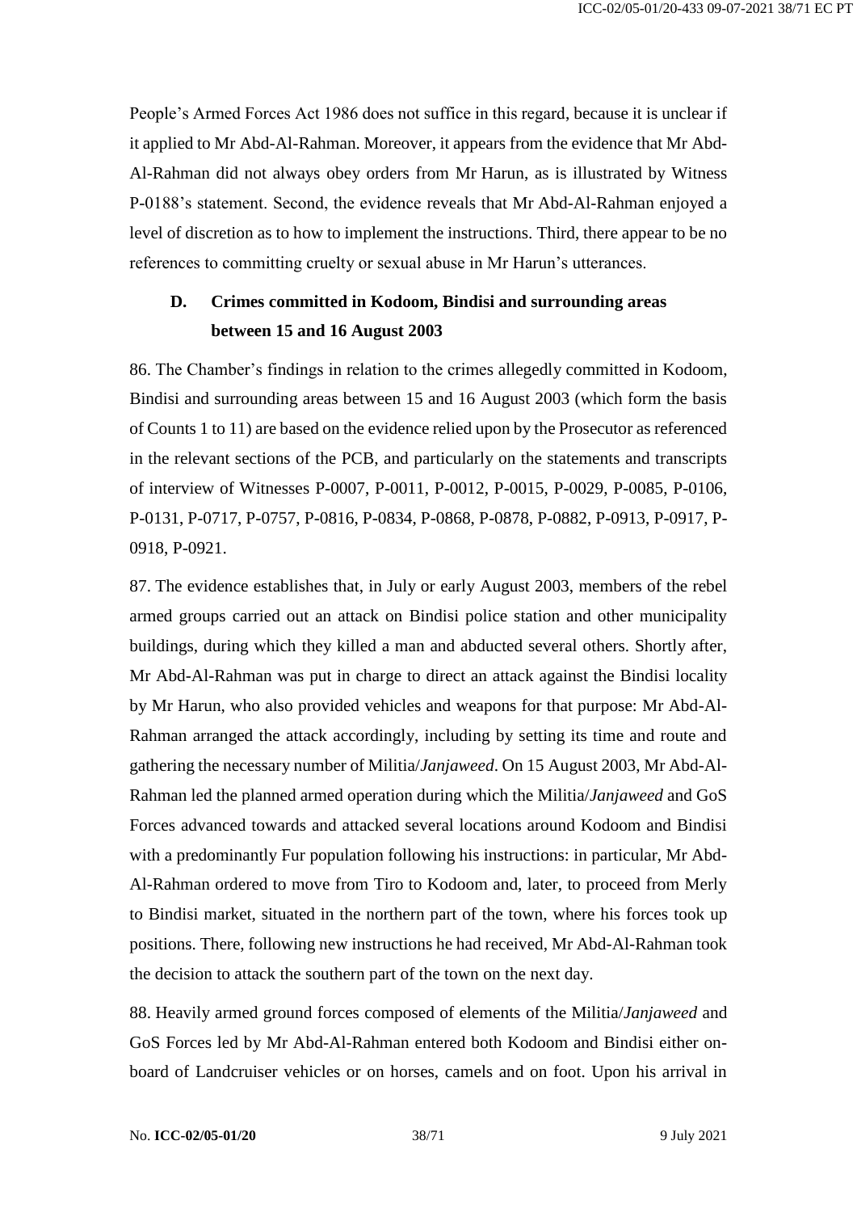People's Armed Forces Act 1986 does not suffice in this regard, because it is unclear if it applied to Mr Abd-Al-Rahman. Moreover, it appears from the evidence that Mr Abd-Al-Rahman did not always obey orders from Mr Harun, as is illustrated by Witness P-0188's statement. Second, the evidence reveals that Mr Abd-Al-Rahman enjoyed a level of discretion as to how to implement the instructions. Third, there appear to be no references to committing cruelty or sexual abuse in Mr Harun's utterances.

## D. Crimes committed in Kodoom, Bindisi and surrounding areas between 15 and 16 August 2003

86. The Chamber's findings in relation to the crimes allegedly committed in Kodoom, Bindisi and surrounding areas between 15 and 16 August 2003 (which form the basis of Counts 1 to 11) are based on the evidence relied upon by the Prosecutor as referenced in the relevant sections of the PCB, and particularly on the statements and transcripts of interview of Witnesses P-0007, P-0011, P-0012, P-0015, P-0029, P-0085, P-0106, P-0131, P-0717, P-0757, P-0816, P-0834, P-0868, P-0878, P-0882, P-0913, P-0917, P-0918, P-0921.

87. The evidence establishes that, in July or early August 2003, members of the rebel armed groups carried out an attack on Bindisi police station and other municipality buildings, during which they killed a man and abducted several others. Shortly after, Mr Abd-Al-Rahman was put in charge to direct an attack against the Bindisi locality by Mr Harun, who also provided vehicles and weapons for that purpose: Mr Abd-Al-Rahman arranged the attack accordingly, including by setting its time and route and gathering the necessary number of Militia/*Janjaweed*. On 15 August 2003, Mr Abd-Al-Rahman led the planned armed operation during which the Militia/*Janjaweed* and GoS Forces advanced towards and attacked several locations around Kodoom and Bindisi with a predominantly Fur population following his instructions: in particular, Mr Abd-Al-Rahman ordered to move from Tiro to Kodoom and, later, to proceed from Merly to Bindisi market, situated in the northern part of the town, where his forces took up positions. There, following new instructions he had received, Mr Abd-Al-Rahman took the decision to attack the southern part of the town on the next day.

88. Heavily armed ground forces composed of elements of the Militia/*Janjaweed* and GoS Forces led by Mr Abd-Al-Rahman entered both Kodoom and Bindisi either on-board of Landcruiser vehicles or on horses, camels and on foot. Upon his arrival in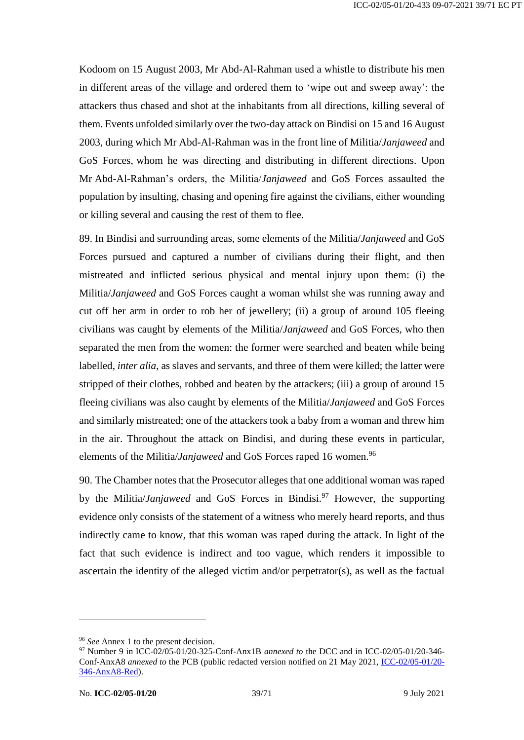Kodoom on 15 August 2003, Mr Abd-Al-Rahman used a whistle to distribute his men in different areas of the village and ordered them to 'wipe out and sweep away': the attackers thus chased and shot at the inhabitants from all directions, killing several of them. Events unfolded similarly over the two-day attack on Bindisi on 15 and 16 August 2003, during which Mr Abd-Al-Rahman was in the front line of Militia/*Janjaweed* and GoS Forces, whom he was directing and distributing in different directions. Upon Mr Abd-Al-Rahman's orders, the Militia/*Janjaweed* and GoS Forces assaulted the population by insulting, chasing and opening fire against the civilians, either wounding or killing several and causing the rest of them to flee.

89. In Bindisi and surrounding areas, some elements of the Militia/*Janjaweed* and GoS Forces pursued and captured a number of civilians during their flight, and then mistreated and inflicted serious physical and mental injury upon them: (i) the Militia/*Janjaweed* and GoS Forces caught a woman whilst she was running away and cut off her arm in order to rob her of jewellery; (ii) a group of around 105 fleeing civilians was caught by elements of the Militia/*Janjaweed* and GoS Forces, who then separated the men from the women: the former were searched and beaten while being labelled, *inter alia*, as slaves and servants, and three of them were killed; the latter were stripped of their clothes, robbed and beaten by the attackers; (iii) a group of around 15 fleeing civilians was also caught by elements of the Militia/*Janjaweed* and GoS Forces and similarly mistreated; one of the attackers took a baby from a woman and threw him in the air. Throughout the attack on Bindisi, and during these events in particular, elements of the Militia/*Janjaweed* and GoS Forces raped 16 women.[96]

90. The Chamber notes that the Prosecutor alleges that one additional woman was raped by the Militia/*Janjaweed* and GoS Forces in Bindisi.[97] However, the supporting evidence only consists of the statement of a witness who merely heard reports, and thus indirectly came to know, that this woman was raped during the attack. In light of the fact that such evidence is indirect and too vague, which renders it impossible to ascertain the identity of the alleged victim and/or perpetrator(s), as well as the factual

---

[96] *See* Annex 1 to the present decision.

[97] Number 9 in ICC-02/05-01/20-325-Conf-Anx1B *annexed to* the DCC and in ICC-02/05-01/20-346-Conf-AnxA8 *annexed to* the PCB (public redacted version notified on 21 May 2021, ICC-02/05-01/20-346-AnxA8-Red).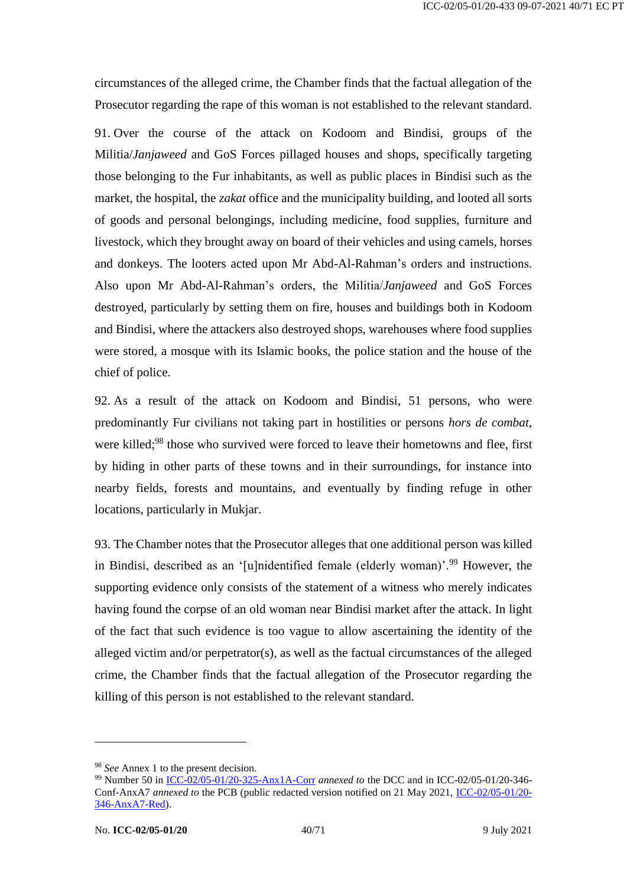circumstances of the alleged crime, the Chamber finds that the factual allegation of the Prosecutor regarding the rape of this woman is not established to the relevant standard.

91. Over the course of the attack on Kodoom and Bindisi, groups of the Militia/*Janjaweed* and GoS Forces pillaged houses and shops, specifically targeting those belonging to the Fur inhabitants, as well as public places in Bindisi such as the market, the hospital, the *zakat* office and the municipality building, and looted all sorts of goods and personal belongings, including medicine, food supplies, furniture and livestock, which they brought away on board of their vehicles and using camels, horses and donkeys. The looters acted upon Mr Abd-Al-Rahman's orders and instructions. Also upon Mr Abd-Al-Rahman's orders, the Militia/*Janjaweed* and GoS Forces destroyed, particularly by setting them on fire, houses and buildings both in Kodoom and Bindisi, where the attackers also destroyed shops, warehouses where food supplies were stored, a mosque with its Islamic books, the police station and the house of the chief of police.

92. As a result of the attack on Kodoom and Bindisi, 51 persons, who were predominantly Fur civilians not taking part in hostilities or persons *hors de combat*, were killed;[98] those who survived were forced to leave their hometowns and flee, first by hiding in other parts of these towns and in their surroundings, for instance into nearby fields, forests and mountains, and eventually by finding refuge in other locations, particularly in Mukjar.

93. The Chamber notes that the Prosecutor alleges that one additional person was killed in Bindisi, described as an '[u]nidentified female (elderly woman)'.[99] However, the supporting evidence only consists of the statement of a witness who merely indicates having found the corpse of an old woman near Bindisi market after the attack. In light of the fact that such evidence is too vague to allow ascertaining the identity of the alleged victim and/or perpetrator(s), as well as the factual circumstances of the alleged crime, the Chamber finds that the factual allegation of the Prosecutor regarding the killing of this person is not established to the relevant standard.

---

[98] *See* Annex 1 to the present decision.

[99] Number 50 in ICC-02/05-01/20-325-Anx1A-Corr *annexed to* the DCC and in ICC-02/05-01/20-346-Conf-AnxA7 *annexed to* the PCB (public redacted version notified on 21 May 2021, ICC-02/05-01/20-346-AnxA7-Red).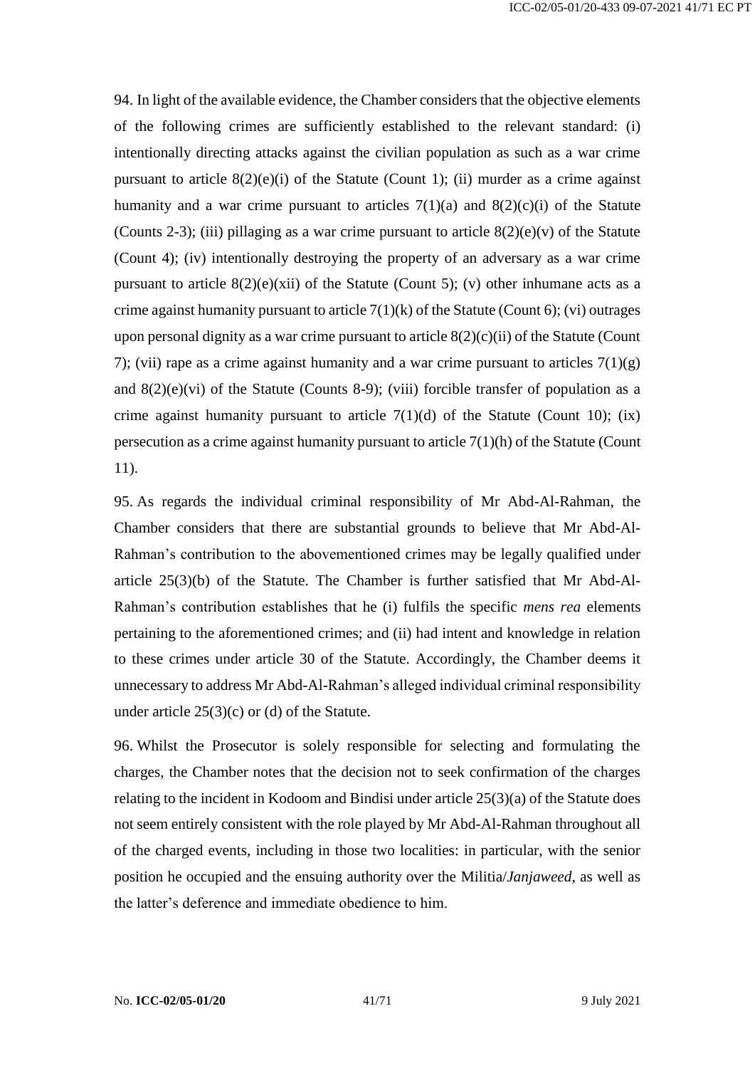94. In light of the available evidence, the Chamber considers that the objective elements of the following crimes are sufficiently established to the relevant standard: (i) intentionally directing attacks against the civilian population as such as a war crime pursuant to article 8(2)(e)(i) of the Statute (Count 1); (ii) murder as a crime against humanity and a war crime pursuant to articles 7(1)(a) and 8(2)(c)(i) of the Statute (Counts 2-3); (iii) pillaging as a war crime pursuant to article 8(2)(e)(v) of the Statute (Count 4); (iv) intentionally destroying the property of an adversary as a war crime pursuant to article 8(2)(e)(xii) of the Statute (Count 5); (v) other inhumane acts as a crime against humanity pursuant to article 7(1)(k) of the Statute (Count 6); (vi) outrages upon personal dignity as a war crime pursuant to article 8(2)(c)(ii) of the Statute (Count 7); (vii) rape as a crime against humanity and a war crime pursuant to articles 7(1)(g) and 8(2)(e)(vi) of the Statute (Counts 8-9); (viii) forcible transfer of population as a crime against humanity pursuant to article 7(1)(d) of the Statute (Count 10); (ix) persecution as a crime against humanity pursuant to article 7(1)(h) of the Statute (Count 11).

95. As regards the individual criminal responsibility of Mr Abd-Al-Rahman, the Chamber considers that there are substantial grounds to believe that Mr Abd-Al-Rahman's contribution to the abovementioned crimes may be legally qualified under article 25(3)(b) of the Statute. The Chamber is further satisfied that Mr Abd-Al-Rahman's contribution establishes that he (i) fulfils the specific *mens rea* elements pertaining to the aforementioned crimes; and (ii) had intent and knowledge in relation to these crimes under article 30 of the Statute. Accordingly, the Chamber deems it unnecessary to address Mr Abd-Al-Rahman's alleged individual criminal responsibility under article 25(3)(c) or (d) of the Statute.

96. Whilst the Prosecutor is solely responsible for selecting and formulating the charges, the Chamber notes that the decision not to seek confirmation of the charges relating to the incident in Kodoom and Bindisi under article 25(3)(a) of the Statute does not seem entirely consistent with the role played by Mr Abd-Al-Rahman throughout all of the charged events, including in those two localities: in particular, with the senior position he occupied and the ensuing authority over the Militia/*Janjaweed*, as well as the latter's deference and immediate obedience to him.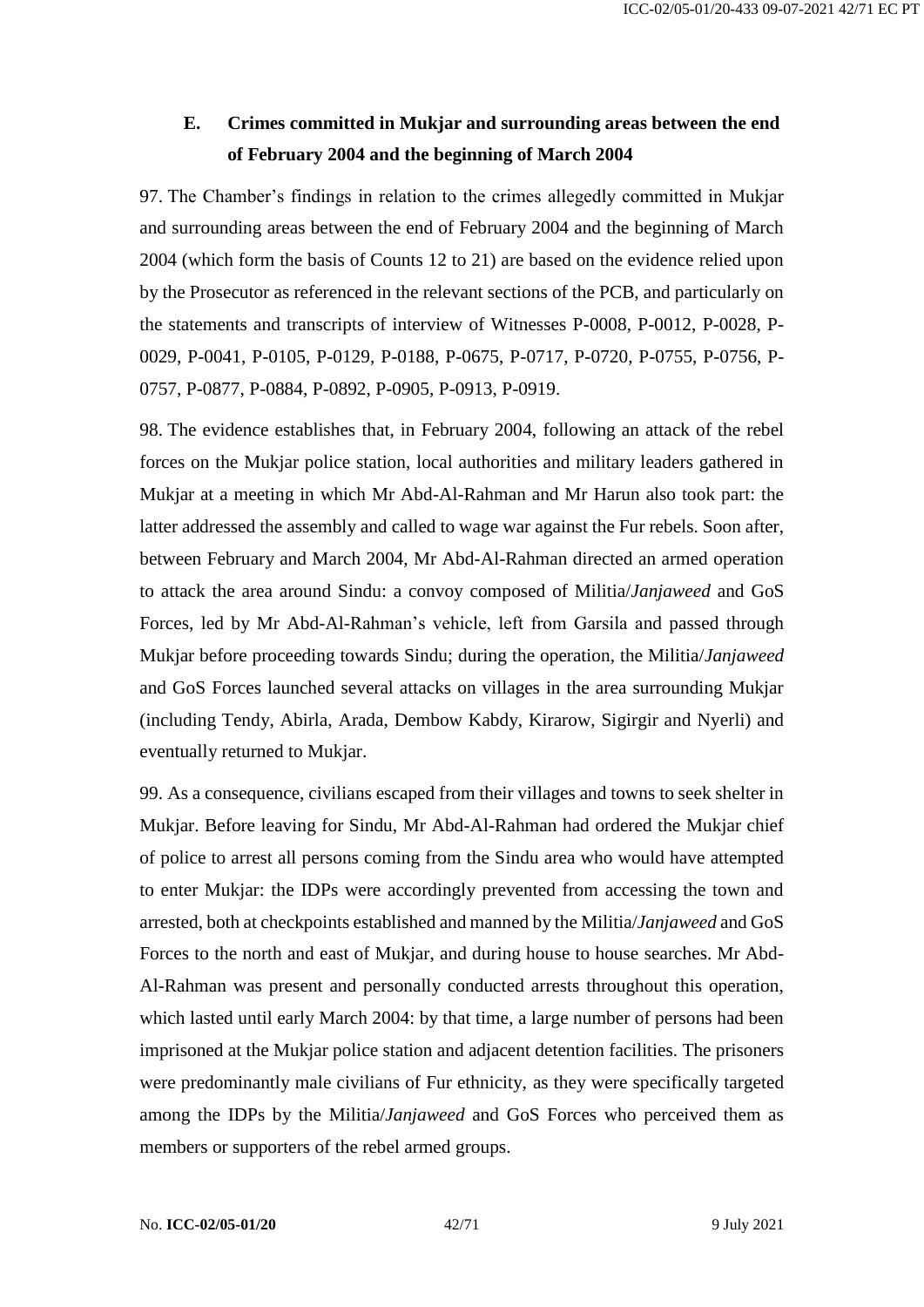## E. Crimes committed in Mukjar and surrounding areas between the end of February 2004 and the beginning of March 2004

97. The Chamber's findings in relation to the crimes allegedly committed in Mukjar and surrounding areas between the end of February 2004 and the beginning of March 2004 (which form the basis of Counts 12 to 21) are based on the evidence relied upon by the Prosecutor as referenced in the relevant sections of the PCB, and particularly on the statements and transcripts of interview of Witnesses P-0008, P-0012, P-0028, P-0029, P-0041, P-0105, P-0129, P-0188, P-0675, P-0717, P-0720, P-0755, P-0756, P-0757, P-0877, P-0884, P-0892, P-0905, P-0913, P-0919.

98. The evidence establishes that, in February 2004, following an attack of the rebel forces on the Mukjar police station, local authorities and military leaders gathered in Mukjar at a meeting in which Mr Abd-Al-Rahman and Mr Harun also took part: the latter addressed the assembly and called to wage war against the Fur rebels. Soon after, between February and March 2004, Mr Abd-Al-Rahman directed an armed operation to attack the area around Sindu: a convoy composed of Militia/*Janjaweed* and GoS Forces, led by Mr Abd-Al-Rahman's vehicle, left from Garsila and passed through Mukjar before proceeding towards Sindu; during the operation, the Militia/*Janjaweed* and GoS Forces launched several attacks on villages in the area surrounding Mukjar (including Tendy, Abirla, Arada, Dembow Kabdy, Kirarow, Sigirgir and Nyerli) and eventually returned to Mukjar.

99. As a consequence, civilians escaped from their villages and towns to seek shelter in Mukjar. Before leaving for Sindu, Mr Abd-Al-Rahman had ordered the Mukjar chief of police to arrest all persons coming from the Sindu area who would have attempted to enter Mukjar: the IDPs were accordingly prevented from accessing the town and arrested, both at checkpoints established and manned by the Militia/*Janjaweed* and GoS Forces to the north and east of Mukjar, and during house to house searches. Mr Abd-Al-Rahman was present and personally conducted arrests throughout this operation, which lasted until early March 2004: by that time, a large number of persons had been imprisoned at the Mukjar police station and adjacent detention facilities. The prisoners were predominantly male civilians of Fur ethnicity, as they were specifically targeted among the IDPs by the Militia/*Janjaweed* and GoS Forces who perceived them as members or supporters of the rebel armed groups.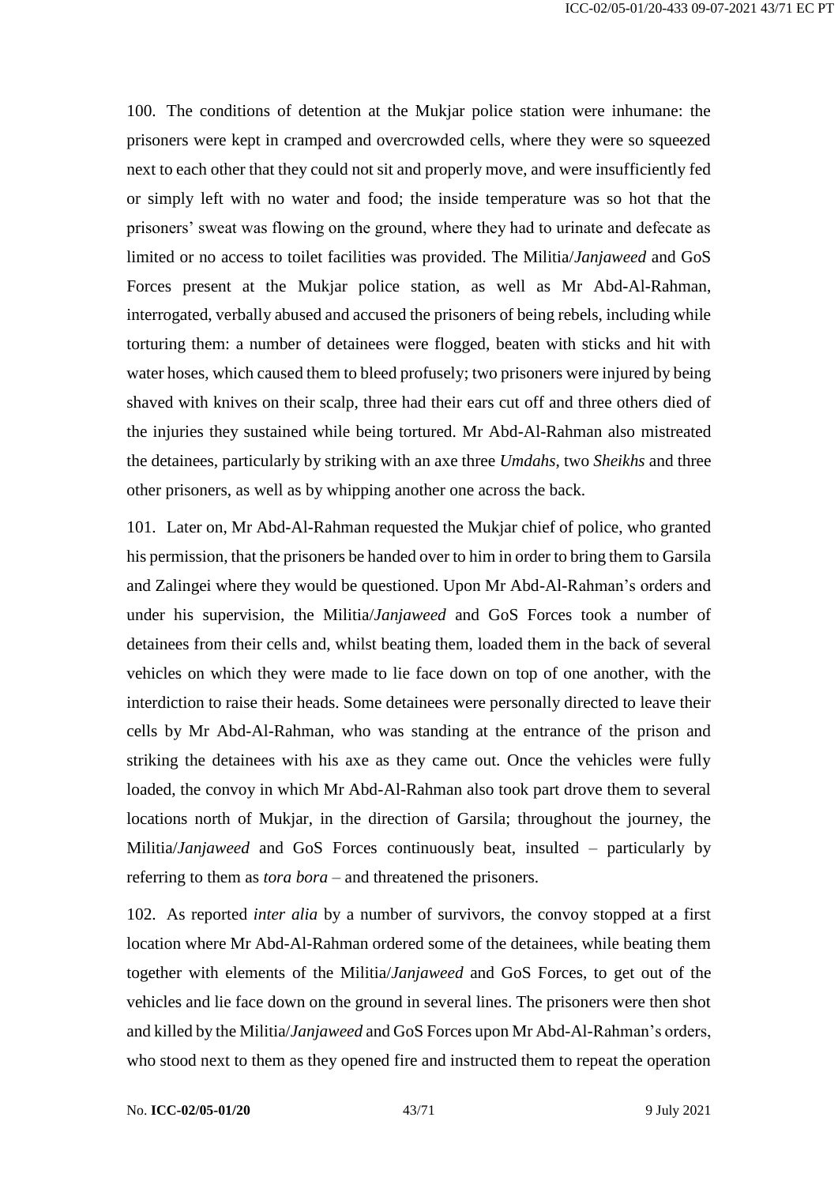100. The conditions of detention at the Mukjar police station were inhumane: the prisoners were kept in cramped and overcrowded cells, where they were so squeezed next to each other that they could not sit and properly move, and were insufficiently fed or simply left with no water and food; the inside temperature was so hot that the prisoners' sweat was flowing on the ground, where they had to urinate and defecate as limited or no access to toilet facilities was provided. The Militia/*Janjaweed* and GoS Forces present at the Mukjar police station, as well as Mr Abd-Al-Rahman, interrogated, verbally abused and accused the prisoners of being rebels, including while torturing them: a number of detainees were flogged, beaten with sticks and hit with water hoses, which caused them to bleed profusely; two prisoners were injured by being shaved with knives on their scalp, three had their ears cut off and three others died of the injuries they sustained while being tortured. Mr Abd-Al-Rahman also mistreated the detainees, particularly by striking with an axe three *Umdahs*, two *Sheikhs* and three other prisoners, as well as by whipping another one across the back.

101. Later on, Mr Abd-Al-Rahman requested the Mukjar chief of police, who granted his permission, that the prisoners be handed over to him in order to bring them to Garsila and Zalingei where they would be questioned. Upon Mr Abd-Al-Rahman's orders and under his supervision, the Militia/*Janjaweed* and GoS Forces took a number of detainees from their cells and, whilst beating them, loaded them in the back of several vehicles on which they were made to lie face down on top of one another, with the interdiction to raise their heads. Some detainees were personally directed to leave their cells by Mr Abd-Al-Rahman, who was standing at the entrance of the prison and striking the detainees with his axe as they came out. Once the vehicles were fully loaded, the convoy in which Mr Abd-Al-Rahman also took part drove them to several locations north of Mukjar, in the direction of Garsila; throughout the journey, the Militia/*Janjaweed* and GoS Forces continuously beat, insulted – particularly by referring to them as *tora bora* – and threatened the prisoners.

102. As reported *inter alia* by a number of survivors, the convoy stopped at a first location where Mr Abd-Al-Rahman ordered some of the detainees, while beating them together with elements of the Militia/*Janjaweed* and GoS Forces, to get out of the vehicles and lie face down on the ground in several lines. The prisoners were then shot and killed by the Militia/*Janjaweed* and GoS Forces upon Mr Abd-Al-Rahman's orders, who stood next to them as they opened fire and instructed them to repeat the operation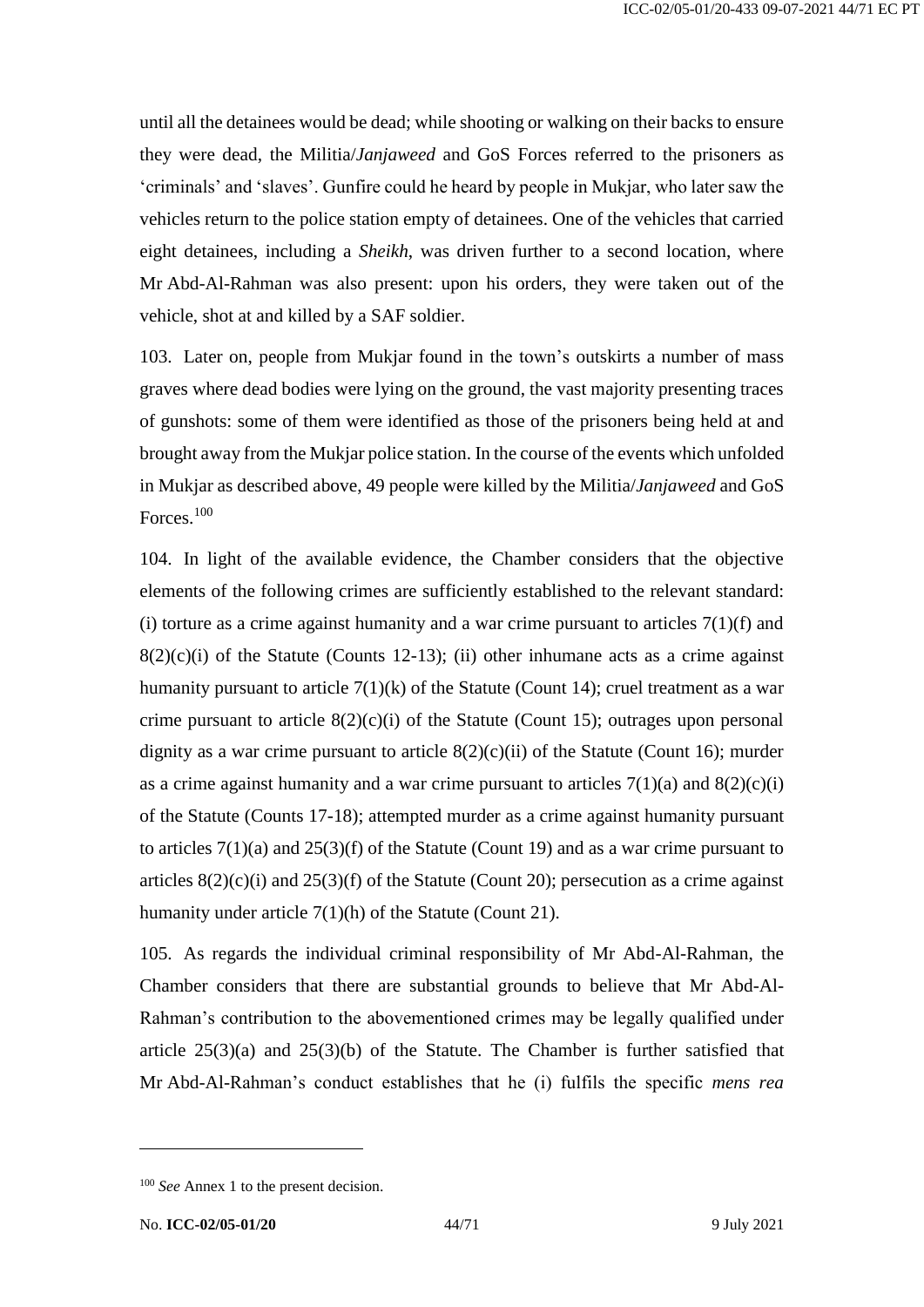until all the detainees would be dead; while shooting or walking on their backs to ensure they were dead, the Militia/*Janjaweed* and GoS Forces referred to the prisoners as 'criminals' and 'slaves'. Gunfire could he heard by people in Mukjar, who later saw the vehicles return to the police station empty of detainees. One of the vehicles that carried eight detainees, including a *Sheikh*, was driven further to a second location, where Mr Abd-Al-Rahman was also present: upon his orders, they were taken out of the vehicle, shot at and killed by a SAF soldier.

103. Later on, people from Mukjar found in the town's outskirts a number of mass graves where dead bodies were lying on the ground, the vast majority presenting traces of gunshots: some of them were identified as those of the prisoners being held at and brought away from the Mukjar police station. In the course of the events which unfolded in Mukjar as described above, 49 people were killed by the Militia/*Janjaweed* and GoS Forces.[100]

104. In light of the available evidence, the Chamber considers that the objective elements of the following crimes are sufficiently established to the relevant standard: (i) torture as a crime against humanity and a war crime pursuant to articles 7(1)(f) and 8(2)(c)(i) of the Statute (Counts 12-13); (ii) other inhumane acts as a crime against humanity pursuant to article 7(1)(k) of the Statute (Count 14); cruel treatment as a war crime pursuant to article 8(2)(c)(i) of the Statute (Count 15); outrages upon personal dignity as a war crime pursuant to article 8(2)(c)(ii) of the Statute (Count 16); murder as a crime against humanity and a war crime pursuant to articles 7(1)(a) and 8(2)(c)(i) of the Statute (Counts 17-18); attempted murder as a crime against humanity pursuant to articles 7(1)(a) and 25(3)(f) of the Statute (Count 19) and as a war crime pursuant to articles 8(2)(c)(i) and 25(3)(f) of the Statute (Count 20); persecution as a crime against humanity under article 7(1)(h) of the Statute (Count 21).

105. As regards the individual criminal responsibility of Mr Abd-Al-Rahman, the Chamber considers that there are substantial grounds to believe that Mr Abd-Al-Rahman's contribution to the abovementioned crimes may be legally qualified under article 25(3)(a) and 25(3)(b) of the Statute. The Chamber is further satisfied that Mr Abd-Al-Rahman's conduct establishes that he (i) fulfils the specific *mens rea*

---

[100] *See* Annex 1 to the present decision.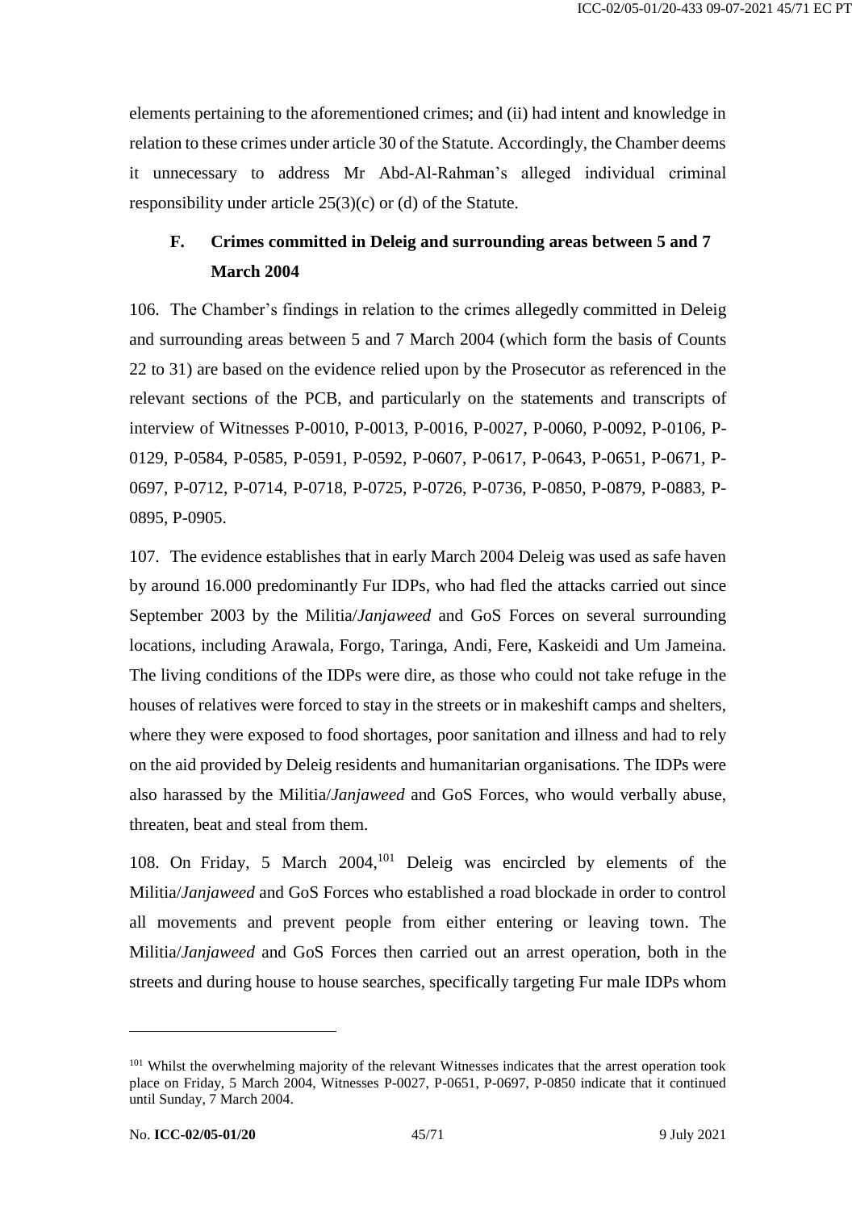elements pertaining to the aforementioned crimes; and (ii) had intent and knowledge in relation to these crimes under article 30 of the Statute. Accordingly, the Chamber deems it unnecessary to address Mr Abd-Al-Rahman's alleged individual criminal responsibility under article 25(3)(c) or (d) of the Statute.

## F. Crimes committed in Deleig and surrounding areas between 5 and 7 March 2004

106. The Chamber's findings in relation to the crimes allegedly committed in Deleig and surrounding areas between 5 and 7 March 2004 (which form the basis of Counts 22 to 31) are based on the evidence relied upon by the Prosecutor as referenced in the relevant sections of the PCB, and particularly on the statements and transcripts of interview of Witnesses P-0010, P-0013, P-0016, P-0027, P-0060, P-0092, P-0106, P-0129, P-0584, P-0585, P-0591, P-0592, P-0607, P-0617, P-0643, P-0651, P-0671, P-0697, P-0712, P-0714, P-0718, P-0725, P-0726, P-0736, P-0850, P-0879, P-0883, P-0895, P-0905.

107. The evidence establishes that in early March 2004 Deleig was used as safe haven by around 16.000 predominantly Fur IDPs, who had fled the attacks carried out since September 2003 by the Militia/*Janjaweed* and GoS Forces on several surrounding locations, including Arawala, Forgo, Taringa, Andi, Fere, Kaskeidi and Um Jameina. The living conditions of the IDPs were dire, as those who could not take refuge in the houses of relatives were forced to stay in the streets or in makeshift camps and shelters, where they were exposed to food shortages, poor sanitation and illness and had to rely on the aid provided by Deleig residents and humanitarian organisations. The IDPs were also harassed by the Militia/*Janjaweed* and GoS Forces, who would verbally abuse, threaten, beat and steal from them.

108. On Friday, 5 March 2004,[101] Deleig was encircled by elements of the Militia/*Janjaweed* and GoS Forces who established a road blockade in order to control all movements and prevent people from either entering or leaving town. The Militia/*Janjaweed* and GoS Forces then carried out an arrest operation, both in the streets and during house to house searches, specifically targeting Fur male IDPs whom

---

[101] Whilst the overwhelming majority of the relevant Witnesses indicates that the arrest operation took place on Friday, 5 March 2004, Witnesses P-0027, P-0651, P-0697, P-0850 indicate that it continued until Sunday, 7 March 2004.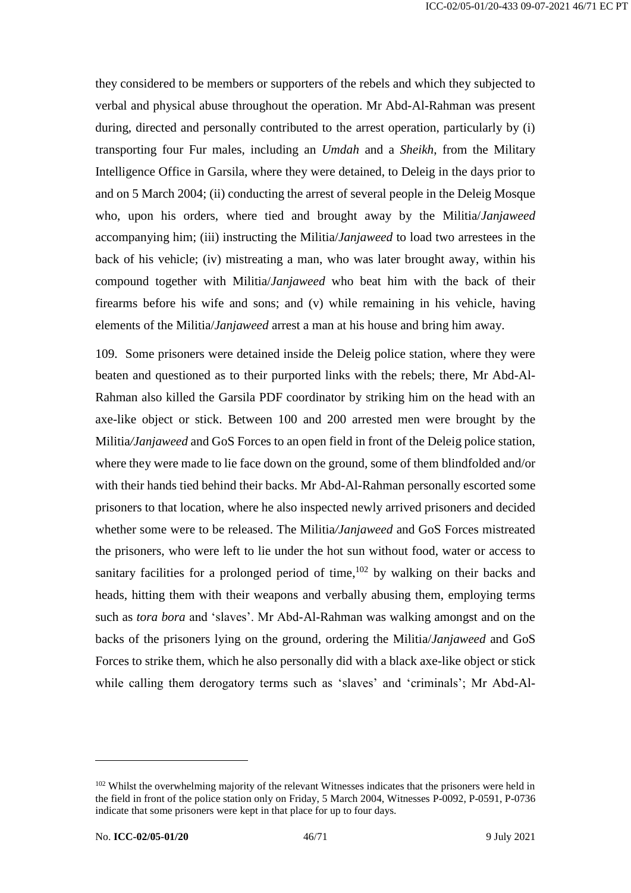they considered to be members or supporters of the rebels and which they subjected to verbal and physical abuse throughout the operation. Mr Abd-Al-Rahman was present during, directed and personally contributed to the arrest operation, particularly by (i) transporting four Fur males, including an *Umdah* and a *Sheikh*, from the Military Intelligence Office in Garsila, where they were detained, to Deleig in the days prior to and on 5 March 2004; (ii) conducting the arrest of several people in the Deleig Mosque who, upon his orders, where tied and brought away by the Militia/*Janjaweed* accompanying him; (iii) instructing the Militia/*Janjaweed* to load two arrestees in the back of his vehicle; (iv) mistreating a man, who was later brought away, within his compound together with Militia/*Janjaweed* who beat him with the back of their firearms before his wife and sons; and (v) while remaining in his vehicle, having elements of the Militia/*Janjaweed* arrest a man at his house and bring him away.

109. Some prisoners were detained inside the Deleig police station, where they were beaten and questioned as to their purported links with the rebels; there, Mr Abd-Al-Rahman also killed the Garsila PDF coordinator by striking him on the head with an axe-like object or stick. Between 100 and 200 arrested men were brought by the Militia/*Janjaweed* and GoS Forces to an open field in front of the Deleig police station, where they were made to lie face down on the ground, some of them blindfolded and/or with their hands tied behind their backs. Mr Abd-Al-Rahman personally escorted some prisoners to that location, where he also inspected newly arrived prisoners and decided whether some were to be released. The Militia/*Janjaweed* and GoS Forces mistreated the prisoners, who were left to lie under the hot sun without food, water or access to sanitary facilities for a prolonged period of time,[102] by walking on their backs and heads, hitting them with their weapons and verbally abusing them, employing terms such as *tora bora* and 'slaves'. Mr Abd-Al-Rahman was walking amongst and on the backs of the prisoners lying on the ground, ordering the Militia/*Janjaweed* and GoS Forces to strike them, which he also personally did with a black axe-like object or stick while calling them derogatory terms such as 'slaves' and 'criminals'; Mr Abd-Al-

---

[102] Whilst the overwhelming majority of the relevant Witnesses indicates that the prisoners were held in the field in front of the police station only on Friday, 5 March 2004, Witnesses P-0092, P-0591, P-0736 indicate that some prisoners were kept in that place for up to four days.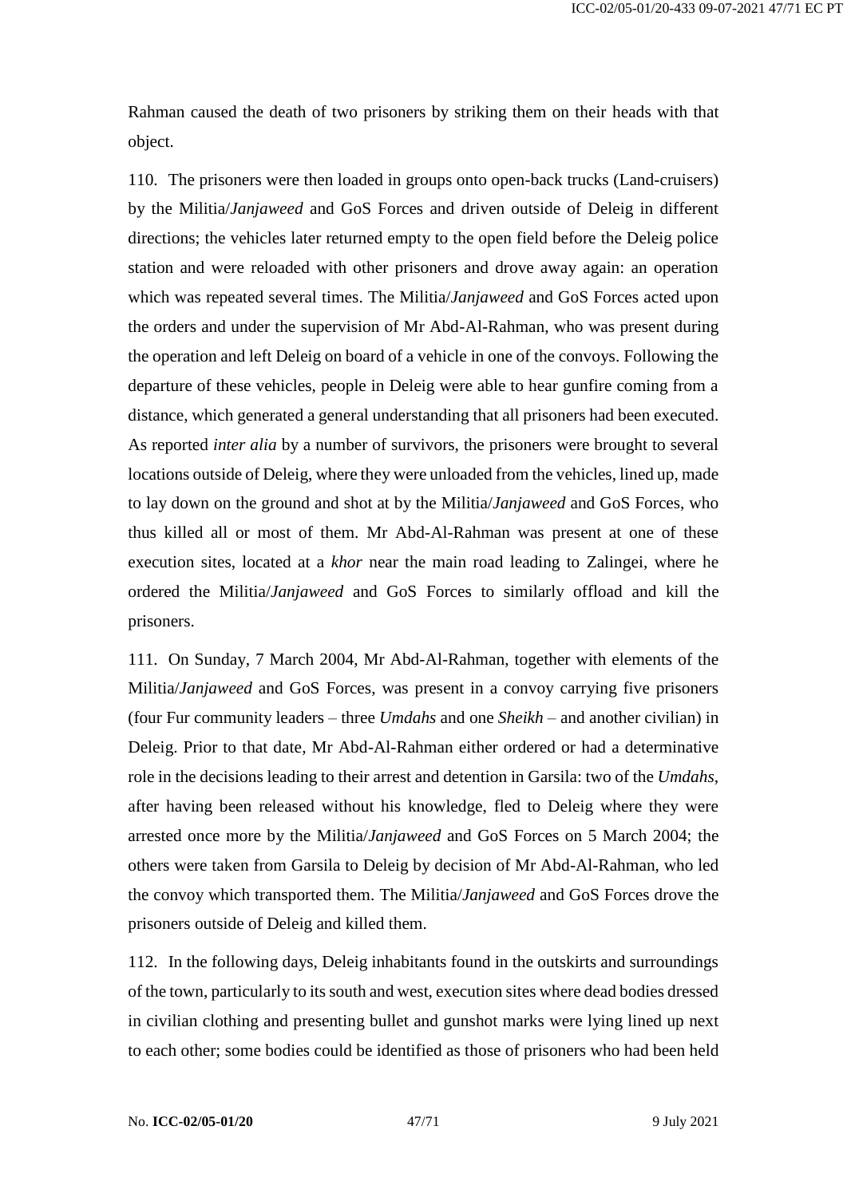Rahman caused the death of two prisoners by striking them on their heads with that object.

110. The prisoners were then loaded in groups onto open-back trucks (Land-cruisers) by the Militia/*Janjaweed* and GoS Forces and driven outside of Deleig in different directions; the vehicles later returned empty to the open field before the Deleig police station and were reloaded with other prisoners and drove away again: an operation which was repeated several times. The Militia/*Janjaweed* and GoS Forces acted upon the orders and under the supervision of Mr Abd-Al-Rahman, who was present during the operation and left Deleig on board of a vehicle in one of the convoys. Following the departure of these vehicles, people in Deleig were able to hear gunfire coming from a distance, which generated a general understanding that all prisoners had been executed. As reported *inter alia* by a number of survivors, the prisoners were brought to several locations outside of Deleig, where they were unloaded from the vehicles, lined up, made to lay down on the ground and shot at by the Militia/*Janjaweed* and GoS Forces, who thus killed all or most of them. Mr Abd-Al-Rahman was present at one of these execution sites, located at a *khor* near the main road leading to Zalingei, where he ordered the Militia/*Janjaweed* and GoS Forces to similarly offload and kill the prisoners.

111. On Sunday, 7 March 2004, Mr Abd-Al-Rahman, together with elements of the Militia/*Janjaweed* and GoS Forces, was present in a convoy carrying five prisoners (four Fur community leaders – three *Umdahs* and one *Sheikh* – and another civilian) in Deleig. Prior to that date, Mr Abd-Al-Rahman either ordered or had a determinative role in the decisions leading to their arrest and detention in Garsila: two of the *Umdahs*, after having been released without his knowledge, fled to Deleig where they were arrested once more by the Militia/*Janjaweed* and GoS Forces on 5 March 2004; the others were taken from Garsila to Deleig by decision of Mr Abd-Al-Rahman, who led the convoy which transported them. The Militia/*Janjaweed* and GoS Forces drove the prisoners outside of Deleig and killed them.

112. In the following days, Deleig inhabitants found in the outskirts and surroundings of the town, particularly to its south and west, execution sites where dead bodies dressed in civilian clothing and presenting bullet and gunshot marks were lying lined up next to each other; some bodies could be identified as those of prisoners who had been held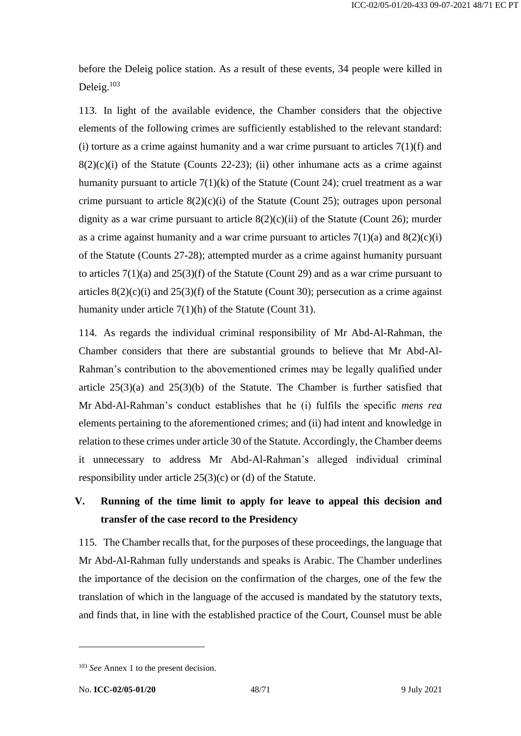before the Deleig police station. As a result of these events, 34 people were killed in Deleig.[103]

113. In light of the available evidence, the Chamber considers that the objective elements of the following crimes are sufficiently established to the relevant standard: (i) torture as a crime against humanity and a war crime pursuant to articles 7(1)(f) and 8(2)(c)(i) of the Statute (Counts 22-23); (ii) other inhumane acts as a crime against humanity pursuant to article 7(1)(k) of the Statute (Count 24); cruel treatment as a war crime pursuant to article 8(2)(c)(i) of the Statute (Count 25); outrages upon personal dignity as a war crime pursuant to article 8(2)(c)(ii) of the Statute (Count 26); murder as a crime against humanity and a war crime pursuant to articles 7(1)(a) and 8(2)(c)(i) of the Statute (Counts 27-28); attempted murder as a crime against humanity pursuant to articles 7(1)(a) and 25(3)(f) of the Statute (Count 29) and as a war crime pursuant to articles 8(2)(c)(i) and 25(3)(f) of the Statute (Count 30); persecution as a crime against humanity under article 7(1)(h) of the Statute (Count 31).

114. As regards the individual criminal responsibility of Mr Abd-Al-Rahman, the Chamber considers that there are substantial grounds to believe that Mr Abd-Al-Rahman's contribution to the abovementioned crimes may be legally qualified under article 25(3)(a) and 25(3)(b) of the Statute. The Chamber is further satisfied that Mr Abd-Al-Rahman's conduct establishes that he (i) fulfils the specific *mens rea* elements pertaining to the aforementioned crimes; and (ii) had intent and knowledge in relation to these crimes under article 30 of the Statute. Accordingly, the Chamber deems it unnecessary to address Mr Abd-Al-Rahman's alleged individual criminal responsibility under article 25(3)(c) or (d) of the Statute.

## V. Running of the time limit to apply for leave to appeal this decision and transfer of the case record to the Presidency

115. The Chamber recalls that, for the purposes of these proceedings, the language that Mr Abd-Al-Rahman fully understands and speaks is Arabic. The Chamber underlines the importance of the decision on the confirmation of the charges, one of the few the translation of which in the language of the accused is mandated by the statutory texts, and finds that, in line with the established practice of the Court, Counsel must be able

---

[103] *See* Annex 1 to the present decision.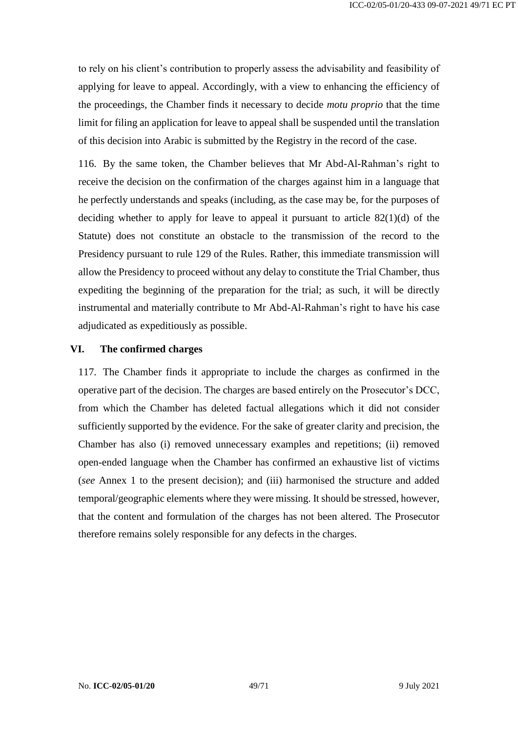to rely on his client's contribution to properly assess the advisability and feasibility of applying for leave to appeal. Accordingly, with a view to enhancing the efficiency of the proceedings, the Chamber finds it necessary to decide *motu proprio* that the time limit for filing an application for leave to appeal shall be suspended until the translation of this decision into Arabic is submitted by the Registry in the record of the case.

116. By the same token, the Chamber believes that Mr Abd-Al-Rahman's right to receive the decision on the confirmation of the charges against him in a language that he perfectly understands and speaks (including, as the case may be, for the purposes of deciding whether to apply for leave to appeal it pursuant to article 82(1)(d) of the Statute) does not constitute an obstacle to the transmission of the record to the Presidency pursuant to rule 129 of the Rules. Rather, this immediate transmission will allow the Presidency to proceed without any delay to constitute the Trial Chamber, thus expediting the beginning of the preparation for the trial; as such, it will be directly instrumental and materially contribute to Mr Abd-Al-Rahman's right to have his case adjudicated as expeditiously as possible.

## VI. The confirmed charges

117. The Chamber finds it appropriate to include the charges as confirmed in the operative part of the decision. The charges are based entirely on the Prosecutor's DCC, from which the Chamber has deleted factual allegations which it did not consider sufficiently supported by the evidence. For the sake of greater clarity and precision, the Chamber has also (i) removed unnecessary examples and repetitions; (ii) removed open-ended language when the Chamber has confirmed an exhaustive list of victims (*see* Annex 1 to the present decision); and (iii) harmonised the structure and added temporal/geographic elements where they were missing. It should be stressed, however, that the content and formulation of the charges has not been altered. The Prosecutor therefore remains solely responsible for any defects in the charges.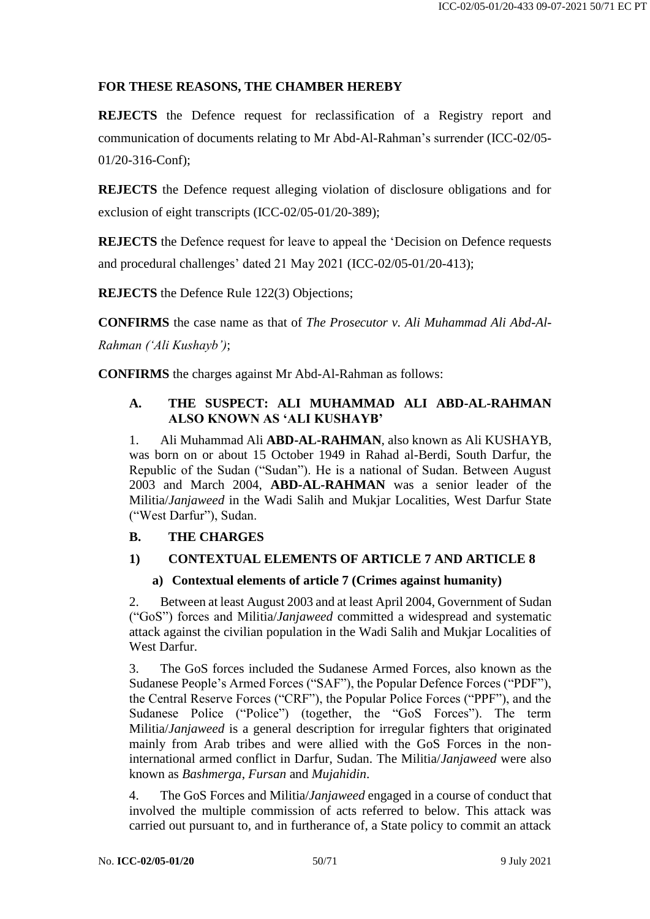**FOR THESE REASONS, THE CHAMBER HEREBY**

**REJECTS** the Defence request for reclassification of a Registry report and communication of documents relating to Mr Abd-Al-Rahman's surrender (ICC-02/05-01/20-316-Conf);

**REJECTS** the Defence request alleging violation of disclosure obligations and for exclusion of eight transcripts (ICC-02/05-01/20-389);

**REJECTS** the Defence request for leave to appeal the 'Decision on Defence requests and procedural challenges' dated 21 May 2021 (ICC-02/05-01/20-413);

**REJECTS** the Defence Rule 122(3) Objections;

**CONFIRMS** the case name as that of *The Prosecutor v. Ali Muhammad Ali Abd-Al-Rahman ('Ali Kushayb')*;

**CONFIRMS** the charges against Mr Abd-Al-Rahman as follows:

## A. THE SUSPECT: ALI MUHAMMAD ALI ABD-AL-RAHMAN ALSO KNOWN AS 'ALI KUSHAYB'

1. Ali Muhammad Ali **ABD-AL-RAHMAN**, also known as Ali KUSHAYB, was born on or about 15 October 1949 in Rahad al-Berdi, South Darfur, the Republic of the Sudan ("Sudan"). He is a national of Sudan. Between August 2003 and March 2004, **ABD-AL-RAHMAN** was a senior leader of the Militia/*Janjaweed* in the Wadi Salih and Mukjar Localities, West Darfur State ("West Darfur"), Sudan.

## B. THE CHARGES

### 1) CONTEXTUAL ELEMENTS OF ARTICLE 7 AND ARTICLE 8

#### a) Contextual elements of article 7 (Crimes against humanity)

2. Between at least August 2003 and at least April 2004, Government of Sudan ("GoS") forces and Militia/*Janjaweed* committed a widespread and systematic attack against the civilian population in the Wadi Salih and Mukjar Localities of West Darfur.

3. The GoS forces included the Sudanese Armed Forces, also known as the Sudanese People's Armed Forces ("SAF"), the Popular Defence Forces ("PDF"), the Central Reserve Forces ("CRF"), the Popular Police Forces ("PPF"), and the Sudanese Police ("Police") (together, the "GoS Forces"). The term Militia/*Janjaweed* is a general description for irregular fighters that originated mainly from Arab tribes and were allied with the GoS Forces in the non-international armed conflict in Darfur, Sudan. The Militia/*Janjaweed* were also known as *Bashmerga*, *Fursan* and *Mujahidin*.

4. The GoS Forces and Militia/*Janjaweed* engaged in a course of conduct that involved the multiple commission of acts referred to below. This attack was carried out pursuant to, and in furtherance of, a State policy to commit an attack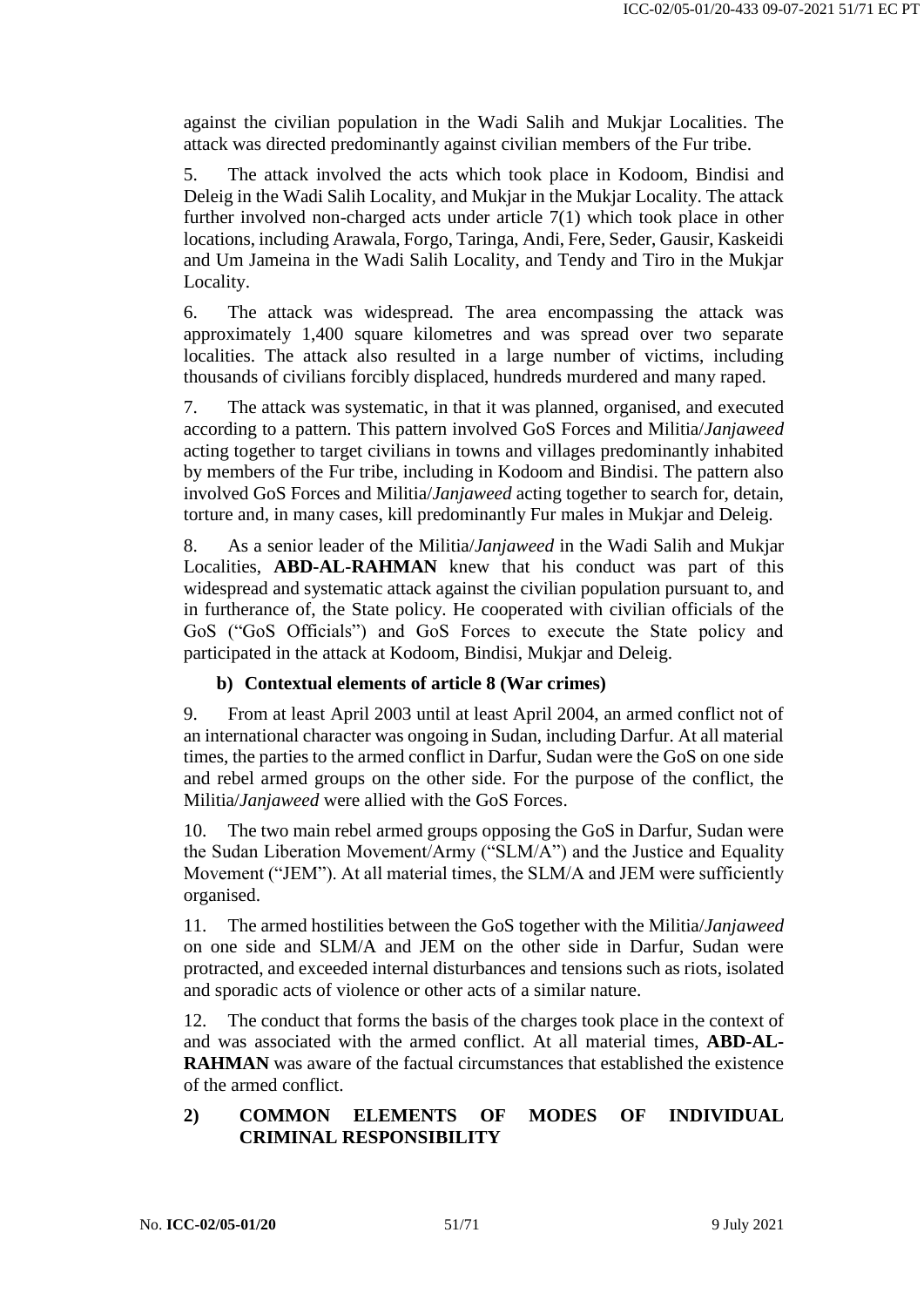against the civilian population in the Wadi Salih and Mukjar Localities. The attack was directed predominantly against civilian members of the Fur tribe.

5. The attack involved the acts which took place in Kodoom, Bindisi and Deleig in the Wadi Salih Locality, and Mukjar in the Mukjar Locality. The attack further involved non-charged acts under article 7(1) which took place in other locations, including Arawala, Forgo, Taringa, Andi, Fere, Seder, Gausir, Kaskeidi and Um Jameina in the Wadi Salih Locality, and Tendy and Tiro in the Mukjar Locality.

6. The attack was widespread. The area encompassing the attack was approximately 1,400 square kilometres and was spread over two separate localities. The attack also resulted in a large number of victims, including thousands of civilians forcibly displaced, hundreds murdered and many raped.

7. The attack was systematic, in that it was planned, organised, and executed according to a pattern. This pattern involved GoS Forces and Militia/*Janjaweed* acting together to target civilians in towns and villages predominantly inhabited by members of the Fur tribe, including in Kodoom and Bindisi. The pattern also involved GoS Forces and Militia/*Janjaweed* acting together to search for, detain, torture and, in many cases, kill predominantly Fur males in Mukjar and Deleig.

8. As a senior leader of the Militia/*Janjaweed* in the Wadi Salih and Mukjar Localities, **ABD-AL-RAHMAN** knew that his conduct was part of this widespread and systematic attack against the civilian population pursuant to, and in furtherance of, the State policy. He cooperated with civilian officials of the GoS ("GoS Officials") and GoS Forces to execute the State policy and participated in the attack at Kodoom, Bindisi, Mukjar and Deleig.

### b) Contextual elements of article 8 (War crimes)

9. From at least April 2003 until at least April 2004, an armed conflict not of an international character was ongoing in Sudan, including Darfur. At all material times, the parties to the armed conflict in Darfur, Sudan were the GoS on one side and rebel armed groups on the other side. For the purpose of the conflict, the Militia/*Janjaweed* were allied with the GoS Forces.

10. The two main rebel armed groups opposing the GoS in Darfur, Sudan were the Sudan Liberation Movement/Army ("SLM/A") and the Justice and Equality Movement ("JEM"). At all material times, the SLM/A and JEM were sufficiently organised.

11. The armed hostilities between the GoS together with the Militia/*Janjaweed* on one side and SLM/A and JEM on the other side in Darfur, Sudan were protracted, and exceeded internal disturbances and tensions such as riots, isolated and sporadic acts of violence or other acts of a similar nature.

12. The conduct that forms the basis of the charges took place in the context of and was associated with the armed conflict. At all material times, **ABD-AL-RAHMAN** was aware of the factual circumstances that established the existence of the armed conflict.

## 2) COMMON ELEMENTS OF MODES OF INDIVIDUAL CRIMINAL RESPONSIBILITY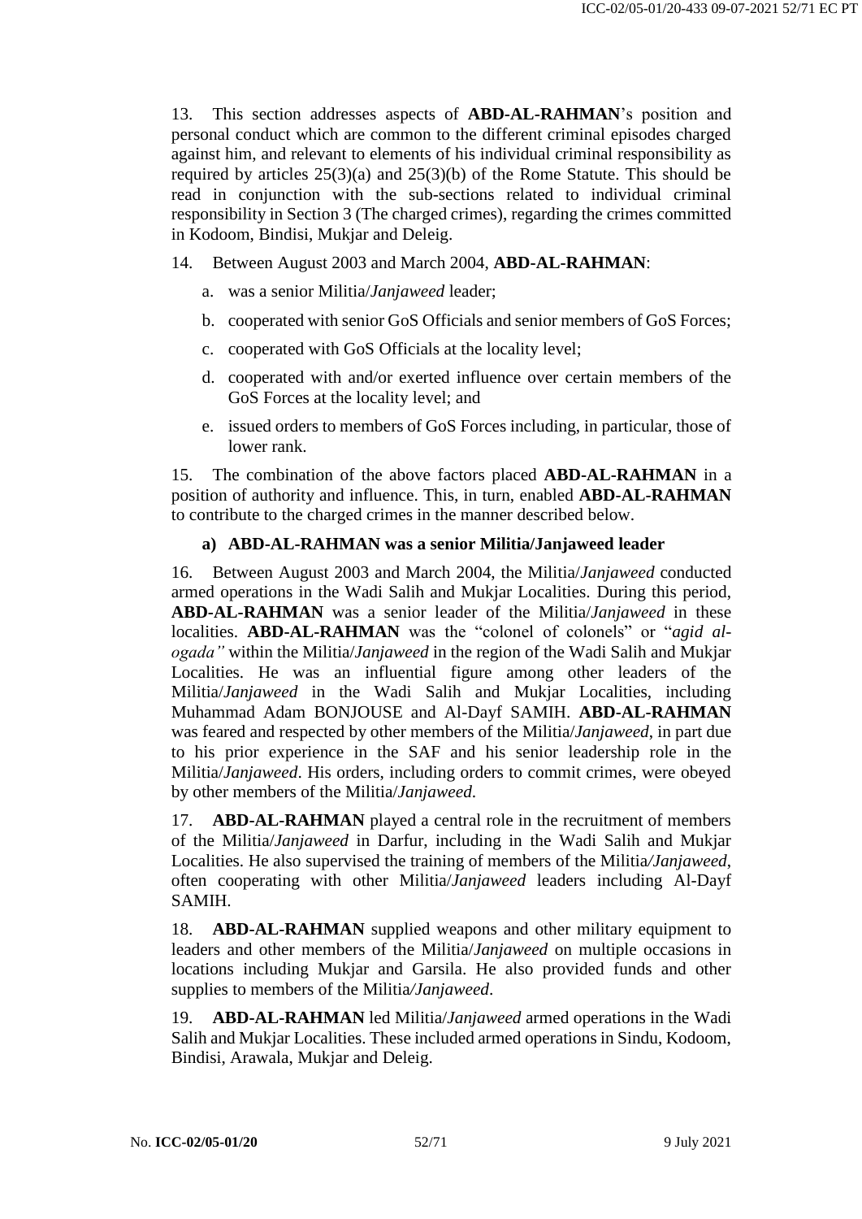13. This section addresses aspects of **ABD-AL-RAHMAN**'s position and personal conduct which are common to the different criminal episodes charged against him, and relevant to elements of his individual criminal responsibility as required by articles 25(3)(a) and 25(3)(b) of the Rome Statute. This should be read in conjunction with the sub-sections related to individual criminal responsibility in Section 3 (The charged crimes), regarding the crimes committed in Kodoom, Bindisi, Mukjar and Deleig.

14. Between August 2003 and March 2004, **ABD-AL-RAHMAN**:

a. was a senior Militia/*Janjaweed* leader;

b. cooperated with senior GoS Officials and senior members of GoS Forces;

c. cooperated with GoS Officials at the locality level;

d. cooperated with and/or exerted influence over certain members of the GoS Forces at the locality level; and

e. issued orders to members of GoS Forces including, in particular, those of lower rank.

15. The combination of the above factors placed **ABD-AL-RAHMAN** in a position of authority and influence. This, in turn, enabled **ABD-AL-RAHMAN** to contribute to the charged crimes in the manner described below.

### a) ABD-AL-RAHMAN was a senior Militia/Janjaweed leader

16. Between August 2003 and March 2004, the Militia/*Janjaweed* conducted armed operations in the Wadi Salih and Mukjar Localities. During this period, **ABD-AL-RAHMAN** was a senior leader of the Militia/*Janjaweed* in these localities. **ABD-AL-RAHMAN** was the "colonel of colonels" or "*agid al-ogada"* within the Militia/*Janjaweed* in the region of the Wadi Salih and Mukjar Localities. He was an influential figure among other leaders of the Militia/*Janjaweed* in the Wadi Salih and Mukjar Localities, including Muhammad Adam BONJOUSE and Al-Dayf SAMIH. **ABD-AL-RAHMAN** was feared and respected by other members of the Militia/*Janjaweed*, in part due to his prior experience in the SAF and his senior leadership role in the Militia/*Janjaweed*. His orders, including orders to commit crimes, were obeyed by other members of the Militia/*Janjaweed*.

17. **ABD-AL-RAHMAN** played a central role in the recruitment of members of the Militia/*Janjaweed* in Darfur, including in the Wadi Salih and Mukjar Localities. He also supervised the training of members of the Militia/*Janjaweed*, often cooperating with other Militia/*Janjaweed* leaders including Al-Dayf SAMIH.

18. **ABD-AL-RAHMAN** supplied weapons and other military equipment to leaders and other members of the Militia/*Janjaweed* on multiple occasions in locations including Mukjar and Garsila. He also provided funds and other supplies to members of the Militia/*Janjaweed*.

19. **ABD-AL-RAHMAN** led Militia/*Janjaweed* armed operations in the Wadi Salih and Mukjar Localities. These included armed operations in Sindu, Kodoom, Bindisi, Arawala, Mukjar and Deleig.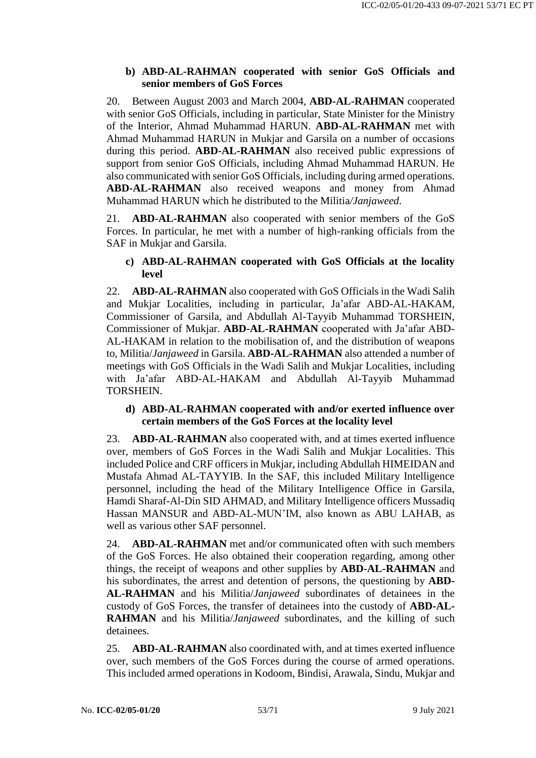**b) ABD-AL-RAHMAN cooperated with senior GoS Officials and senior members of GoS Forces**

20. Between August 2003 and March 2004, **ABD-AL-RAHMAN** cooperated with senior GoS Officials, including in particular, State Minister for the Ministry of the Interior, Ahmad Muhammad HARUN. **ABD-AL-RAHMAN** met with Ahmad Muhammad HARUN in Mukjar and Garsila on a number of occasions during this period. **ABD-AL-RAHMAN** also received public expressions of support from senior GoS Officials, including Ahmad Muhammad HARUN. He also communicated with senior GoS Officials, including during armed operations. **ABD-AL-RAHMAN** also received weapons and money from Ahmad Muhammad HARUN which he distributed to the Militia/*Janjaweed*.

21. **ABD-AL-RAHMAN** also cooperated with senior members of the GoS Forces. In particular, he met with a number of high-ranking officials from the SAF in Mukjar and Garsila.

**c) ABD-AL-RAHMAN cooperated with GoS Officials at the locality level**

22. **ABD-AL-RAHMAN** also cooperated with GoS Officials in the Wadi Salih and Mukjar Localities, including in particular, Ja'afar ABD-AL-HAKAM, Commissioner of Garsila, and Abdullah Al-Tayyib Muhammad TORSHEIN, Commissioner of Mukjar. **ABD-AL-RAHMAN** cooperated with Ja'afar ABD-AL-HAKAM in relation to the mobilisation of, and the distribution of weapons to, Militia/*Janjaweed* in Garsila. **ABD-AL-RAHMAN** also attended a number of meetings with GoS Officials in the Wadi Salih and Mukjar Localities, including with Ja'afar ABD-AL-HAKAM and Abdullah Al-Tayyib Muhammad TORSHEIN.

**d) ABD-AL-RAHMAN cooperated with and/or exerted influence over certain members of the GoS Forces at the locality level**

23. **ABD-AL-RAHMAN** also cooperated with, and at times exerted influence over, members of GoS Forces in the Wadi Salih and Mukjar Localities. This included Police and CRF officers in Mukjar, including Abdullah HIMEIDAN and Mustafa Ahmad AL-TAYYIB. In the SAF, this included Military Intelligence personnel, including the head of the Military Intelligence Office in Garsila, Hamdi Sharaf-Al-Din SID AHMAD, and Military Intelligence officers Mussadiq Hassan MANSUR and ABD-AL-MUN'IM, also known as ABU LAHAB, as well as various other SAF personnel.

24. **ABD-AL-RAHMAN** met and/or communicated often with such members of the GoS Forces. He also obtained their cooperation regarding, among other things, the receipt of weapons and other supplies by **ABD-AL-RAHMAN** and his subordinates, the arrest and detention of persons, the questioning by **ABD-AL-RAHMAN** and his Militia/*Janjaweed* subordinates of detainees in the custody of GoS Forces, the transfer of detainees into the custody of **ABD-AL-RAHMAN** and his Militia/*Janjaweed* subordinates, and the killing of such detainees.

25. **ABD-AL-RAHMAN** also coordinated with, and at times exerted influence over, such members of the GoS Forces during the course of armed operations. This included armed operations in Kodoom, Bindisi, Arawala, Sindu, Mukjar and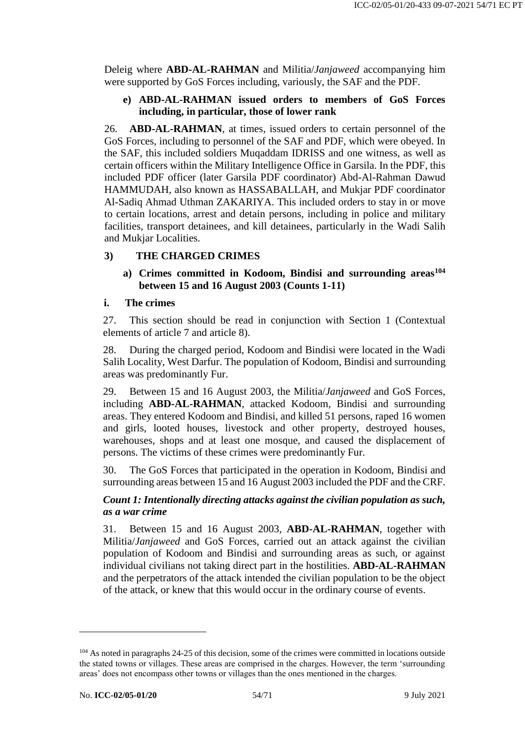Deleig where **ABD-AL-RAHMAN** and Militia/*Janjaweed* accompanying him were supported by GoS Forces including, variously, the SAF and the PDF.

**e) ABD-AL-RAHMAN issued orders to members of GoS Forces including, in particular, those of lower rank**

26. **ABD-AL-RAHMAN**, at times, issued orders to certain personnel of the GoS Forces, including to personnel of the SAF and PDF, which were obeyed. In the SAF, this included soldiers Muqaddam IDRISS and one witness, as well as certain officers within the Military Intelligence Office in Garsila. In the PDF, this included PDF officer (later Garsila PDF coordinator) Abd-Al-Rahman Dawud HAMMUDAH, also known as HASSABALLAH, and Mukjar PDF coordinator Al-Sadiq Ahmad Uthman ZAKARIYA. This included orders to stay in or move to certain locations, arrest and detain persons, including in police and military facilities, transport detainees, and kill detainees, particularly in the Wadi Salih and Mukjar Localities.

## 3) THE CHARGED CRIMES

### a) Crimes committed in Kodoom, Bindisi and surrounding areas[104] between 15 and 16 August 2003 (Counts 1-11)

#### i. The crimes

27. This section should be read in conjunction with Section 1 (Contextual elements of article 7 and article 8).

28. During the charged period, Kodoom and Bindisi were located in the Wadi Salih Locality, West Darfur. The population of Kodoom, Bindisi and surrounding areas was predominantly Fur.

29. Between 15 and 16 August 2003, the Militia/*Janjaweed* and GoS Forces, including **ABD-AL-RAHMAN**, attacked Kodoom, Bindisi and surrounding areas. They entered Kodoom and Bindisi, and killed 51 persons, raped 16 women and girls, looted houses, livestock and other property, destroyed houses, warehouses, shops and at least one mosque, and caused the displacement of persons. The victims of these crimes were predominantly Fur.

30. The GoS Forces that participated in the operation in Kodoom, Bindisi and surrounding areas between 15 and 16 August 2003 included the PDF and the CRF.

***Count 1: Intentionally directing attacks against the civilian population as such, as a war crime***

31. Between 15 and 16 August 2003, **ABD-AL-RAHMAN**, together with Militia/*Janjaweed* and GoS Forces, carried out an attack against the civilian population of Kodoom and Bindisi and surrounding areas as such, or against individual civilians not taking direct part in the hostilities. **ABD-AL-RAHMAN** and the perpetrators of the attack intended the civilian population to be the object of the attack, or knew that this would occur in the ordinary course of events.

---

[104] As noted in paragraphs 24-25 of this decision, some of the crimes were committed in locations outside the stated towns or villages. These areas are comprised in the charges. However, the term 'surrounding areas' does not encompass other towns or villages than the ones mentioned in the charges.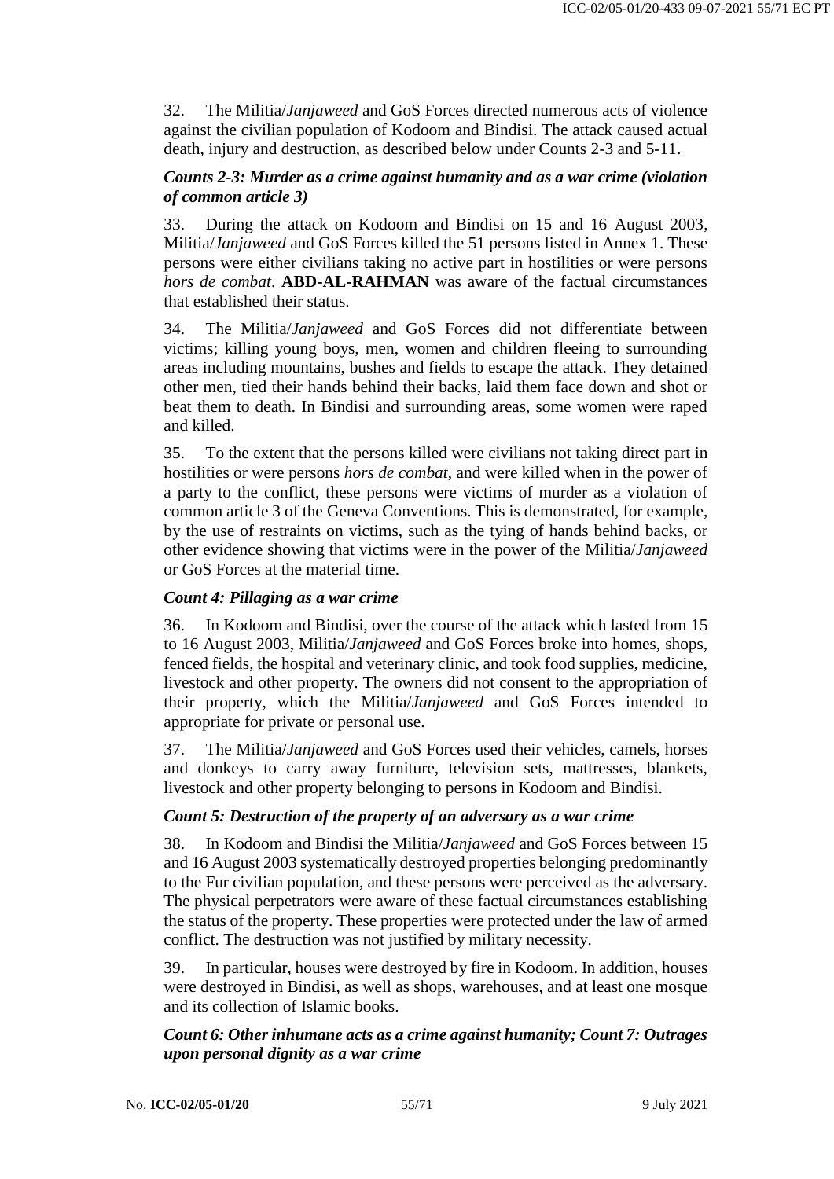32. The Militia/*Janjaweed* and GoS Forces directed numerous acts of violence against the civilian population of Kodoom and Bindisi. The attack caused actual death, injury and destruction, as described below under Counts 2-3 and 5-11.

### *Counts 2-3: Murder as a crime against humanity and as a war crime (violation of common article 3)*

33. During the attack on Kodoom and Bindisi on 15 and 16 August 2003, Militia/*Janjaweed* and GoS Forces killed the 51 persons listed in Annex 1. These persons were either civilians taking no active part in hostilities or were persons *hors de combat*. **ABD-AL-RAHMAN** was aware of the factual circumstances that established their status.

34. The Militia/*Janjaweed* and GoS Forces did not differentiate between victims; killing young boys, men, women and children fleeing to surrounding areas including mountains, bushes and fields to escape the attack. They detained other men, tied their hands behind their backs, laid them face down and shot or beat them to death. In Bindisi and surrounding areas, some women were raped and killed.

35. To the extent that the persons killed were civilians not taking direct part in hostilities or were persons *hors de combat*, and were killed when in the power of a party to the conflict, these persons were victims of murder as a violation of common article 3 of the Geneva Conventions. This is demonstrated, for example, by the use of restraints on victims, such as the tying of hands behind backs, or other evidence showing that victims were in the power of the Militia/*Janjaweed* or GoS Forces at the material time.

### *Count 4: Pillaging as a war crime*

36. In Kodoom and Bindisi, over the course of the attack which lasted from 15 to 16 August 2003, Militia/*Janjaweed* and GoS Forces broke into homes, shops, fenced fields, the hospital and veterinary clinic, and took food supplies, medicine, livestock and other property. The owners did not consent to the appropriation of their property, which the Militia/*Janjaweed* and GoS Forces intended to appropriate for private or personal use.

37. The Militia/*Janjaweed* and GoS Forces used their vehicles, camels, horses and donkeys to carry away furniture, television sets, mattresses, blankets, livestock and other property belonging to persons in Kodoom and Bindisi.

### *Count 5: Destruction of the property of an adversary as a war crime*

38. In Kodoom and Bindisi the Militia/*Janjaweed* and GoS Forces between 15 and 16 August 2003 systematically destroyed properties belonging predominantly to the Fur civilian population, and these persons were perceived as the adversary. The physical perpetrators were aware of these factual circumstances establishing the status of the property. These properties were protected under the law of armed conflict. The destruction was not justified by military necessity.

39. In particular, houses were destroyed by fire in Kodoom. In addition, houses were destroyed in Bindisi, as well as shops, warehouses, and at least one mosque and its collection of Islamic books.

### *Count 6: Other inhumane acts as a crime against humanity; Count 7: Outrages upon personal dignity as a war crime*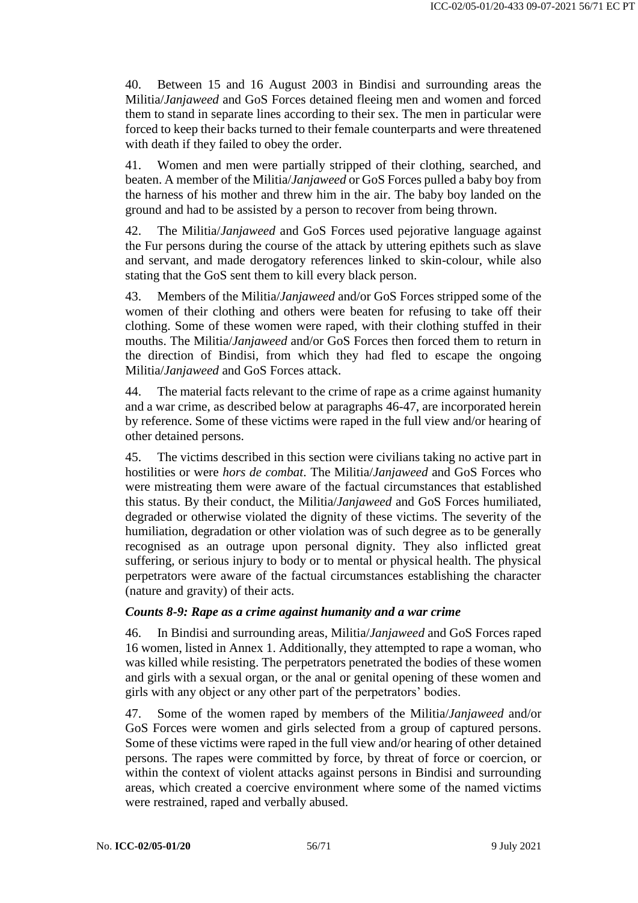40. Between 15 and 16 August 2003 in Bindisi and surrounding areas the Militia/*Janjaweed* and GoS Forces detained fleeing men and women and forced them to stand in separate lines according to their sex. The men in particular were forced to keep their backs turned to their female counterparts and were threatened with death if they failed to obey the order.

41. Women and men were partially stripped of their clothing, searched, and beaten. A member of the Militia/*Janjaweed* or GoS Forces pulled a baby boy from the harness of his mother and threw him in the air. The baby boy landed on the ground and had to be assisted by a person to recover from being thrown.

42. The Militia/*Janjaweed* and GoS Forces used pejorative language against the Fur persons during the course of the attack by uttering epithets such as slave and servant, and made derogatory references linked to skin-colour, while also stating that the GoS sent them to kill every black person.

43. Members of the Militia/*Janjaweed* and/or GoS Forces stripped some of the women of their clothing and others were beaten for refusing to take off their clothing. Some of these women were raped, with their clothing stuffed in their mouths. The Militia/*Janjaweed* and/or GoS Forces then forced them to return in the direction of Bindisi, from which they had fled to escape the ongoing Militia/*Janjaweed* and GoS Forces attack.

44. The material facts relevant to the crime of rape as a crime against humanity and a war crime, as described below at paragraphs 46-47, are incorporated herein by reference. Some of these victims were raped in the full view and/or hearing of other detained persons.

45. The victims described in this section were civilians taking no active part in hostilities or were *hors de combat*. The Militia/*Janjaweed* and GoS Forces who were mistreating them were aware of the factual circumstances that established this status. By their conduct, the Militia/*Janjaweed* and GoS Forces humiliated, degraded or otherwise violated the dignity of these victims. The severity of the humiliation, degradation or other violation was of such degree as to be generally recognised as an outrage upon personal dignity. They also inflicted great suffering, or serious injury to body or to mental or physical health. The physical perpetrators were aware of the factual circumstances establishing the character (nature and gravity) of their acts.

***Counts 8-9: Rape as a crime against humanity and a war crime***

46. In Bindisi and surrounding areas, Militia/*Janjaweed* and GoS Forces raped 16 women, listed in Annex 1. Additionally, they attempted to rape a woman, who was killed while resisting. The perpetrators penetrated the bodies of these women and girls with a sexual organ, or the anal or genital opening of these women and girls with any object or any other part of the perpetrators' bodies.

47. Some of the women raped by members of the Militia/*Janjaweed* and/or GoS Forces were women and girls selected from a group of captured persons. Some of these victims were raped in the full view and/or hearing of other detained persons. The rapes were committed by force, by threat of force or coercion, or within the context of violent attacks against persons in Bindisi and surrounding areas, which created a coercive environment where some of the named victims were restrained, raped and verbally abused.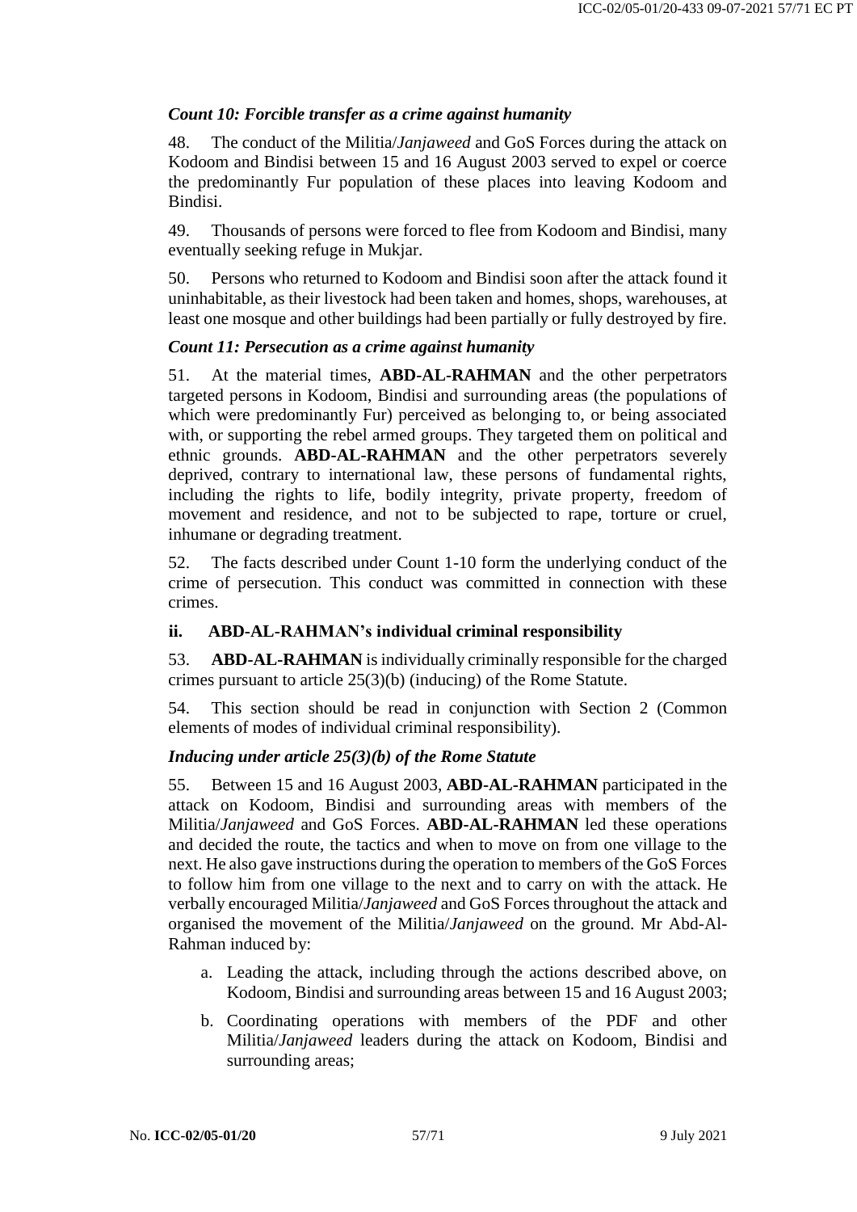*Count 10: Forcible transfer as a crime against humanity*

48. The conduct of the Militia/*Janjaweed* and GoS Forces during the attack on Kodoom and Bindisi between 15 and 16 August 2003 served to expel or coerce the predominantly Fur population of these places into leaving Kodoom and Bindisi.

49. Thousands of persons were forced to flee from Kodoom and Bindisi, many eventually seeking refuge in Mukjar.

50. Persons who returned to Kodoom and Bindisi soon after the attack found it uninhabitable, as their livestock had been taken and homes, shops, warehouses, at least one mosque and other buildings had been partially or fully destroyed by fire.

*Count 11: Persecution as a crime against humanity*

51. At the material times, **ABD-AL-RAHMAN** and the other perpetrators targeted persons in Kodoom, Bindisi and surrounding areas (the populations of which were predominantly Fur) perceived as belonging to, or being associated with, or supporting the rebel armed groups. They targeted them on political and ethnic grounds. **ABD-AL-RAHMAN** and the other perpetrators severely deprived, contrary to international law, these persons of fundamental rights, including the rights to life, bodily integrity, private property, freedom of movement and residence, and not to be subjected to rape, torture or cruel, inhumane or degrading treatment.

52. The facts described under Count 1-10 form the underlying conduct of the crime of persecution. This conduct was committed in connection with these crimes.

**ii. ABD-AL-RAHMAN's individual criminal responsibility**

53. **ABD-AL-RAHMAN** is individually criminally responsible for the charged crimes pursuant to article 25(3)(b) (inducing) of the Rome Statute.

54. This section should be read in conjunction with Section 2 (Common elements of modes of individual criminal responsibility).

*Inducing under article 25(3)(b) of the Rome Statute*

55. Between 15 and 16 August 2003, **ABD-AL-RAHMAN** participated in the attack on Kodoom, Bindisi and surrounding areas with members of the Militia/*Janjaweed* and GoS Forces. **ABD-AL-RAHMAN** led these operations and decided the route, the tactics and when to move on from one village to the next. He also gave instructions during the operation to members of the GoS Forces to follow him from one village to the next and to carry on with the attack. He verbally encouraged Militia/*Janjaweed* and GoS Forces throughout the attack and organised the movement of the Militia/*Janjaweed* on the ground. Mr Abd-Al-Rahman induced by:

a. Leading the attack, including through the actions described above, on Kodoom, Bindisi and surrounding areas between 15 and 16 August 2003;

b. Coordinating operations with members of the PDF and other Militia/*Janjaweed* leaders during the attack on Kodoom, Bindisi and surrounding areas;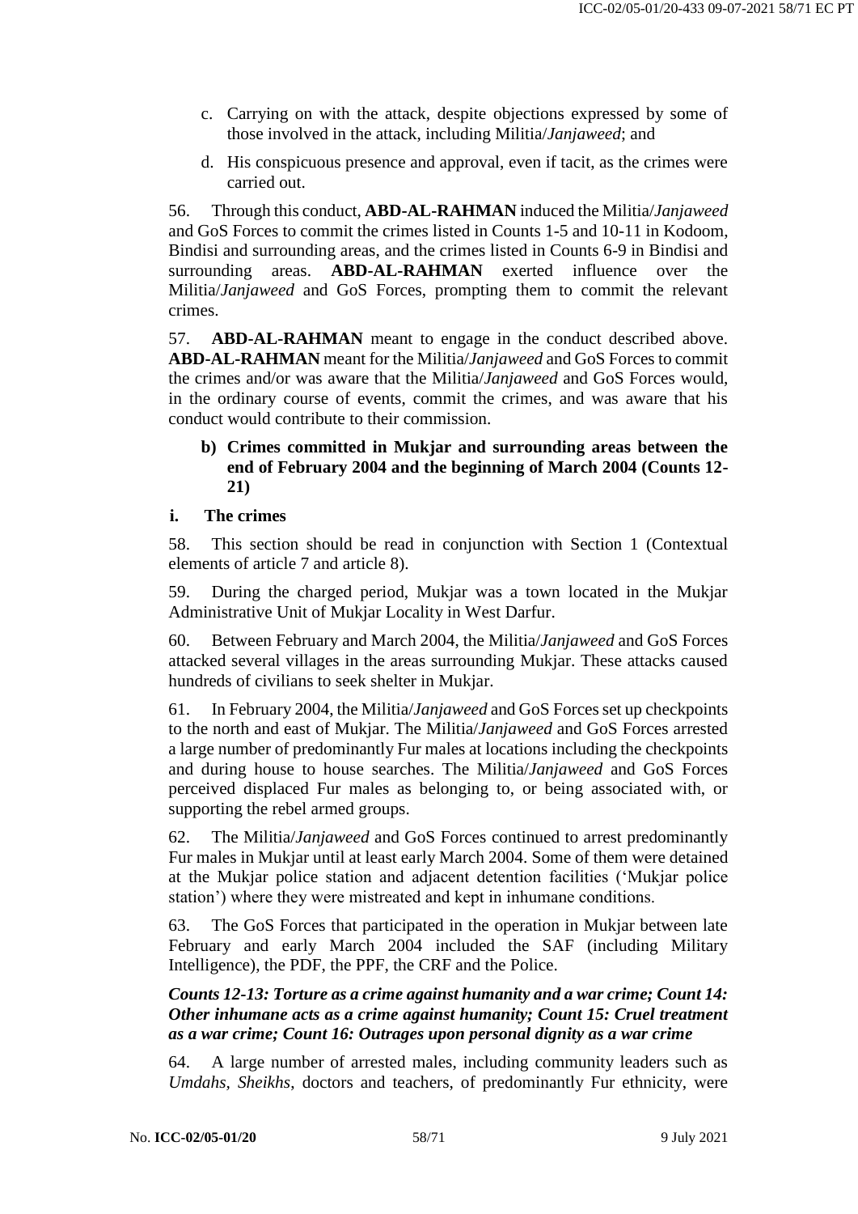c. Carrying on with the attack, despite objections expressed by some of those involved in the attack, including Militia/*Janjaweed*; and

d. His conspicuous presence and approval, even if tacit, as the crimes were carried out.

56. Through this conduct, **ABD-AL-RAHMAN** induced the Militia/*Janjaweed* and GoS Forces to commit the crimes listed in Counts 1-5 and 10-11 in Kodoom, Bindisi and surrounding areas, and the crimes listed in Counts 6-9 in Bindisi and surrounding areas. **ABD-AL-RAHMAN** exerted influence over the Militia/*Janjaweed* and GoS Forces, prompting them to commit the relevant crimes.

57. **ABD-AL-RAHMAN** meant to engage in the conduct described above. **ABD-AL-RAHMAN** meant for the Militia/*Janjaweed* and GoS Forces to commit the crimes and/or was aware that the Militia/*Janjaweed* and GoS Forces would, in the ordinary course of events, commit the crimes, and was aware that his conduct would contribute to their commission.

**b) Crimes committed in Mukjar and surrounding areas between the end of February 2004 and the beginning of March 2004 (Counts 12-21)**

**i. The crimes**

58. This section should be read in conjunction with Section 1 (Contextual elements of article 7 and article 8).

59. During the charged period, Mukjar was a town located in the Mukjar Administrative Unit of Mukjar Locality in West Darfur.

60. Between February and March 2004, the Militia/*Janjaweed* and GoS Forces attacked several villages in the areas surrounding Mukjar. These attacks caused hundreds of civilians to seek shelter in Mukjar.

61. In February 2004, the Militia/*Janjaweed* and GoS Forces set up checkpoints to the north and east of Mukjar. The Militia/*Janjaweed* and GoS Forces arrested a large number of predominantly Fur males at locations including the checkpoints and during house to house searches. The Militia/*Janjaweed* and GoS Forces perceived displaced Fur males as belonging to, or being associated with, or supporting the rebel armed groups.

62. The Militia/*Janjaweed* and GoS Forces continued to arrest predominantly Fur males in Mukjar until at least early March 2004. Some of them were detained at the Mukjar police station and adjacent detention facilities ('Mukjar police station') where they were mistreated and kept in inhumane conditions.

63. The GoS Forces that participated in the operation in Mukjar between late February and early March 2004 included the SAF (including Military Intelligence), the PDF, the PPF, the CRF and the Police.

***Counts 12-13: Torture as a crime against humanity and a war crime; Count 14: Other inhumane acts as a crime against humanity; Count 15: Cruel treatment as a war crime; Count 16: Outrages upon personal dignity as a war crime***

64. A large number of arrested males, including community leaders such as *Umdahs*, *Sheikhs*, doctors and teachers, of predominantly Fur ethnicity, were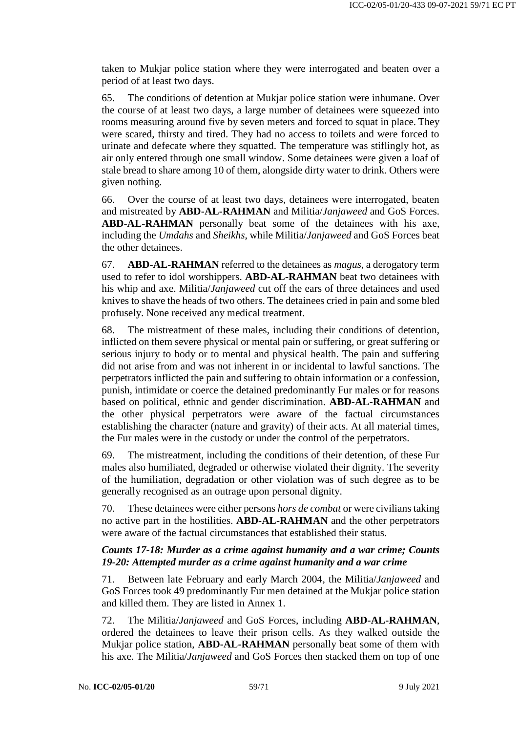taken to Mukjar police station where they were interrogated and beaten over a period of at least two days.

65. The conditions of detention at Mukjar police station were inhumane. Over the course of at least two days, a large number of detainees were squeezed into rooms measuring around five by seven meters and forced to squat in place. They were scared, thirsty and tired. They had no access to toilets and were forced to urinate and defecate where they squatted. The temperature was stiflingly hot, as air only entered through one small window. Some detainees were given a loaf of stale bread to share among 10 of them, alongside dirty water to drink. Others were given nothing.

66. Over the course of at least two days, detainees were interrogated, beaten and mistreated by **ABD-AL-RAHMAN** and Militia/*Janjaweed* and GoS Forces. **ABD-AL-RAHMAN** personally beat some of the detainees with his axe, including the *Umdahs* and *Sheikhs*, while Militia/*Janjaweed* and GoS Forces beat the other detainees.

67. **ABD-AL-RAHMAN** referred to the detainees as *magus*, a derogatory term used to refer to idol worshippers. **ABD-AL-RAHMAN** beat two detainees with his whip and axe. Militia/*Janjaweed* cut off the ears of three detainees and used knives to shave the heads of two others. The detainees cried in pain and some bled profusely. None received any medical treatment.

68. The mistreatment of these males, including their conditions of detention, inflicted on them severe physical or mental pain or suffering, or great suffering or serious injury to body or to mental and physical health. The pain and suffering did not arise from and was not inherent in or incidental to lawful sanctions. The perpetrators inflicted the pain and suffering to obtain information or a confession, punish, intimidate or coerce the detained predominantly Fur males or for reasons based on political, ethnic and gender discrimination. **ABD-AL-RAHMAN** and the other physical perpetrators were aware of the factual circumstances establishing the character (nature and gravity) of their acts. At all material times, the Fur males were in the custody or under the control of the perpetrators.

69. The mistreatment, including the conditions of their detention, of these Fur males also humiliated, degraded or otherwise violated their dignity. The severity of the humiliation, degradation or other violation was of such degree as to be generally recognised as an outrage upon personal dignity.

70. These detainees were either persons *hors de combat* or were civilians taking no active part in the hostilities. **ABD-AL-RAHMAN** and the other perpetrators were aware of the factual circumstances that established their status.

***Counts 17-18: Murder as a crime against humanity and a war crime; Counts 19-20: Attempted murder as a crime against humanity and a war crime***

71. Between late February and early March 2004, the Militia/*Janjaweed* and GoS Forces took 49 predominantly Fur men detained at the Mukjar police station and killed them. They are listed in Annex 1.

72. The Militia/*Janjaweed* and GoS Forces, including **ABD-AL-RAHMAN**, ordered the detainees to leave their prison cells. As they walked outside the Mukjar police station, **ABD-AL-RAHMAN** personally beat some of them with his axe. The Militia/*Janjaweed* and GoS Forces then stacked them on top of one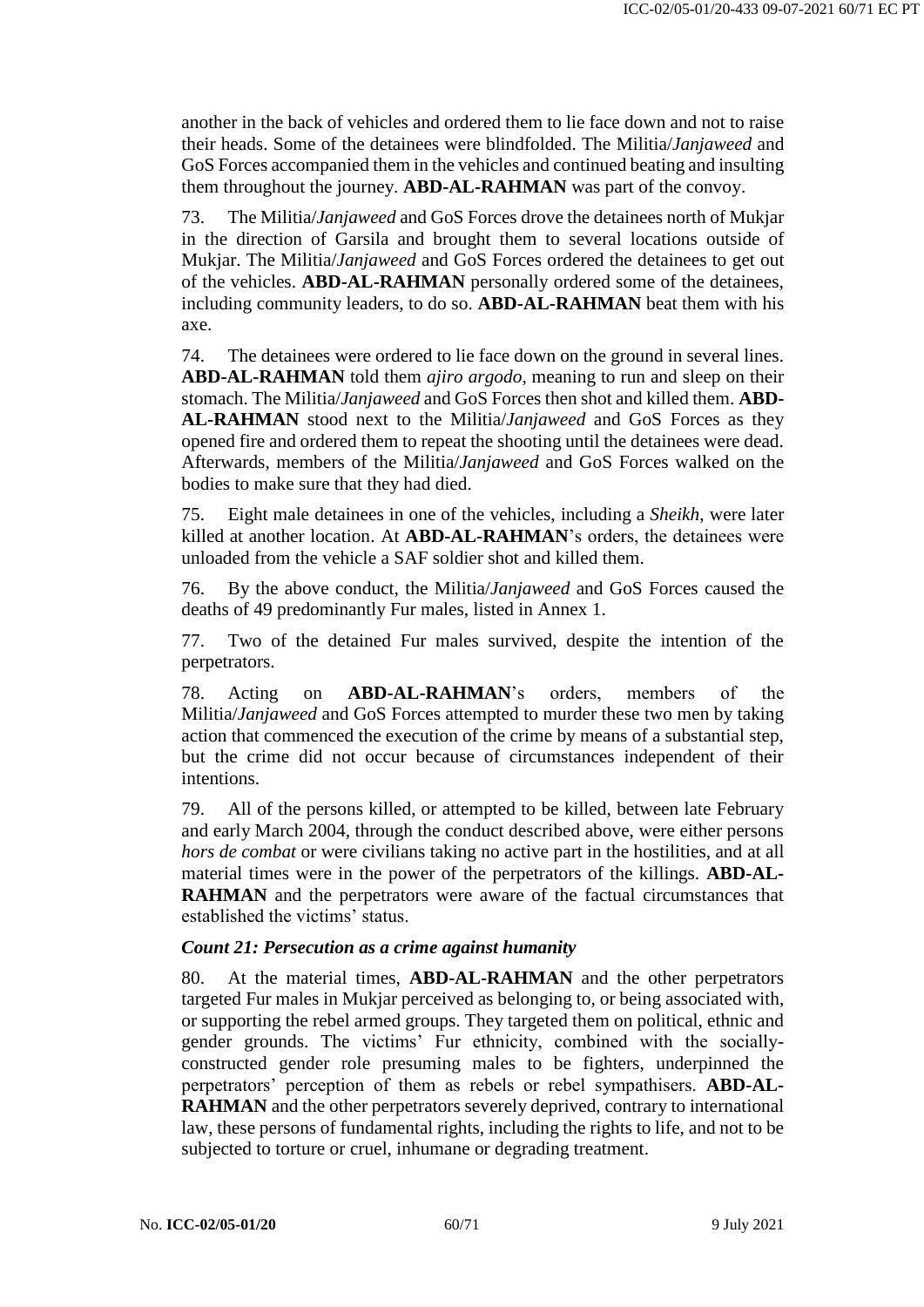another in the back of vehicles and ordered them to lie face down and not to raise their heads. Some of the detainees were blindfolded. The Militia/*Janjaweed* and GoS Forces accompanied them in the vehicles and continued beating and insulting them throughout the journey. **ABD-AL-RAHMAN** was part of the convoy.

73. The Militia/*Janjaweed* and GoS Forces drove the detainees north of Mukjar in the direction of Garsila and brought them to several locations outside of Mukjar. The Militia/*Janjaweed* and GoS Forces ordered the detainees to get out of the vehicles. **ABD-AL-RAHMAN** personally ordered some of the detainees, including community leaders, to do so. **ABD-AL-RAHMAN** beat them with his axe.

74. The detainees were ordered to lie face down on the ground in several lines. **ABD-AL-RAHMAN** told them *ajiro argodo*, meaning to run and sleep on their stomach. The Militia/*Janjaweed* and GoS Forces then shot and killed them. **ABD-AL-RAHMAN** stood next to the Militia/*Janjaweed* and GoS Forces as they opened fire and ordered them to repeat the shooting until the detainees were dead. Afterwards, members of the Militia/*Janjaweed* and GoS Forces walked on the bodies to make sure that they had died.

75. Eight male detainees in one of the vehicles, including a *Sheikh*, were later killed at another location. At **ABD-AL-RAHMAN**'s orders, the detainees were unloaded from the vehicle a SAF soldier shot and killed them.

76. By the above conduct, the Militia/*Janjaweed* and GoS Forces caused the deaths of 49 predominantly Fur males, listed in Annex 1.

77. Two of the detained Fur males survived, despite the intention of the perpetrators.

78. Acting on **ABD-AL-RAHMAN**'s orders, members of the Militia/*Janjaweed* and GoS Forces attempted to murder these two men by taking action that commenced the execution of the crime by means of a substantial step, but the crime did not occur because of circumstances independent of their intentions.

79. All of the persons killed, or attempted to be killed, between late February and early March 2004, through the conduct described above, were either persons *hors de combat* or were civilians taking no active part in the hostilities, and at all material times were in the power of the perpetrators of the killings. **ABD-AL-RAHMAN** and the perpetrators were aware of the factual circumstances that established the victims' status.

### *Count 21: Persecution as a crime against humanity*

80. At the material times, **ABD-AL-RAHMAN** and the other perpetrators targeted Fur males in Mukjar perceived as belonging to, or being associated with, or supporting the rebel armed groups. They targeted them on political, ethnic and gender grounds. The victims' Fur ethnicity, combined with the socially-constructed gender role presuming males to be fighters, underpinned the perpetrators' perception of them as rebels or rebel sympathisers. **ABD-AL-RAHMAN** and the other perpetrators severely deprived, contrary to international law, these persons of fundamental rights, including the rights to life, and not to be subjected to torture or cruel, inhumane or degrading treatment.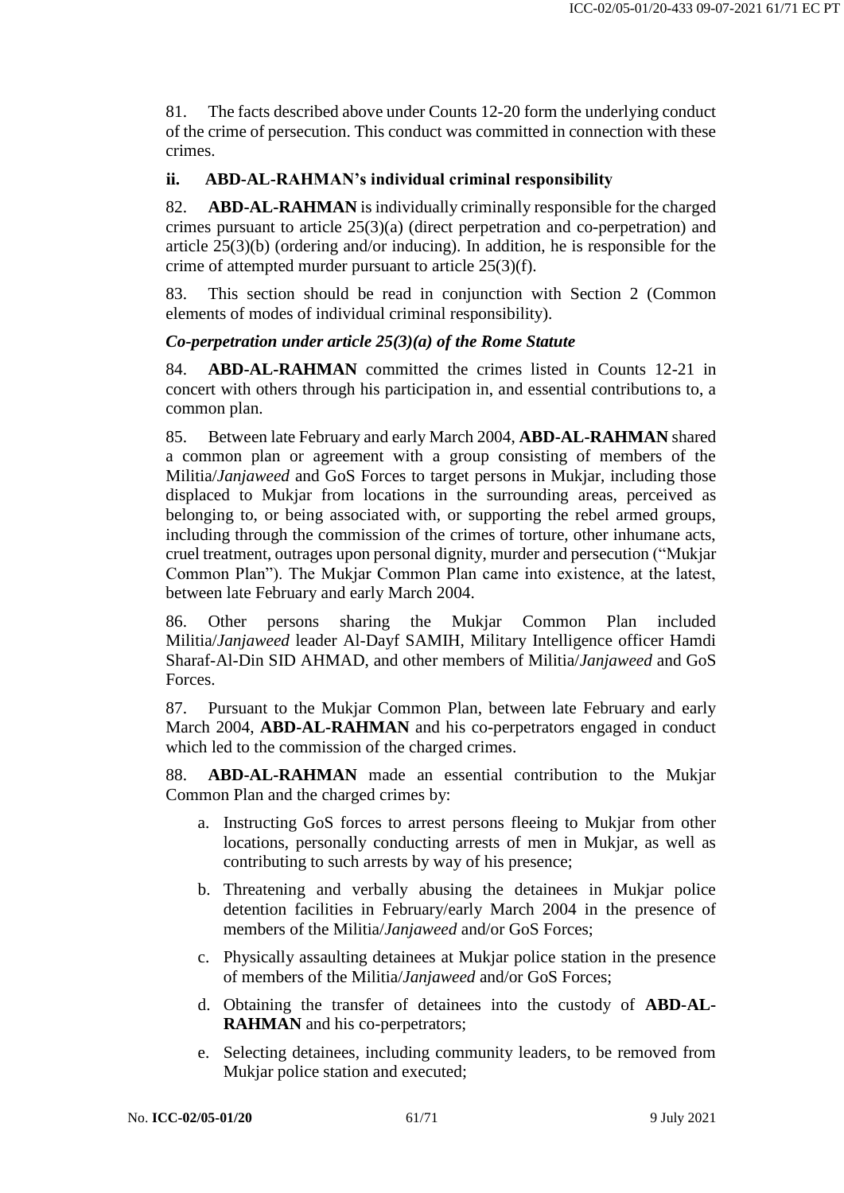81. The facts described above under Counts 12-20 form the underlying conduct of the crime of persecution. This conduct was committed in connection with these crimes.

### ii. ABD-AL-RAHMAN's individual criminal responsibility

82. **ABD-AL-RAHMAN** is individually criminally responsible for the charged crimes pursuant to article 25(3)(a) (direct perpetration and co-perpetration) and article 25(3)(b) (ordering and/or inducing). In addition, he is responsible for the crime of attempted murder pursuant to article 25(3)(f).

83. This section should be read in conjunction with Section 2 (Common elements of modes of individual criminal responsibility).

***Co-perpetration under article 25(3)(a) of the Rome Statute***

84. **ABD-AL-RAHMAN** committed the crimes listed in Counts 12-21 in concert with others through his participation in, and essential contributions to, a common plan.

85. Between late February and early March 2004, **ABD-AL-RAHMAN** shared a common plan or agreement with a group consisting of members of the Militia/*Janjaweed* and GoS Forces to target persons in Mukjar, including those displaced to Mukjar from locations in the surrounding areas, perceived as belonging to, or being associated with, or supporting the rebel armed groups, including through the commission of the crimes of torture, other inhumane acts, cruel treatment, outrages upon personal dignity, murder and persecution ("Mukjar Common Plan"). The Mukjar Common Plan came into existence, at the latest, between late February and early March 2004.

86. Other persons sharing the Mukjar Common Plan included Militia/*Janjaweed* leader Al-Dayf SAMIH, Military Intelligence officer Hamdi Sharaf-Al-Din SID AHMAD, and other members of Militia/*Janjaweed* and GoS Forces.

87. Pursuant to the Mukjar Common Plan, between late February and early March 2004, **ABD-AL-RAHMAN** and his co-perpetrators engaged in conduct which led to the commission of the charged crimes.

88. **ABD-AL-RAHMAN** made an essential contribution to the Mukjar Common Plan and the charged crimes by:

a. Instructing GoS forces to arrest persons fleeing to Mukjar from other locations, personally conducting arrests of men in Mukjar, as well as contributing to such arrests by way of his presence;

b. Threatening and verbally abusing the detainees in Mukjar police detention facilities in February/early March 2004 in the presence of members of the Militia/*Janjaweed* and/or GoS Forces;

c. Physically assaulting detainees at Mukjar police station in the presence of members of the Militia/*Janjaweed* and/or GoS Forces;

d. Obtaining the transfer of detainees into the custody of **ABD-AL-RAHMAN** and his co-perpetrators;

e. Selecting detainees, including community leaders, to be removed from Mukjar police station and executed;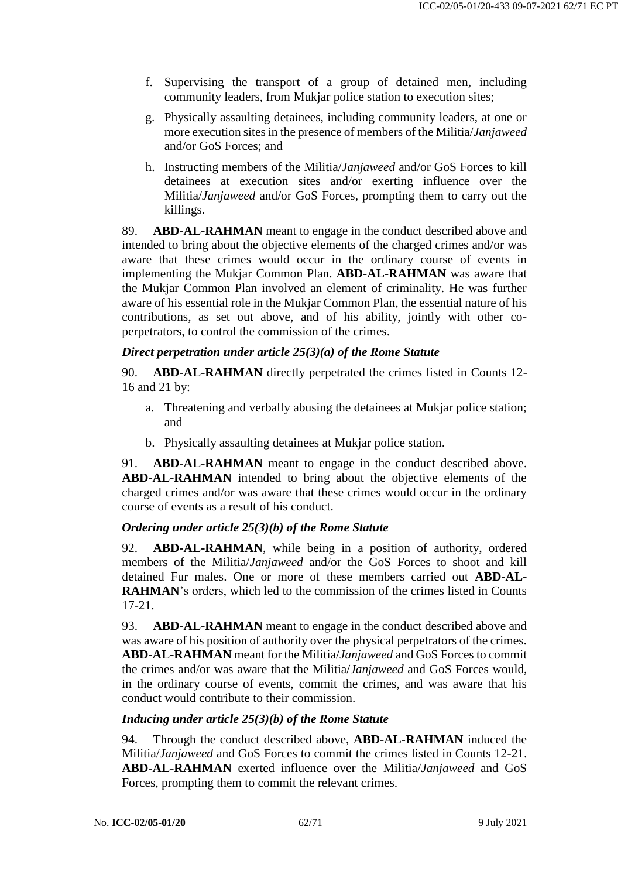f. Supervising the transport of a group of detained men, including community leaders, from Mukjar police station to execution sites;

g. Physically assaulting detainees, including community leaders, at one or more execution sites in the presence of members of the Militia/*Janjaweed* and/or GoS Forces; and

h. Instructing members of the Militia/*Janjaweed* and/or GoS Forces to kill detainees at execution sites and/or exerting influence over the Militia/*Janjaweed* and/or GoS Forces, prompting them to carry out the killings.

89. **ABD-AL-RAHMAN** meant to engage in the conduct described above and intended to bring about the objective elements of the charged crimes and/or was aware that these crimes would occur in the ordinary course of events in implementing the Mukjar Common Plan. **ABD-AL-RAHMAN** was aware that the Mukjar Common Plan involved an element of criminality. He was further aware of his essential role in the Mukjar Common Plan, the essential nature of his contributions, as set out above, and of his ability, jointly with other co-perpetrators, to control the commission of the crimes.

***Direct perpetration under article 25(3)(a) of the Rome Statute***

90. **ABD-AL-RAHMAN** directly perpetrated the crimes listed in Counts 12-16 and 21 by:

a. Threatening and verbally abusing the detainees at Mukjar police station; and

b. Physically assaulting detainees at Mukjar police station.

91. **ABD-AL-RAHMAN** meant to engage in the conduct described above. **ABD-AL-RAHMAN** intended to bring about the objective elements of the charged crimes and/or was aware that these crimes would occur in the ordinary course of events as a result of his conduct.

***Ordering under article 25(3)(b) of the Rome Statute***

92. **ABD-AL-RAHMAN**, while being in a position of authority, ordered members of the Militia/*Janjaweed* and/or the GoS Forces to shoot and kill detained Fur males. One or more of these members carried out **ABD-AL-RAHMAN**'s orders, which led to the commission of the crimes listed in Counts 17-21.

93. **ABD-AL-RAHMAN** meant to engage in the conduct described above and was aware of his position of authority over the physical perpetrators of the crimes. **ABD-AL-RAHMAN** meant for the Militia/*Janjaweed* and GoS Forces to commit the crimes and/or was aware that the Militia/*Janjaweed* and GoS Forces would, in the ordinary course of events, commit the crimes, and was aware that his conduct would contribute to their commission.

***Inducing under article 25(3)(b) of the Rome Statute***

94. Through the conduct described above, **ABD-AL-RAHMAN** induced the Militia/*Janjaweed* and GoS Forces to commit the crimes listed in Counts 12-21. **ABD-AL-RAHMAN** exerted influence over the Militia/*Janjaweed* and GoS Forces, prompting them to commit the relevant crimes.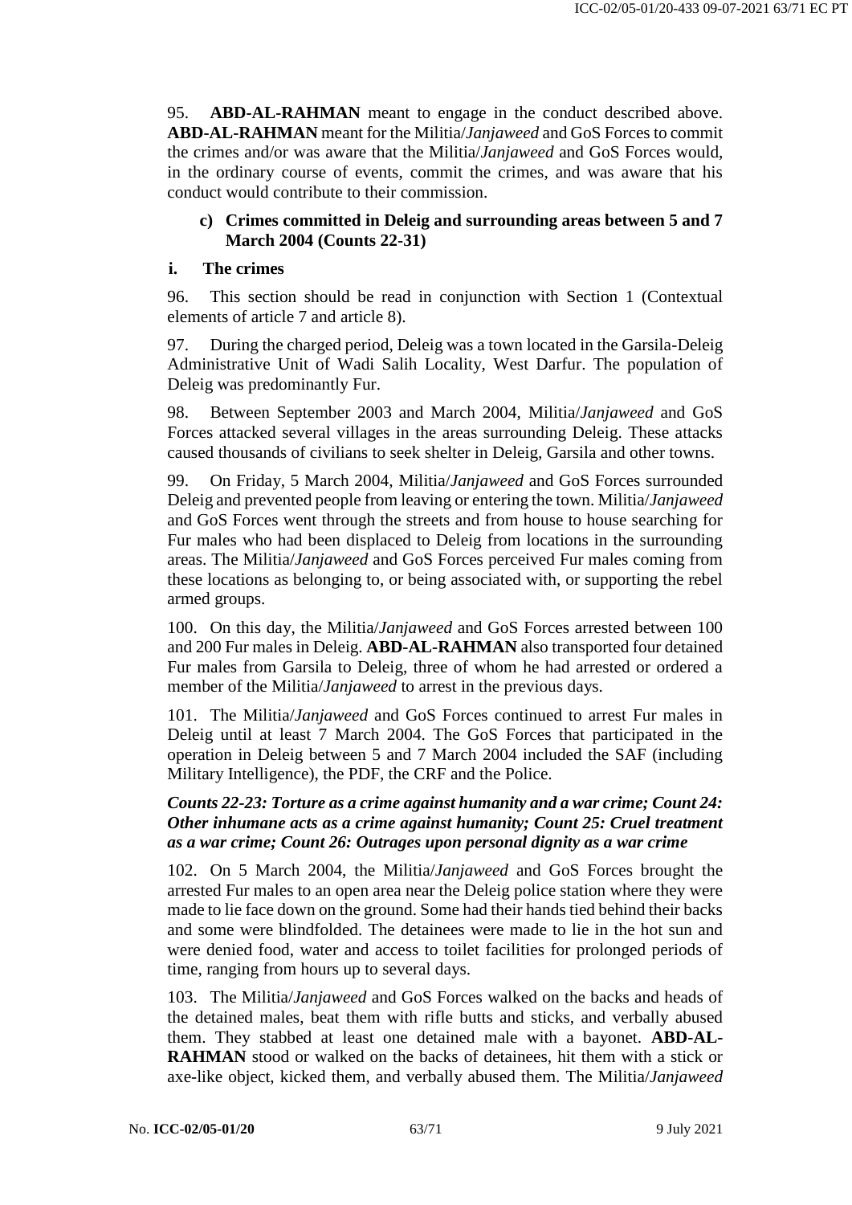95. **ABD-AL-RAHMAN** meant to engage in the conduct described above. **ABD-AL-RAHMAN** meant for the Militia/*Janjaweed* and GoS Forces to commit the crimes and/or was aware that the Militia/*Janjaweed* and GoS Forces would, in the ordinary course of events, commit the crimes, and was aware that his conduct would contribute to their commission.

#### c) Crimes committed in Deleig and surrounding areas between 5 and 7 March 2004 (Counts 22-31)

##### i. The crimes

96. This section should be read in conjunction with Section 1 (Contextual elements of article 7 and article 8).

97. During the charged period, Deleig was a town located in the Garsila-Deleig Administrative Unit of Wadi Salih Locality, West Darfur. The population of Deleig was predominantly Fur.

98. Between September 2003 and March 2004, Militia/*Janjaweed* and GoS Forces attacked several villages in the areas surrounding Deleig. These attacks caused thousands of civilians to seek shelter in Deleig, Garsila and other towns.

99. On Friday, 5 March 2004, Militia/*Janjaweed* and GoS Forces surrounded Deleig and prevented people from leaving or entering the town. Militia/*Janjaweed* and GoS Forces went through the streets and from house to house searching for Fur males who had been displaced to Deleig from locations in the surrounding areas. The Militia/*Janjaweed* and GoS Forces perceived Fur males coming from these locations as belonging to, or being associated with, or supporting the rebel armed groups.

100. On this day, the Militia/*Janjaweed* and GoS Forces arrested between 100 and 200 Fur males in Deleig. **ABD-AL-RAHMAN** also transported four detained Fur males from Garsila to Deleig, three of whom he had arrested or ordered a member of the Militia/*Janjaweed* to arrest in the previous days.

101. The Militia/*Janjaweed* and GoS Forces continued to arrest Fur males in Deleig until at least 7 March 2004. The GoS Forces that participated in the operation in Deleig between 5 and 7 March 2004 included the SAF (including Military Intelligence), the PDF, the CRF and the Police.

***Counts 22-23: Torture as a crime against humanity and a war crime; Count 24: Other inhumane acts as a crime against humanity; Count 25: Cruel treatment as a war crime; Count 26: Outrages upon personal dignity as a war crime***

102. On 5 March 2004, the Militia/*Janjaweed* and GoS Forces brought the arrested Fur males to an open area near the Deleig police station where they were made to lie face down on the ground. Some had their hands tied behind their backs and some were blindfolded. The detainees were made to lie in the hot sun and were denied food, water and access to toilet facilities for prolonged periods of time, ranging from hours up to several days.

103. The Militia/*Janjaweed* and GoS Forces walked on the backs and heads of the detained males, beat them with rifle butts and sticks, and verbally abused them. They stabbed at least one detained male with a bayonet. **ABD-AL-RAHMAN** stood or walked on the backs of detainees, hit them with a stick or axe-like object, kicked them, and verbally abused them. The Militia/*Janjaweed*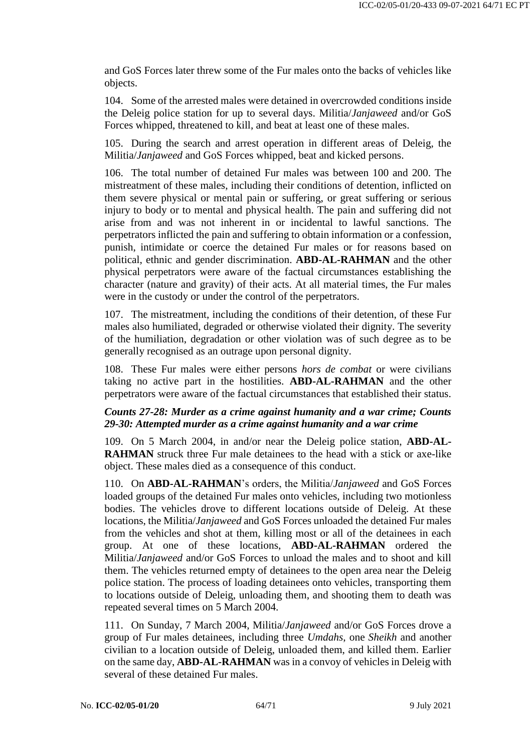and GoS Forces later threw some of the Fur males onto the backs of vehicles like objects.

104. Some of the arrested males were detained in overcrowded conditions inside the Deleig police station for up to several days. Militia/*Janjaweed* and/or GoS Forces whipped, threatened to kill, and beat at least one of these males.

105. During the search and arrest operation in different areas of Deleig, the Militia/*Janjaweed* and GoS Forces whipped, beat and kicked persons.

106. The total number of detained Fur males was between 100 and 200. The mistreatment of these males, including their conditions of detention, inflicted on them severe physical or mental pain or suffering, or great suffering or serious injury to body or to mental and physical health. The pain and suffering did not arise from and was not inherent in or incidental to lawful sanctions. The perpetrators inflicted the pain and suffering to obtain information or a confession, punish, intimidate or coerce the detained Fur males or for reasons based on political, ethnic and gender discrimination. **ABD-AL-RAHMAN** and the other physical perpetrators were aware of the factual circumstances establishing the character (nature and gravity) of their acts. At all material times, the Fur males were in the custody or under the control of the perpetrators.

107. The mistreatment, including the conditions of their detention, of these Fur males also humiliated, degraded or otherwise violated their dignity. The severity of the humiliation, degradation or other violation was of such degree as to be generally recognised as an outrage upon personal dignity.

108. These Fur males were either persons *hors de combat* or were civilians taking no active part in the hostilities. **ABD-AL-RAHMAN** and the other perpetrators were aware of the factual circumstances that established their status.

***Counts 27-28: Murder as a crime against humanity and a war crime; Counts 29-30: Attempted murder as a crime against humanity and a war crime***

109. On 5 March 2004, in and/or near the Deleig police station, **ABD-AL-RAHMAN** struck three Fur male detainees to the head with a stick or axe-like object. These males died as a consequence of this conduct.

110. On **ABD-AL-RAHMAN**'s orders, the Militia/*Janjaweed* and GoS Forces loaded groups of the detained Fur males onto vehicles, including two motionless bodies. The vehicles drove to different locations outside of Deleig. At these locations, the Militia/*Janjaweed* and GoS Forces unloaded the detained Fur males from the vehicles and shot at them, killing most or all of the detainees in each group. At one of these locations, **ABD-AL-RAHMAN** ordered the Militia/*Janjaweed* and/or GoS Forces to unload the males and to shoot and kill them. The vehicles returned empty of detainees to the open area near the Deleig police station. The process of loading detainees onto vehicles, transporting them to locations outside of Deleig, unloading them, and shooting them to death was repeated several times on 5 March 2004.

111. On Sunday, 7 March 2004, Militia/*Janjaweed* and/or GoS Forces drove a group of Fur males detainees, including three *Umdahs*, one *Sheikh* and another civilian to a location outside of Deleig, unloaded them, and killed them. Earlier on the same day, **ABD-AL-RAHMAN** was in a convoy of vehicles in Deleig with several of these detained Fur males.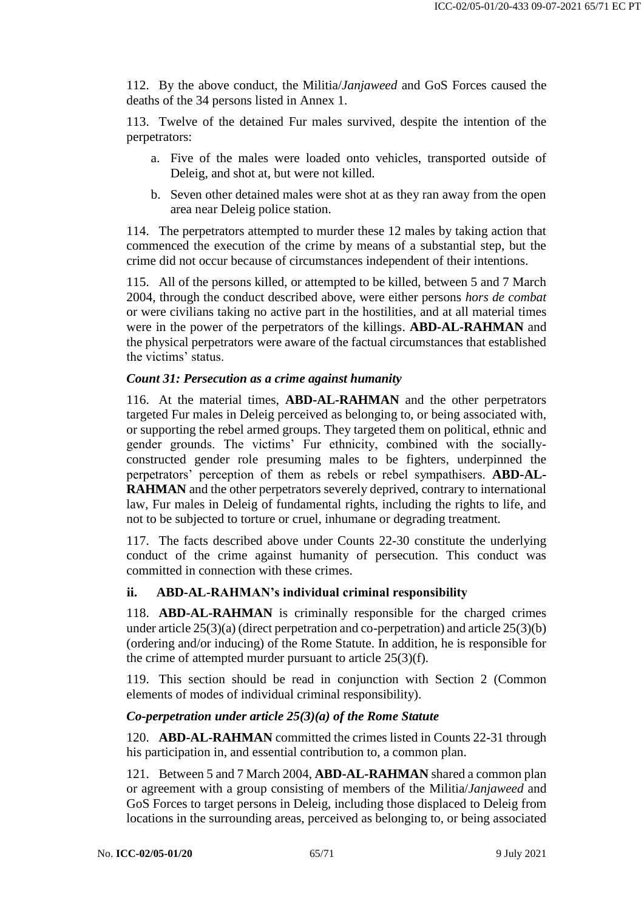112. By the above conduct, the Militia/*Janjaweed* and GoS Forces caused the deaths of the 34 persons listed in Annex 1.

113. Twelve of the detained Fur males survived, despite the intention of the perpetrators:

a. Five of the males were loaded onto vehicles, transported outside of Deleig, and shot at, but were not killed.

b. Seven other detained males were shot at as they ran away from the open area near Deleig police station.

114. The perpetrators attempted to murder these 12 males by taking action that commenced the execution of the crime by means of a substantial step, but the crime did not occur because of circumstances independent of their intentions.

115. All of the persons killed, or attempted to be killed, between 5 and 7 March 2004, through the conduct described above, were either persons *hors de combat* or were civilians taking no active part in the hostilities, and at all material times were in the power of the perpetrators of the killings. **ABD-AL-RAHMAN** and the physical perpetrators were aware of the factual circumstances that established the victims' status.

***Count 31: Persecution as a crime against humanity***

116. At the material times, **ABD-AL-RAHMAN** and the other perpetrators targeted Fur males in Deleig perceived as belonging to, or being associated with, or supporting the rebel armed groups. They targeted them on political, ethnic and gender grounds. The victims' Fur ethnicity, combined with the socially-constructed gender role presuming males to be fighters, underpinned the perpetrators' perception of them as rebels or rebel sympathisers. **ABD-AL-RAHMAN** and the other perpetrators severely deprived, contrary to international law, Fur males in Deleig of fundamental rights, including the rights to life, and not to be subjected to torture or cruel, inhumane or degrading treatment.

117. The facts described above under Counts 22-30 constitute the underlying conduct of the crime against humanity of persecution. This conduct was committed in connection with these crimes.

### ii. ABD-AL-RAHMAN's individual criminal responsibility

118. **ABD-AL-RAHMAN** is criminally responsible for the charged crimes under article 25(3)(a) (direct perpetration and co-perpetration) and article 25(3)(b) (ordering and/or inducing) of the Rome Statute. In addition, he is responsible for the crime of attempted murder pursuant to article 25(3)(f).

119. This section should be read in conjunction with Section 2 (Common elements of modes of individual criminal responsibility).

***Co-perpetration under article 25(3)(a) of the Rome Statute***

120. **ABD-AL-RAHMAN** committed the crimes listed in Counts 22-31 through his participation in, and essential contribution to, a common plan.

121. Between 5 and 7 March 2004, **ABD-AL-RAHMAN** shared a common plan or agreement with a group consisting of members of the Militia/*Janjaweed* and GoS Forces to target persons in Deleig, including those displaced to Deleig from locations in the surrounding areas, perceived as belonging to, or being associated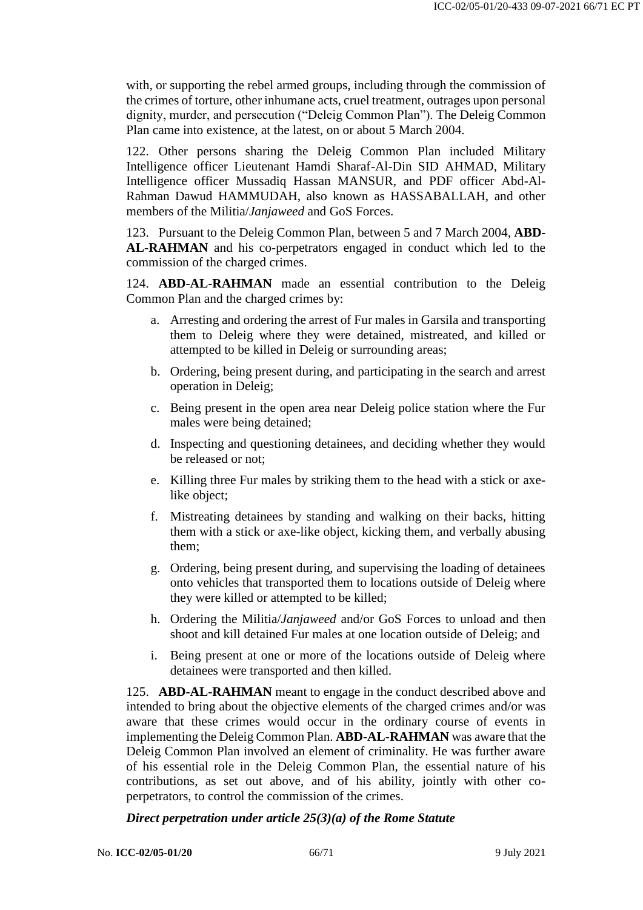with, or supporting the rebel armed groups, including through the commission of the crimes of torture, other inhumane acts, cruel treatment, outrages upon personal dignity, murder, and persecution ("Deleig Common Plan"). The Deleig Common Plan came into existence, at the latest, on or about 5 March 2004.

122. Other persons sharing the Deleig Common Plan included Military Intelligence officer Lieutenant Hamdi Sharaf-Al-Din SID AHMAD, Military Intelligence officer Mussadiq Hassan MANSUR, and PDF officer Abd-Al-Rahman Dawud HAMMUDAH, also known as HASSABALLAH, and other members of the Militia/*Janjaweed* and GoS Forces.

123. Pursuant to the Deleig Common Plan, between 5 and 7 March 2004, **ABD-AL-RAHMAN** and his co-perpetrators engaged in conduct which led to the commission of the charged crimes.

124. **ABD-AL-RAHMAN** made an essential contribution to the Deleig Common Plan and the charged crimes by:

a. Arresting and ordering the arrest of Fur males in Garsila and transporting them to Deleig where they were detained, mistreated, and killed or attempted to be killed in Deleig or surrounding areas;

b. Ordering, being present during, and participating in the search and arrest operation in Deleig;

c. Being present in the open area near Deleig police station where the Fur males were being detained;

d. Inspecting and questioning detainees, and deciding whether they would be released or not;

e. Killing three Fur males by striking them to the head with a stick or axe-like object;

f. Mistreating detainees by standing and walking on their backs, hitting them with a stick or axe-like object, kicking them, and verbally abusing them;

g. Ordering, being present during, and supervising the loading of detainees onto vehicles that transported them to locations outside of Deleig where they were killed or attempted to be killed;

h. Ordering the Militia/*Janjaweed* and/or GoS Forces to unload and then shoot and kill detained Fur males at one location outside of Deleig; and

i. Being present at one or more of the locations outside of Deleig where detainees were transported and then killed.

125. **ABD-AL-RAHMAN** meant to engage in the conduct described above and intended to bring about the objective elements of the charged crimes and/or was aware that these crimes would occur in the ordinary course of events in implementing the Deleig Common Plan. **ABD-AL-RAHMAN** was aware that the Deleig Common Plan involved an element of criminality. He was further aware of his essential role in the Deleig Common Plan, the essential nature of his contributions, as set out above, and of his ability, jointly with other co-perpetrators, to control the commission of the crimes.

***Direct perpetration under article 25(3)(a) of the Rome Statute***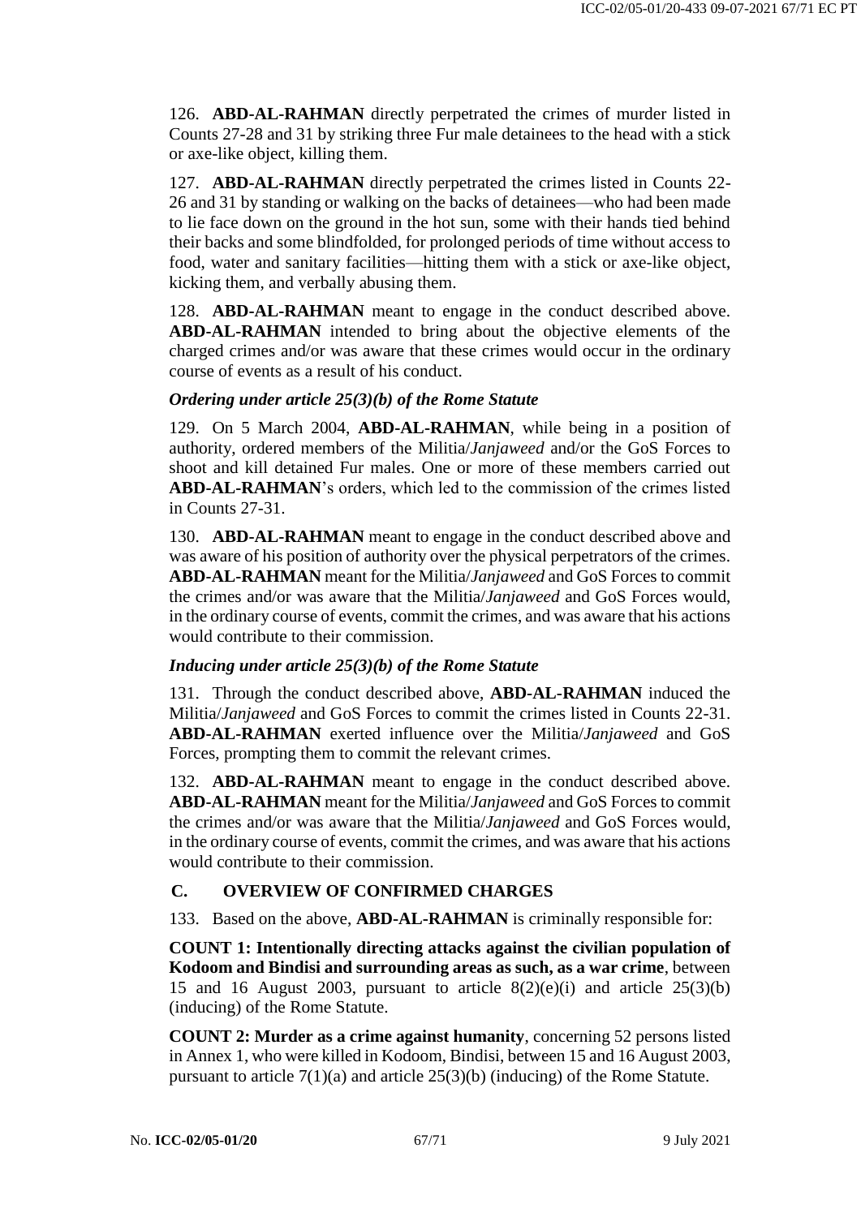126. **ABD-AL-RAHMAN** directly perpetrated the crimes of murder listed in Counts 27-28 and 31 by striking three Fur male detainees to the head with a stick or axe-like object, killing them.

127. **ABD-AL-RAHMAN** directly perpetrated the crimes listed in Counts 22-26 and 31 by standing or walking on the backs of detainees—who had been made to lie face down on the ground in the hot sun, some with their hands tied behind their backs and some blindfolded, for prolonged periods of time without access to food, water and sanitary facilities—hitting them with a stick or axe-like object, kicking them, and verbally abusing them.

128. **ABD-AL-RAHMAN** meant to engage in the conduct described above. **ABD-AL-RAHMAN** intended to bring about the objective elements of the charged crimes and/or was aware that these crimes would occur in the ordinary course of events as a result of his conduct.

***Ordering under article 25(3)(b) of the Rome Statute***

129. On 5 March 2004, **ABD-AL-RAHMAN**, while being in a position of authority, ordered members of the Militia/*Janjaweed* and/or the GoS Forces to shoot and kill detained Fur males. One or more of these members carried out **ABD-AL-RAHMAN**'s orders, which led to the commission of the crimes listed in Counts 27-31.

130. **ABD-AL-RAHMAN** meant to engage in the conduct described above and was aware of his position of authority over the physical perpetrators of the crimes. **ABD-AL-RAHMAN** meant for the Militia/*Janjaweed* and GoS Forces to commit the crimes and/or was aware that the Militia/*Janjaweed* and GoS Forces would, in the ordinary course of events, commit the crimes, and was aware that his actions would contribute to their commission.

***Inducing under article 25(3)(b) of the Rome Statute***

131. Through the conduct described above, **ABD-AL-RAHMAN** induced the Militia/*Janjaweed* and GoS Forces to commit the crimes listed in Counts 22-31. **ABD-AL-RAHMAN** exerted influence over the Militia/*Janjaweed* and GoS Forces, prompting them to commit the relevant crimes.

132. **ABD-AL-RAHMAN** meant to engage in the conduct described above. **ABD-AL-RAHMAN** meant for the Militia/*Janjaweed* and GoS Forces to commit the crimes and/or was aware that the Militia/*Janjaweed* and GoS Forces would, in the ordinary course of events, commit the crimes, and was aware that his actions would contribute to their commission.

## C. OVERVIEW OF CONFIRMED CHARGES

133. Based on the above, **ABD-AL-RAHMAN** is criminally responsible for:

**COUNT 1: Intentionally directing attacks against the civilian population of Kodoom and Bindisi and surrounding areas as such, as a war crime**, between 15 and 16 August 2003, pursuant to article 8(2)(e)(i) and article 25(3)(b) (inducing) of the Rome Statute.

**COUNT 2: Murder as a crime against humanity**, concerning 52 persons listed in Annex 1, who were killed in Kodoom, Bindisi, between 15 and 16 August 2003, pursuant to article 7(1)(a) and article 25(3)(b) (inducing) of the Rome Statute.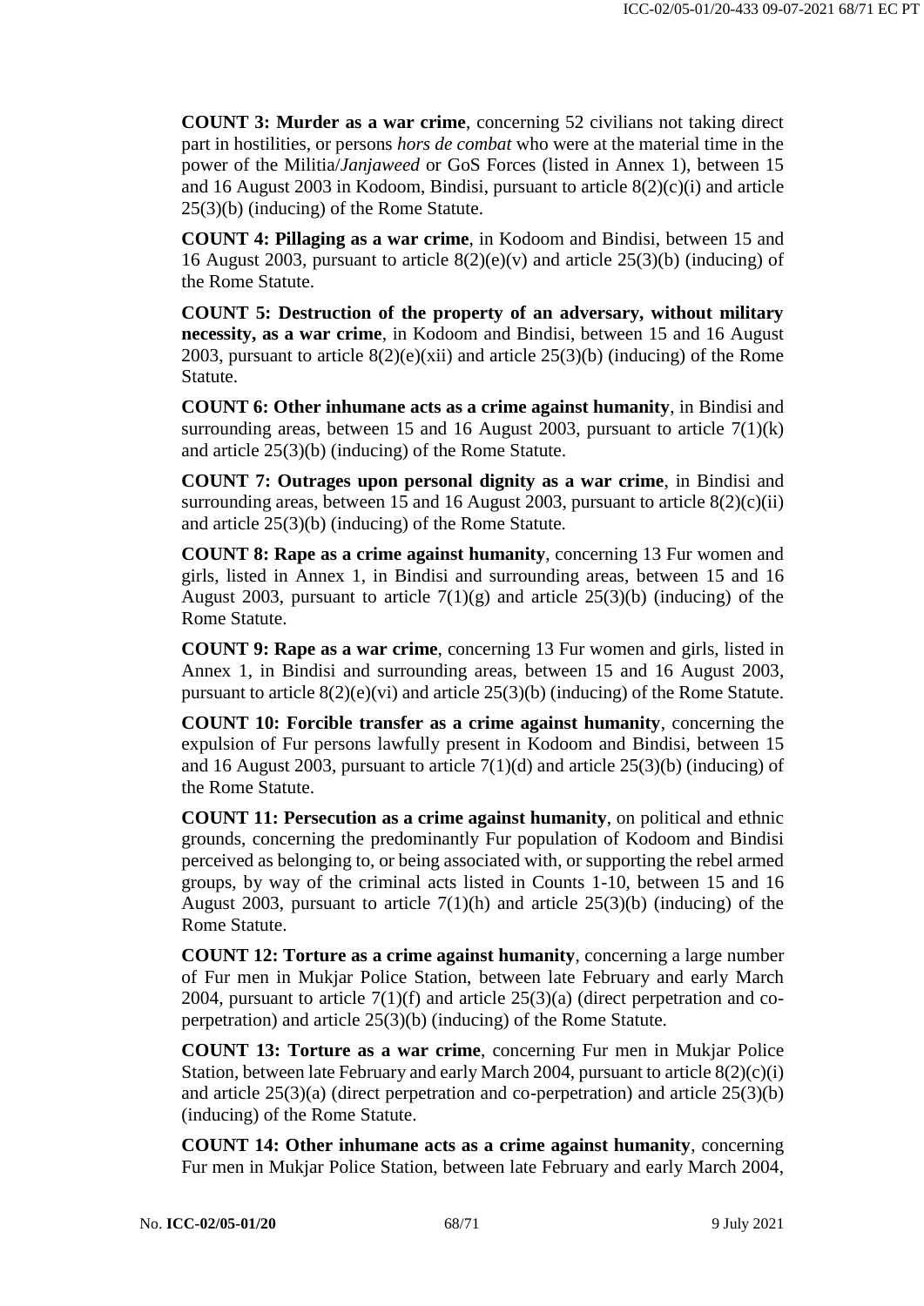**COUNT 3: Murder as a war crime**, concerning 52 civilians not taking direct part in hostilities, or persons *hors de combat* who were at the material time in the power of the Militia/*Janjaweed* or GoS Forces (listed in Annex 1), between 15 and 16 August 2003 in Kodoom, Bindisi, pursuant to article 8(2)(c)(i) and article 25(3)(b) (inducing) of the Rome Statute.

**COUNT 4: Pillaging as a war crime**, in Kodoom and Bindisi, between 15 and 16 August 2003, pursuant to article 8(2)(e)(v) and article 25(3)(b) (inducing) of the Rome Statute.

**COUNT 5: Destruction of the property of an adversary, without military necessity, as a war crime**, in Kodoom and Bindisi, between 15 and 16 August 2003, pursuant to article 8(2)(e)(xii) and article 25(3)(b) (inducing) of the Rome Statute.

**COUNT 6: Other inhumane acts as a crime against humanity**, in Bindisi and surrounding areas, between 15 and 16 August 2003, pursuant to article 7(1)(k) and article 25(3)(b) (inducing) of the Rome Statute.

**COUNT 7: Outrages upon personal dignity as a war crime**, in Bindisi and surrounding areas, between 15 and 16 August 2003, pursuant to article 8(2)(c)(ii) and article 25(3)(b) (inducing) of the Rome Statute.

**COUNT 8: Rape as a crime against humanity**, concerning 13 Fur women and girls, listed in Annex 1, in Bindisi and surrounding areas, between 15 and 16 August 2003, pursuant to article 7(1)(g) and article 25(3)(b) (inducing) of the Rome Statute.

**COUNT 9: Rape as a war crime**, concerning 13 Fur women and girls, listed in Annex 1, in Bindisi and surrounding areas, between 15 and 16 August 2003, pursuant to article 8(2)(e)(vi) and article 25(3)(b) (inducing) of the Rome Statute.

**COUNT 10: Forcible transfer as a crime against humanity**, concerning the expulsion of Fur persons lawfully present in Kodoom and Bindisi, between 15 and 16 August 2003, pursuant to article 7(1)(d) and article 25(3)(b) (inducing) of the Rome Statute.

**COUNT 11: Persecution as a crime against humanity**, on political and ethnic grounds, concerning the predominantly Fur population of Kodoom and Bindisi perceived as belonging to, or being associated with, or supporting the rebel armed groups, by way of the criminal acts listed in Counts 1-10, between 15 and 16 August 2003, pursuant to article 7(1)(h) and article 25(3)(b) (inducing) of the Rome Statute.

**COUNT 12: Torture as a crime against humanity**, concerning a large number of Fur men in Mukjar Police Station, between late February and early March 2004, pursuant to article 7(1)(f) and article 25(3)(a) (direct perpetration and co-perpetration) and article 25(3)(b) (inducing) of the Rome Statute.

**COUNT 13: Torture as a war crime**, concerning Fur men in Mukjar Police Station, between late February and early March 2004, pursuant to article 8(2)(c)(i) and article 25(3)(a) (direct perpetration and co-perpetration) and article 25(3)(b) (inducing) of the Rome Statute.

**COUNT 14: Other inhumane acts as a crime against humanity**, concerning Fur men in Mukjar Police Station, between late February and early March 2004,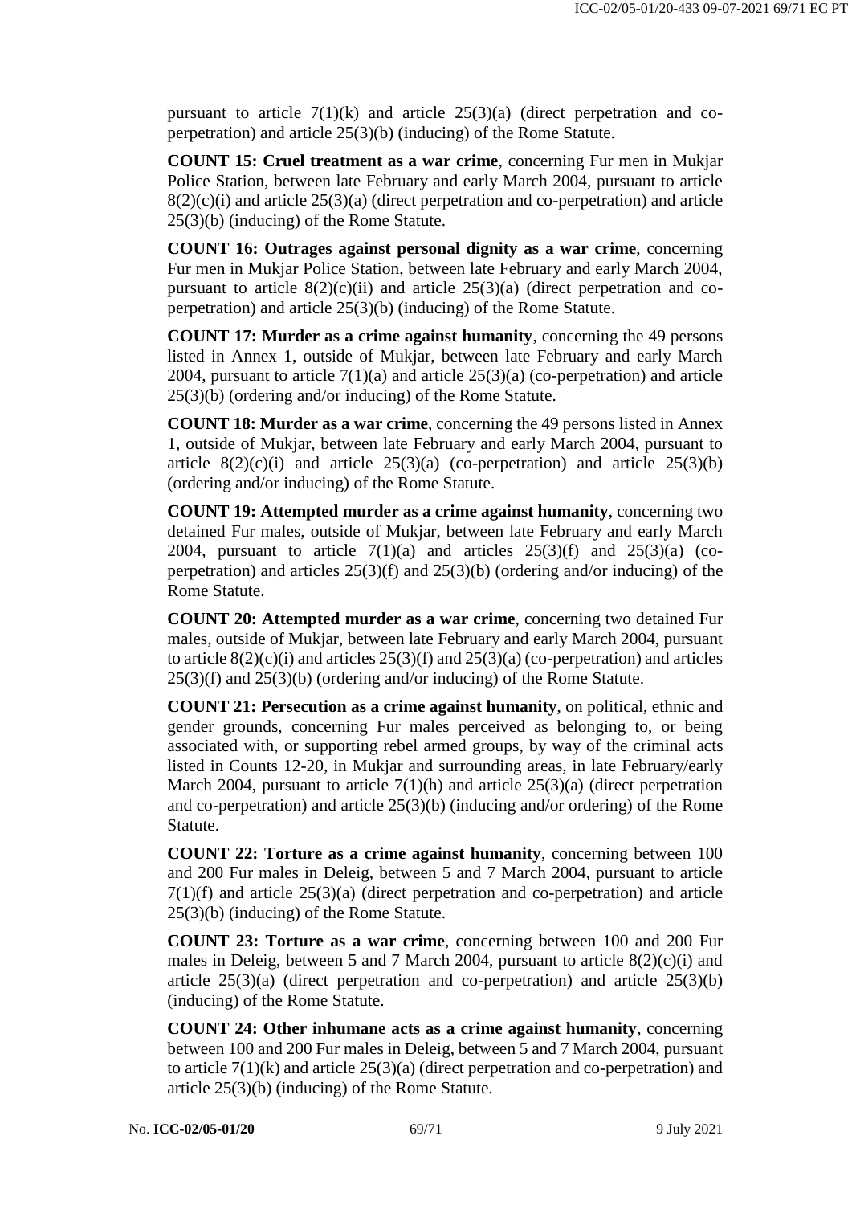pursuant to article 7(1)(k) and article 25(3)(a) (direct perpetration and co-perpetration) and article 25(3)(b) (inducing) of the Rome Statute.

**COUNT 15: Cruel treatment as a war crime**, concerning Fur men in Mukjar Police Station, between late February and early March 2004, pursuant to article 8(2)(c)(i) and article 25(3)(a) (direct perpetration and co-perpetration) and article 25(3)(b) (inducing) of the Rome Statute.

**COUNT 16: Outrages against personal dignity as a war crime**, concerning Fur men in Mukjar Police Station, between late February and early March 2004, pursuant to article 8(2)(c)(ii) and article 25(3)(a) (direct perpetration and co-perpetration) and article 25(3)(b) (inducing) of the Rome Statute.

**COUNT 17: Murder as a crime against humanity**, concerning the 49 persons listed in Annex 1, outside of Mukjar, between late February and early March 2004, pursuant to article 7(1)(a) and article 25(3)(a) (co-perpetration) and article 25(3)(b) (ordering and/or inducing) of the Rome Statute.

**COUNT 18: Murder as a war crime**, concerning the 49 persons listed in Annex 1, outside of Mukjar, between late February and early March 2004, pursuant to article 8(2)(c)(i) and article 25(3)(a) (co-perpetration) and article 25(3)(b) (ordering and/or inducing) of the Rome Statute.

**COUNT 19: Attempted murder as a crime against humanity**, concerning two detained Fur males, outside of Mukjar, between late February and early March 2004, pursuant to article 7(1)(a) and articles 25(3)(f) and 25(3)(a) (co-perpetration) and articles 25(3)(f) and 25(3)(b) (ordering and/or inducing) of the Rome Statute.

**COUNT 20: Attempted murder as a war crime**, concerning two detained Fur males, outside of Mukjar, between late February and early March 2004, pursuant to article 8(2)(c)(i) and articles 25(3)(f) and 25(3)(a) (co-perpetration) and articles 25(3)(f) and 25(3)(b) (ordering and/or inducing) of the Rome Statute.

**COUNT 21: Persecution as a crime against humanity**, on political, ethnic and gender grounds, concerning Fur males perceived as belonging to, or being associated with, or supporting rebel armed groups, by way of the criminal acts listed in Counts 12-20, in Mukjar and surrounding areas, in late February/early March 2004, pursuant to article 7(1)(h) and article 25(3)(a) (direct perpetration and co-perpetration) and article 25(3)(b) (inducing and/or ordering) of the Rome Statute.

**COUNT 22: Torture as a crime against humanity**, concerning between 100 and 200 Fur males in Deleig, between 5 and 7 March 2004, pursuant to article 7(1)(f) and article 25(3)(a) (direct perpetration and co-perpetration) and article 25(3)(b) (inducing) of the Rome Statute.

**COUNT 23: Torture as a war crime**, concerning between 100 and 200 Fur males in Deleig, between 5 and 7 March 2004, pursuant to article 8(2)(c)(i) and article 25(3)(a) (direct perpetration and co-perpetration) and article 25(3)(b) (inducing) of the Rome Statute.

**COUNT 24: Other inhumane acts as a crime against humanity**, concerning between 100 and 200 Fur males in Deleig, between 5 and 7 March 2004, pursuant to article 7(1)(k) and article 25(3)(a) (direct perpetration and co-perpetration) and article 25(3)(b) (inducing) of the Rome Statute.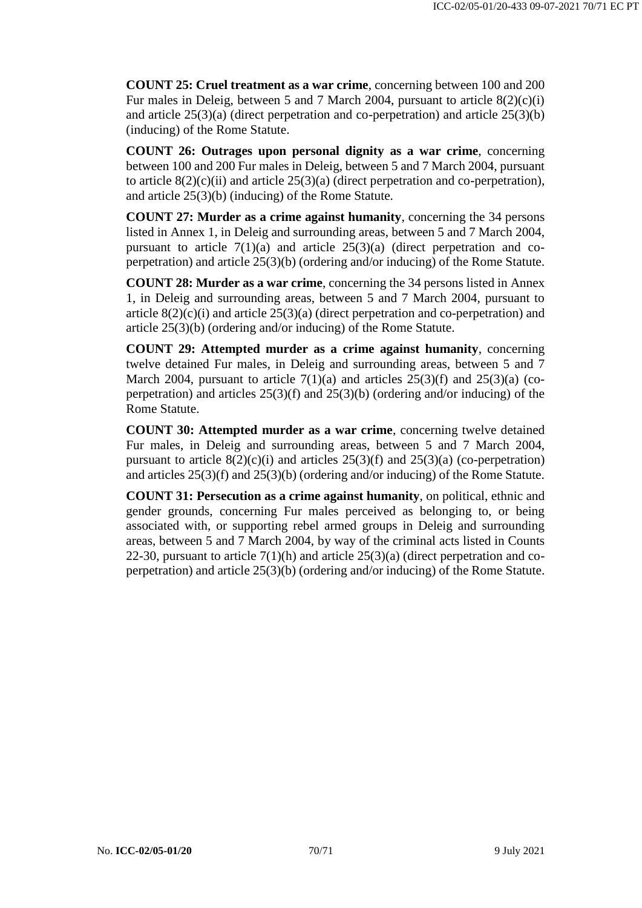**COUNT 25: Cruel treatment as a war crime**, concerning between 100 and 200 Fur males in Deleig, between 5 and 7 March 2004, pursuant to article 8(2)(c)(i) and article 25(3)(a) (direct perpetration and co-perpetration) and article 25(3)(b) (inducing) of the Rome Statute.

**COUNT 26: Outrages upon personal dignity as a war crime**, concerning between 100 and 200 Fur males in Deleig, between 5 and 7 March 2004, pursuant to article 8(2)(c)(ii) and article 25(3)(a) (direct perpetration and co-perpetration), and article 25(3)(b) (inducing) of the Rome Statute.

**COUNT 27: Murder as a crime against humanity**, concerning the 34 persons listed in Annex 1, in Deleig and surrounding areas, between 5 and 7 March 2004, pursuant to article 7(1)(a) and article 25(3)(a) (direct perpetration and co-perpetration) and article 25(3)(b) (ordering and/or inducing) of the Rome Statute.

**COUNT 28: Murder as a war crime**, concerning the 34 persons listed in Annex 1, in Deleig and surrounding areas, between 5 and 7 March 2004, pursuant to article 8(2)(c)(i) and article 25(3)(a) (direct perpetration and co-perpetration) and article 25(3)(b) (ordering and/or inducing) of the Rome Statute.

**COUNT 29: Attempted murder as a crime against humanity**, concerning twelve detained Fur males, in Deleig and surrounding areas, between 5 and 7 March 2004, pursuant to article 7(1)(a) and articles 25(3)(f) and 25(3)(a) (co-perpetration) and articles 25(3)(f) and 25(3)(b) (ordering and/or inducing) of the Rome Statute.

**COUNT 30: Attempted murder as a war crime**, concerning twelve detained Fur males, in Deleig and surrounding areas, between 5 and 7 March 2004, pursuant to article 8(2)(c)(i) and articles 25(3)(f) and 25(3)(a) (co-perpetration) and articles 25(3)(f) and 25(3)(b) (ordering and/or inducing) of the Rome Statute.

**COUNT 31: Persecution as a crime against humanity**, on political, ethnic and gender grounds, concerning Fur males perceived as belonging to, or being associated with, or supporting rebel armed groups in Deleig and surrounding areas, between 5 and 7 March 2004, by way of the criminal acts listed in Counts 22-30, pursuant to article 7(1)(h) and article 25(3)(a) (direct perpetration and co-perpetration) and article 25(3)(b) (ordering and/or inducing) of the Rome Statute.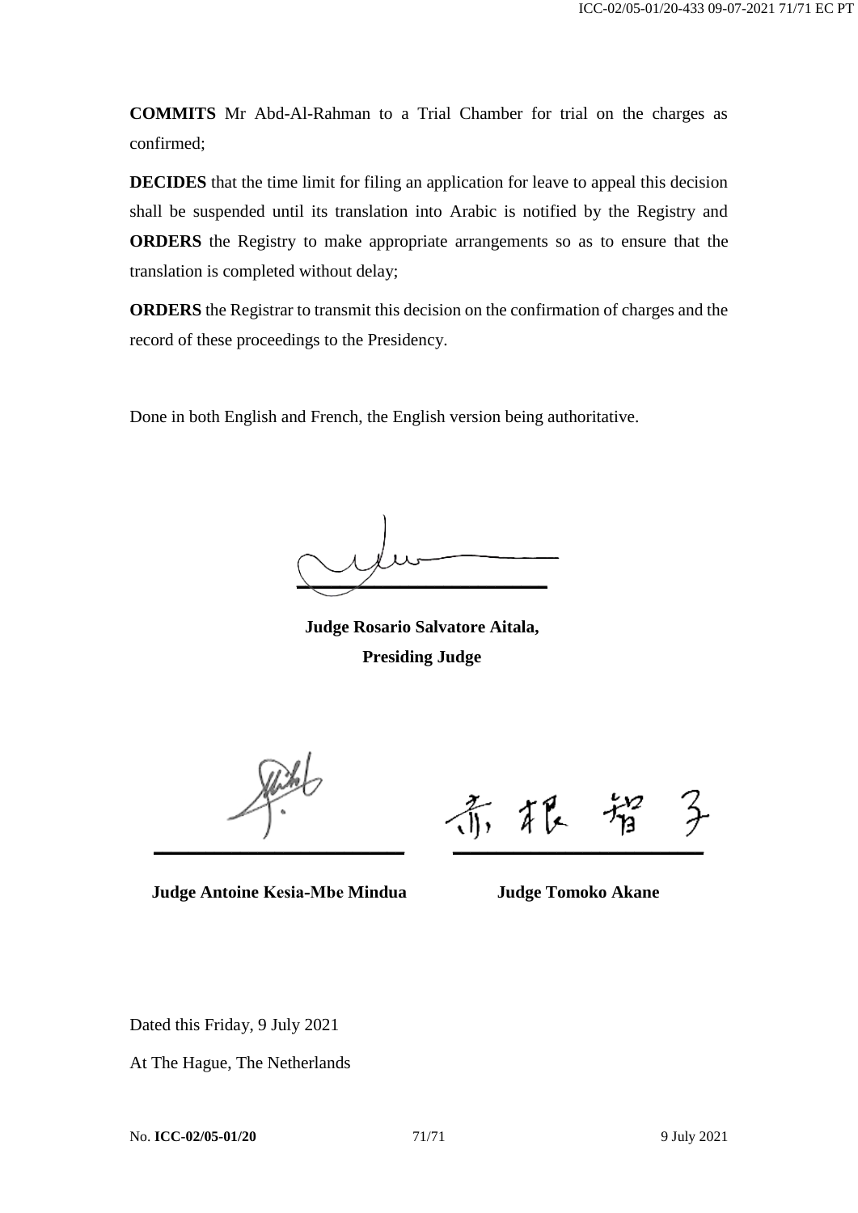**COMMITS** Mr Abd-Al-Rahman to a Trial Chamber for trial on the charges as confirmed;

**DECIDES** that the time limit for filing an application for leave to appeal this decision shall be suspended until its translation into Arabic is notified by the Registry and **ORDERS** the Registry to make appropriate arrangements so as to ensure that the translation is completed without delay;

**ORDERS** the Registrar to transmit this decision on the confirmation of charges and the record of these proceedings to the Presidency.

Done in both English and French, the English version being authoritative.

**Judge Rosario Salvatore Aitala,**
**Presiding Judge**

**Judge Antoine Kesia-Mbe Mindua** | **Judge Tomoko Akane**

Dated this Friday, 9 July 2021

At The Hague, The Netherlands